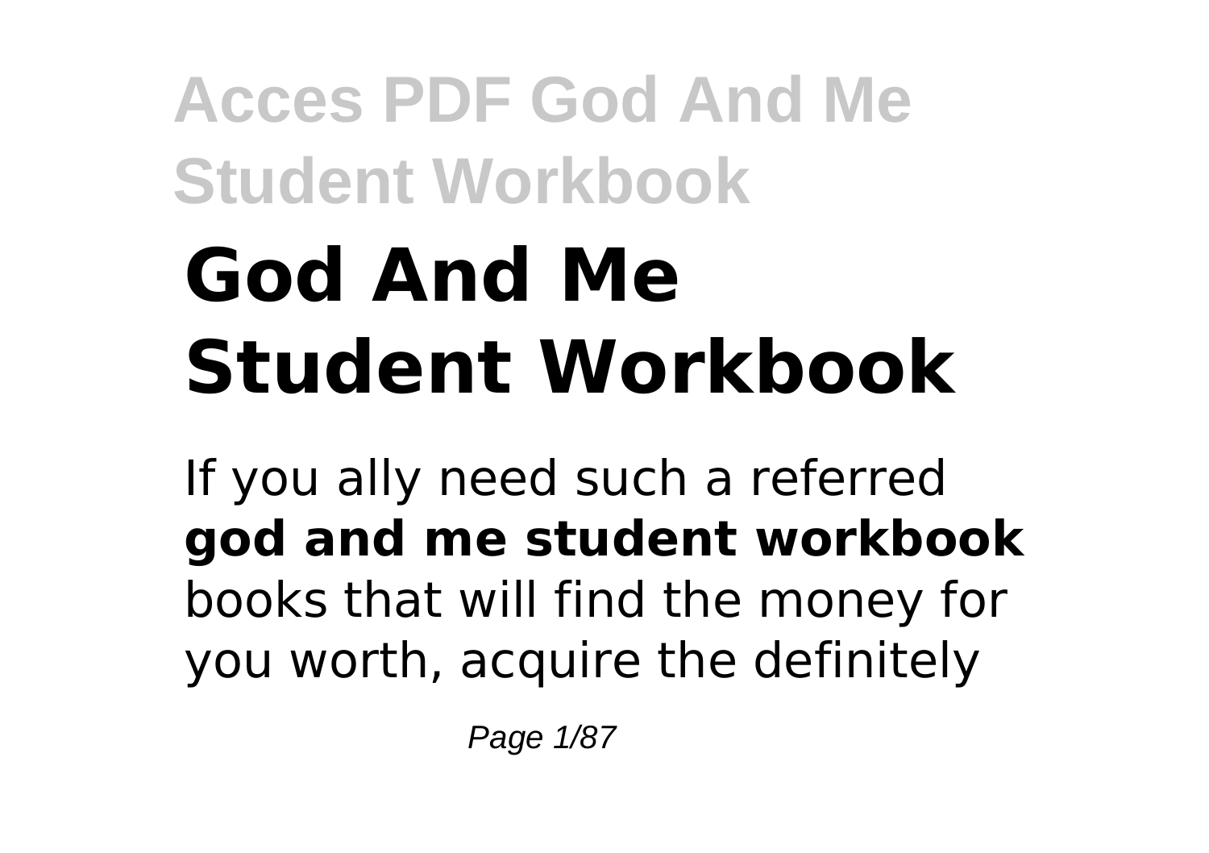# God And Me Student Workbook

If you ally need such a referred **god and me student workbook** books that will find the money for you worth, acquire the definitely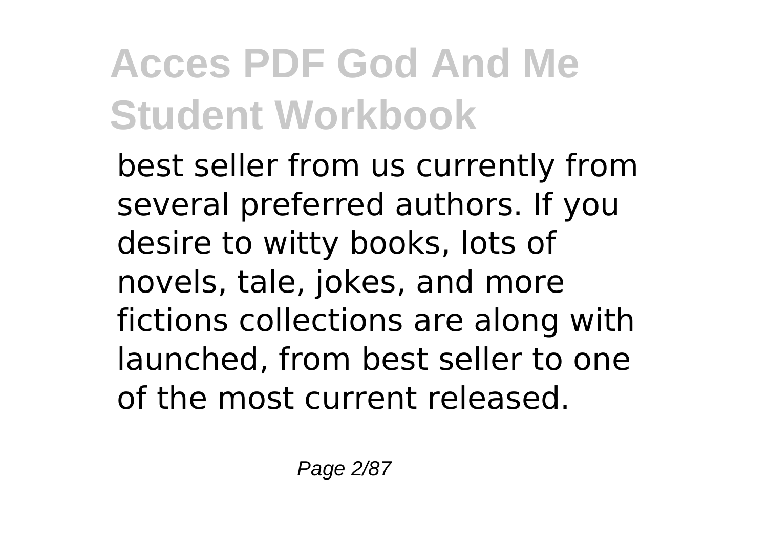best seller from us currently from several preferred authors. If you desire to witty books, lots of novels, tale, jokes, and more fictions collections are along with launched, from best seller to one of the most current released.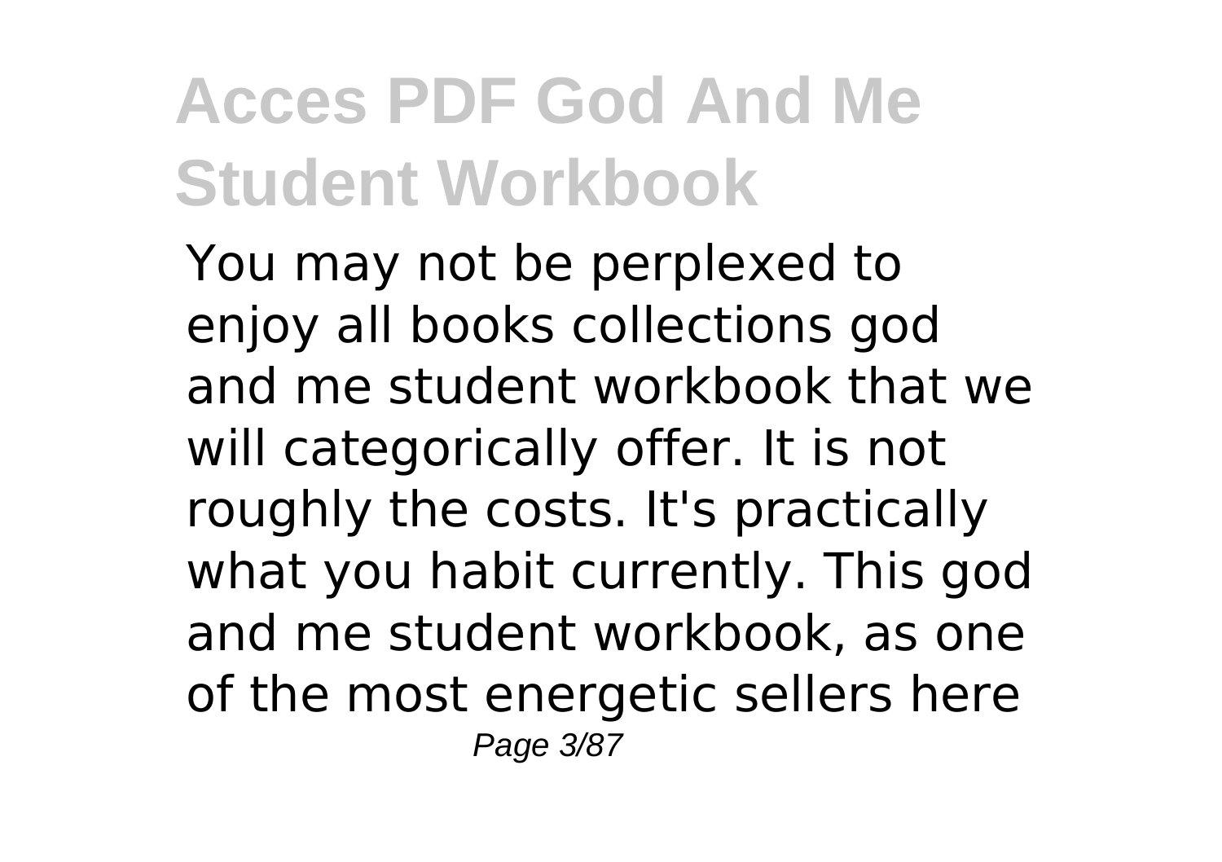You may not be perplexed to enjoy all books collections god and me student workbook that we will categorically offer. It is not roughly the costs. It's practically what you habit currently. This god and me student workbook, as one of the most energetic sellers here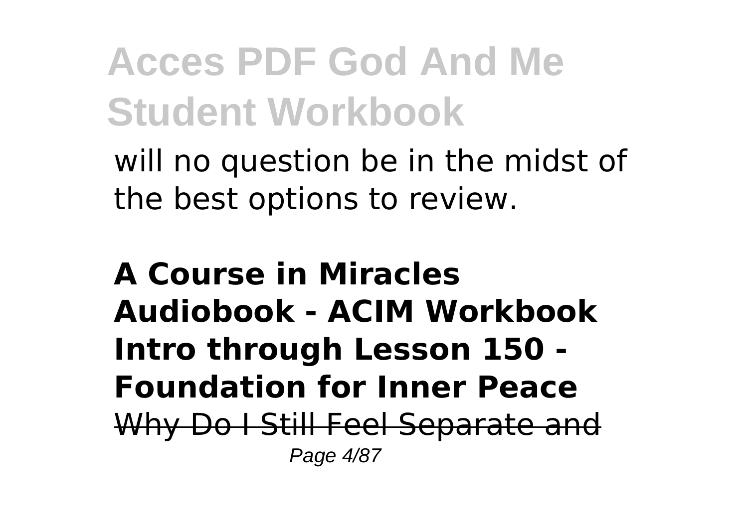will no question be in the midst of the best options to review.

**A Course in Miracles Audiobook - ACIM Workbook Intro through Lesson 150 - Foundation for Inner Peace**

~~Why Do I Still Feel Separate and~~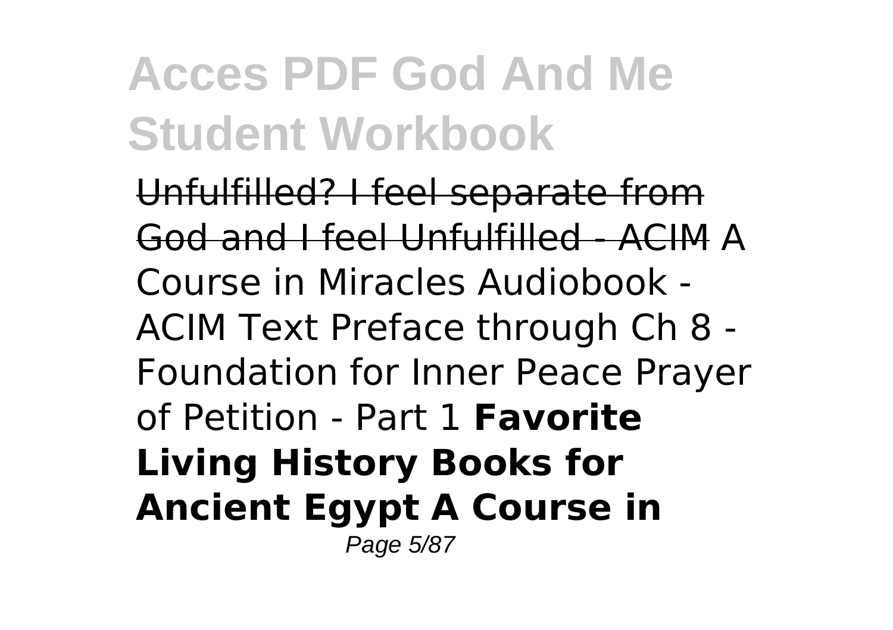Unfulfilled? I feel separate from God and I feel Unfulfilled - ACIM A Course in Miracles Audiobook - ACIM Text Preface through Ch 8 - Foundation for Inner Peace Prayer of Petition - Part 1 **Favorite Living History Books for Ancient Egypt A Course in**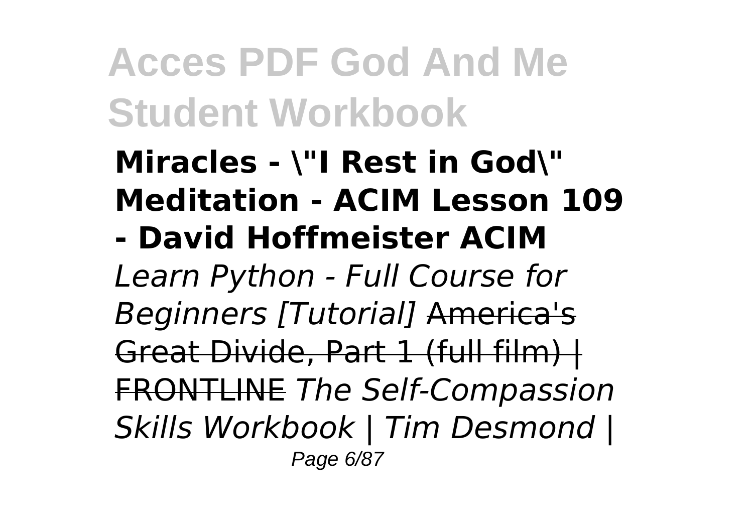**Miracles - \"I Rest in God\" Meditation - ACIM Lesson 109 - David Hoffmeister ACIM**
*Learn Python - Full Course for Beginners [Tutorial]* ~~America's Great Divide, Part 1 (full film) | FRONTLINE~~ *The Self-Compassion Skills Workbook | Tim Desmond |*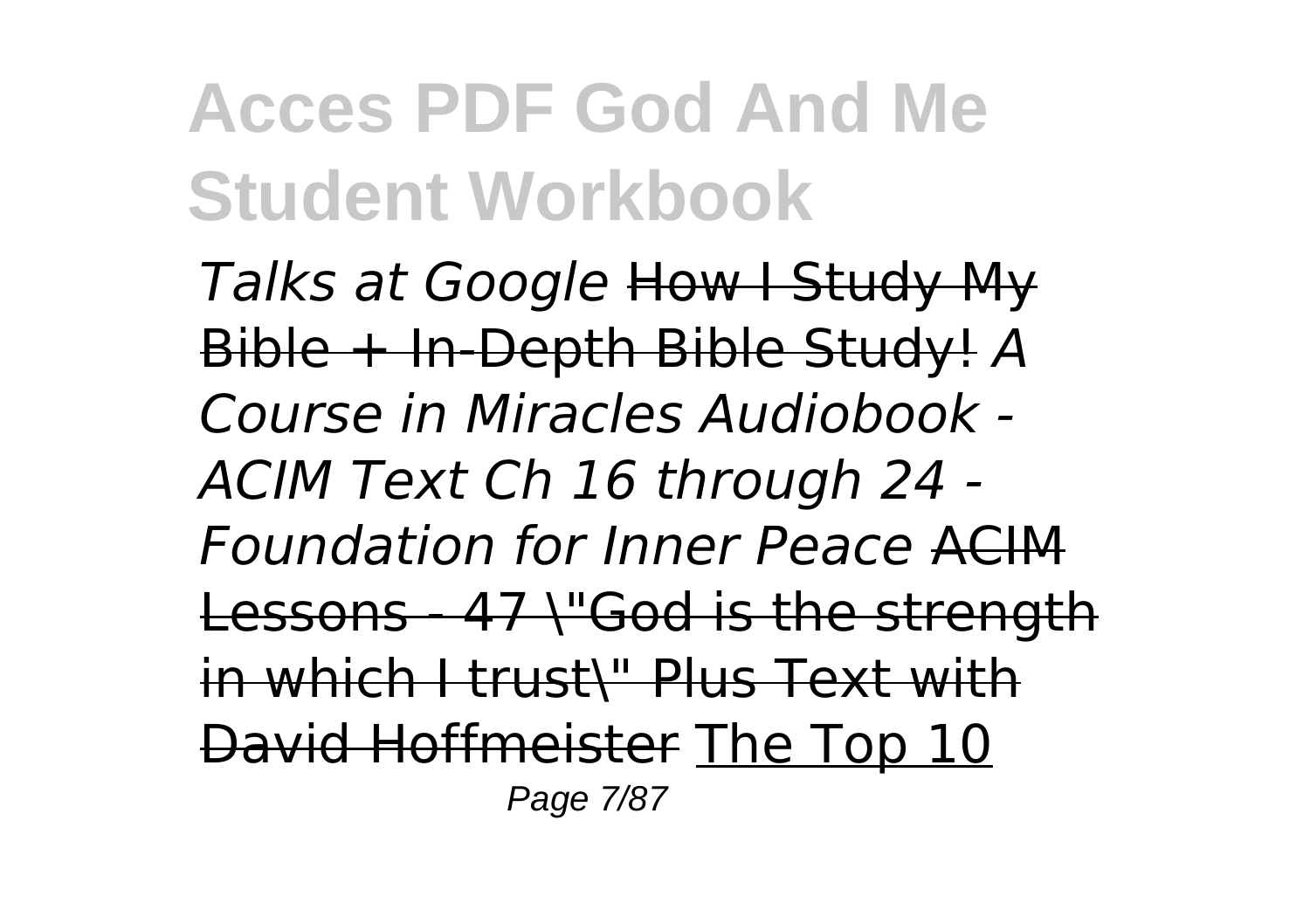*Talks at Google* ~~How I Study My Bible + In-Depth Bible Study!~~ *A Course in Miracles Audiobook - ACIM Text Ch 16 through 24 - Foundation for Inner Peace* ~~ACIM Lessons - 47 \"God is the strength in which I trust\" Plus Text with David Hoffmeister~~ The Top 10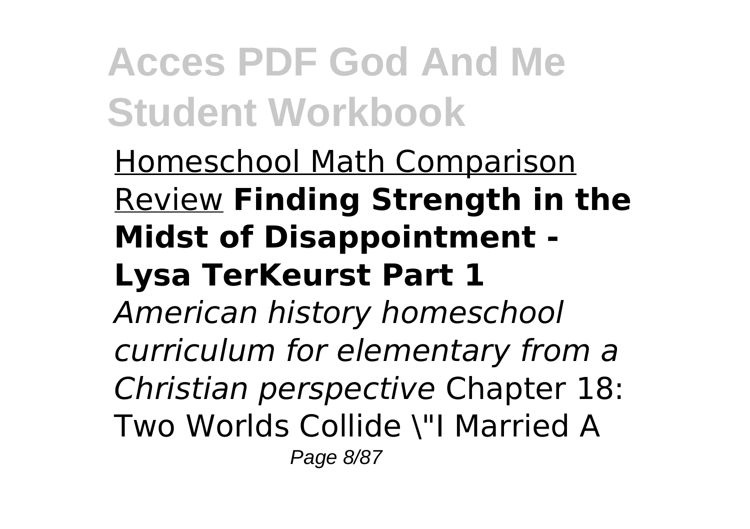Homeschool Math Comparison Review **Finding Strength in the Midst of Disappointment - Lysa TerKeurst Part 1** *American history homeschool curriculum for elementary from a Christian perspective* Chapter 18: Two Worlds Collide \"I Married A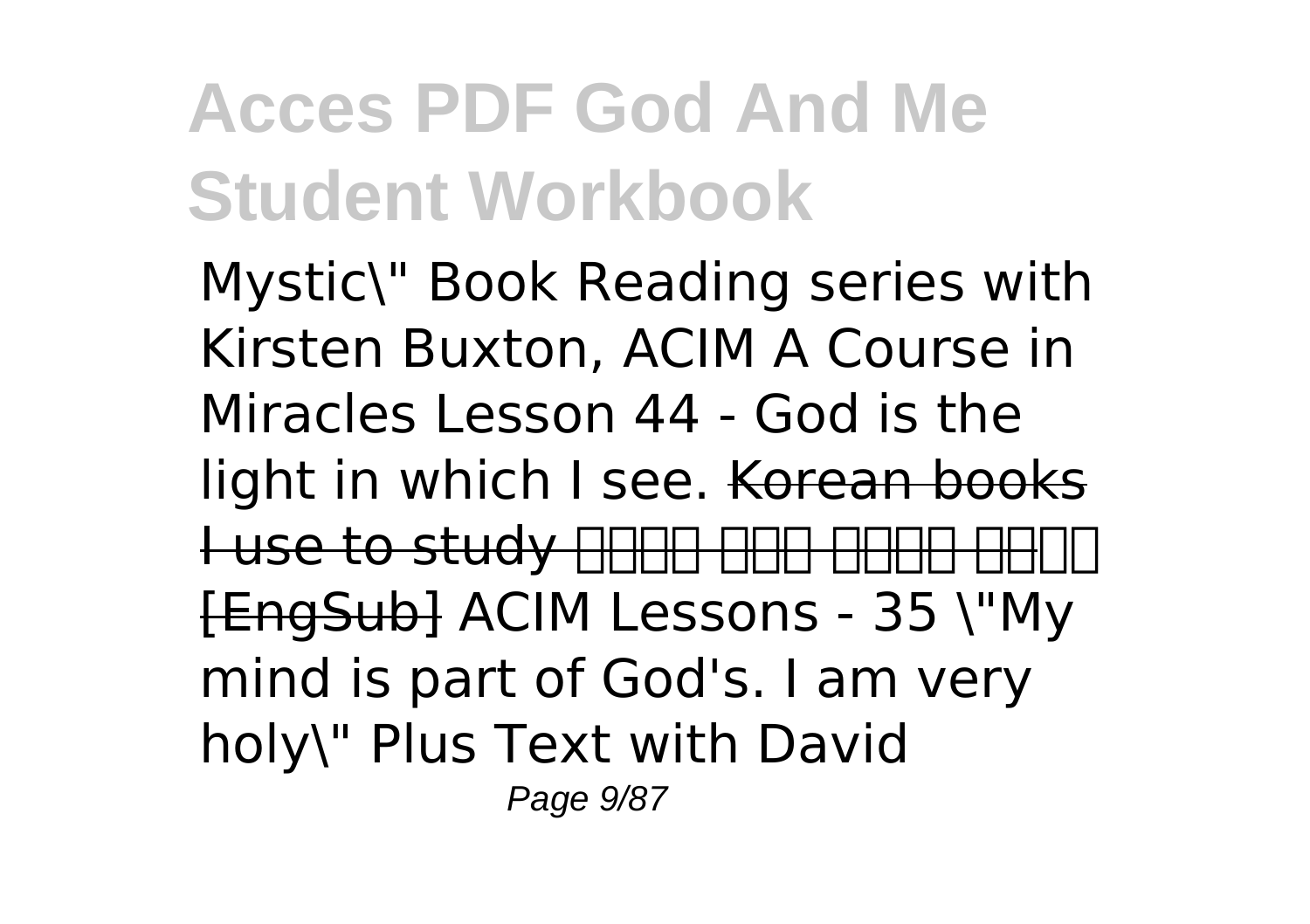Mystic\" Book Reading series with Kirsten Buxton, ACIM A Course in Miracles Lesson 44 - God is the light in which I see. ~~Korean books I use to study [EngSub]~~ ACIM Lessons - 35 \"My mind is part of God's. I am very holy\" Plus Text with David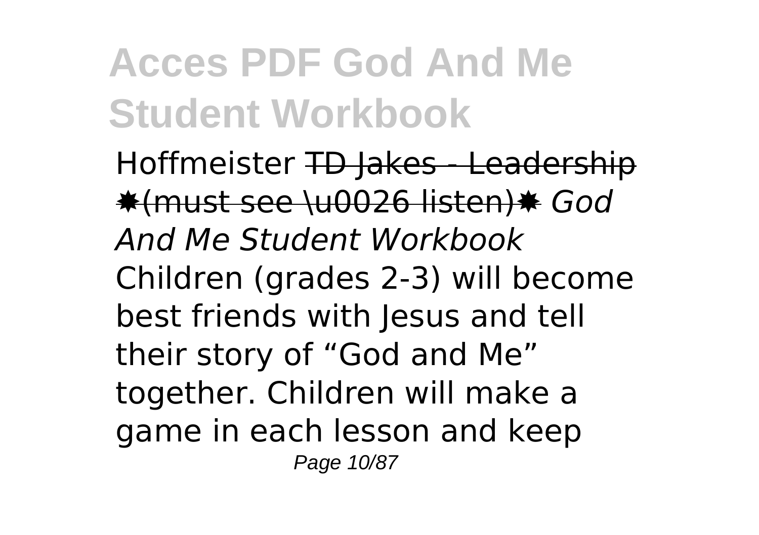Hoffmeister ~~TD Jakes - Leadership ✸(must see \u0026 listen)✸~~ *God And Me Student Workbook*
Children (grades 2-3) will become best friends with Jesus and tell their story of "God and Me" together. Children will make a game in each lesson and keep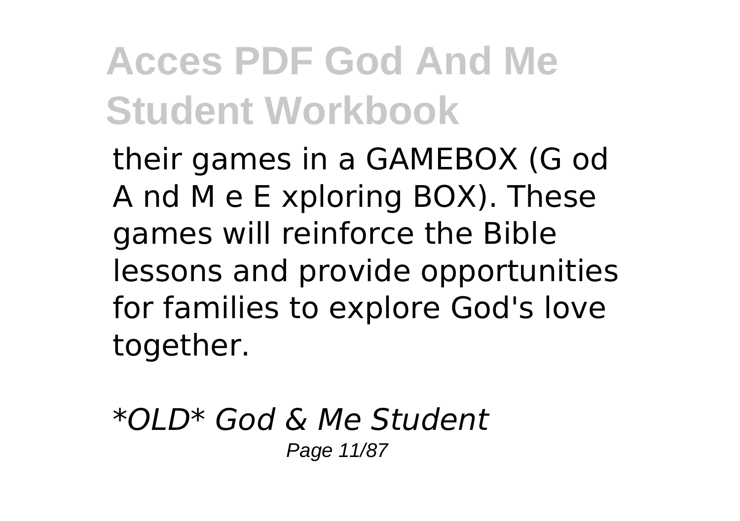their games in a GAMEBOX (G od A nd M e E xploring BOX). These games will reinforce the Bible lessons and provide opportunities for families to explore God's love together.

*\*OLD\* God & Me Student*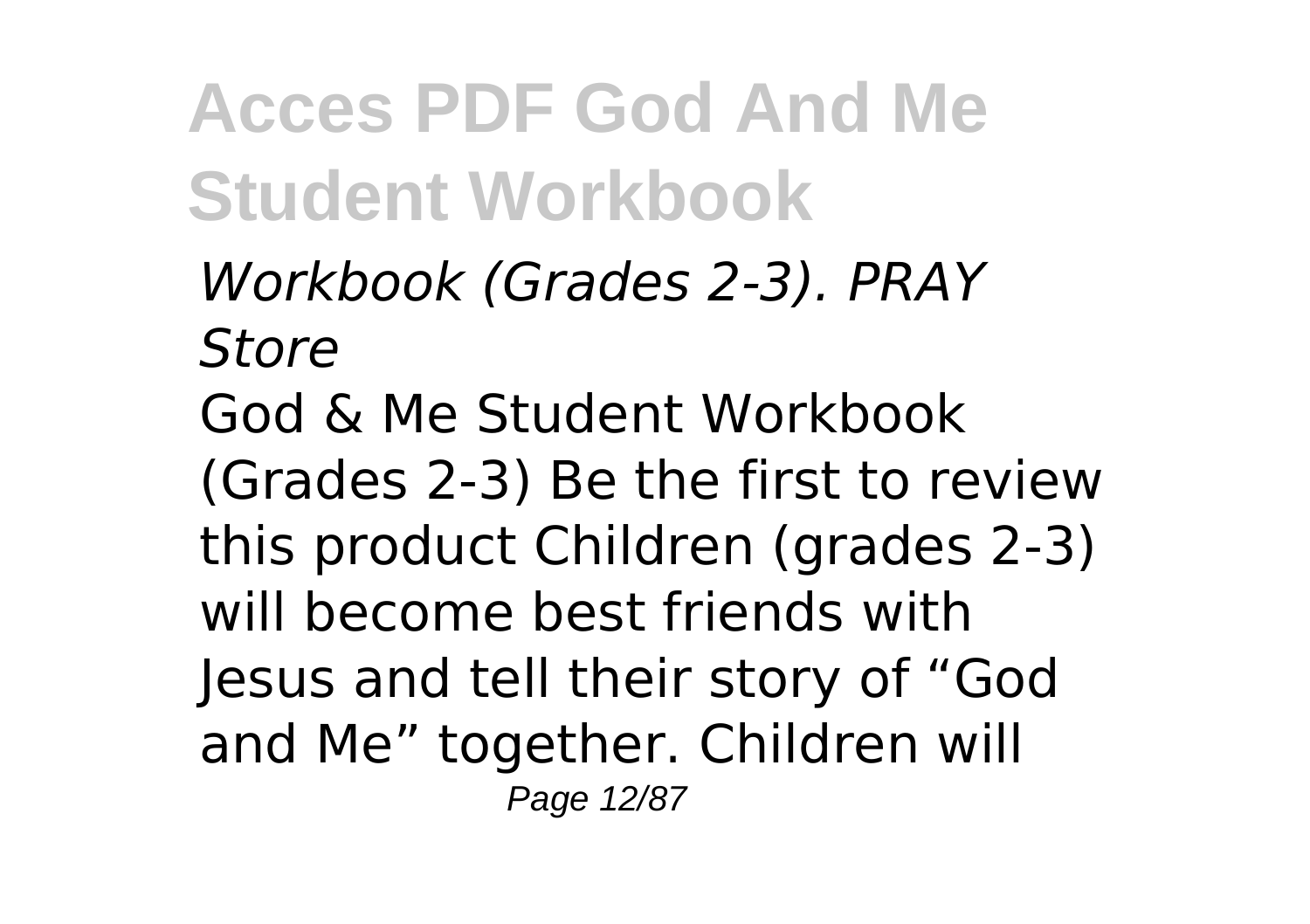*Workbook (Grades 2-3). PRAY Store*

God & Me Student Workbook (Grades 2-3) Be the first to review this product Children (grades 2-3) will become best friends with Jesus and tell their story of “God and Me” together. Children will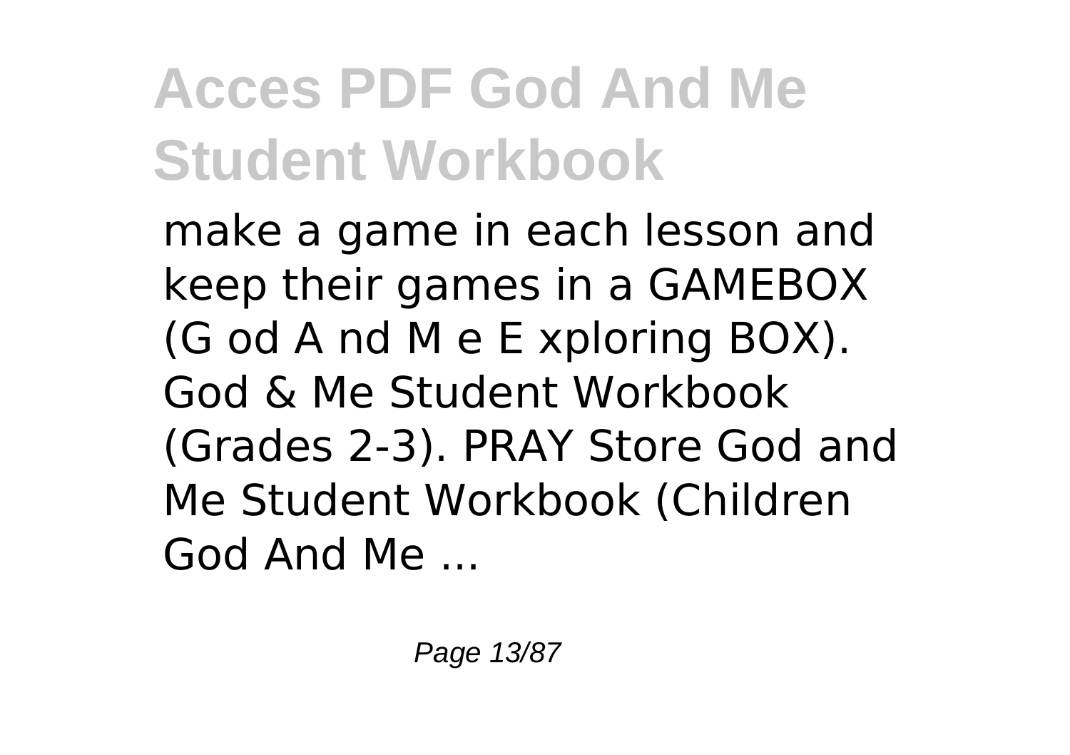make a game in each lesson and keep their games in a GAMEBOX (G od A nd M e E xploring BOX). God & Me Student Workbook (Grades 2-3). PRAY Store God and Me Student Workbook (Children God And Me ...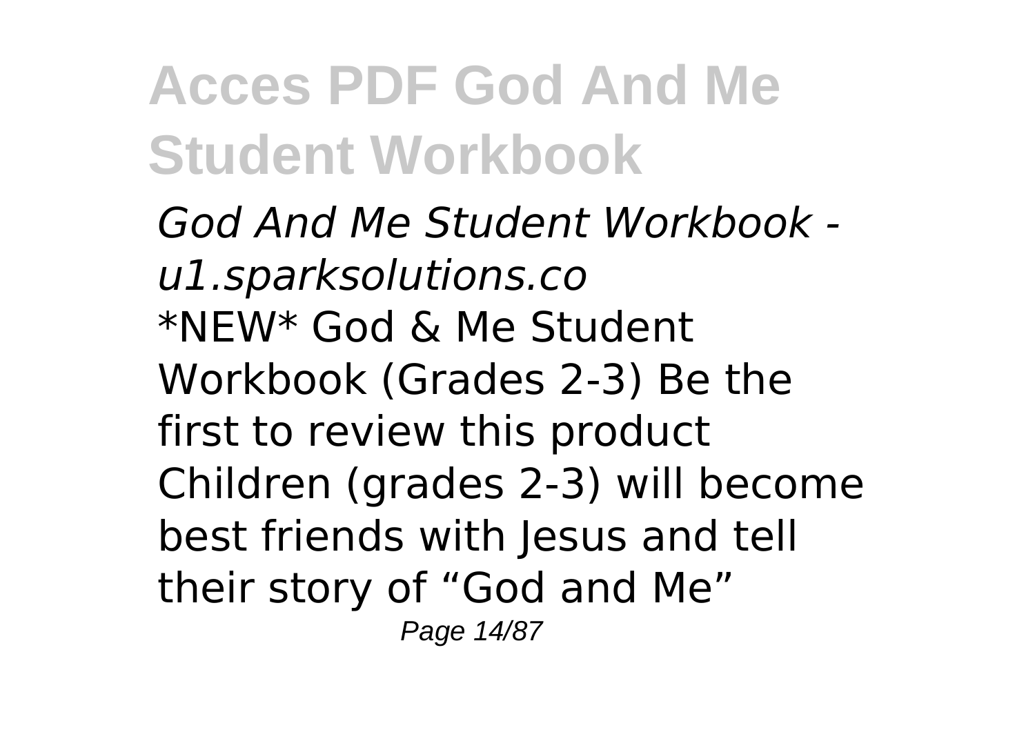*God And Me Student Workbook - u1.sparksolutions.co*

*NEW* God & Me Student Workbook (Grades 2-3) Be the first to review this product Children (grades 2-3) will become best friends with Jesus and tell their story of “God and Me”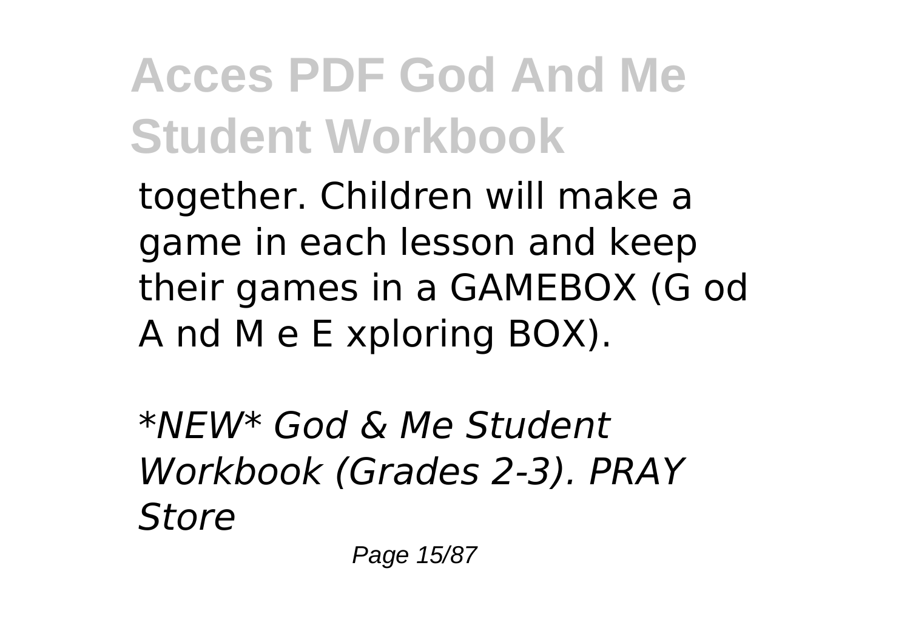together. Children will make a game in each lesson and keep their games in a GAMEBOX (G od A nd M e E xploring BOX).

*\*NEW\* God & Me Student Workbook (Grades 2-3). PRAY Store*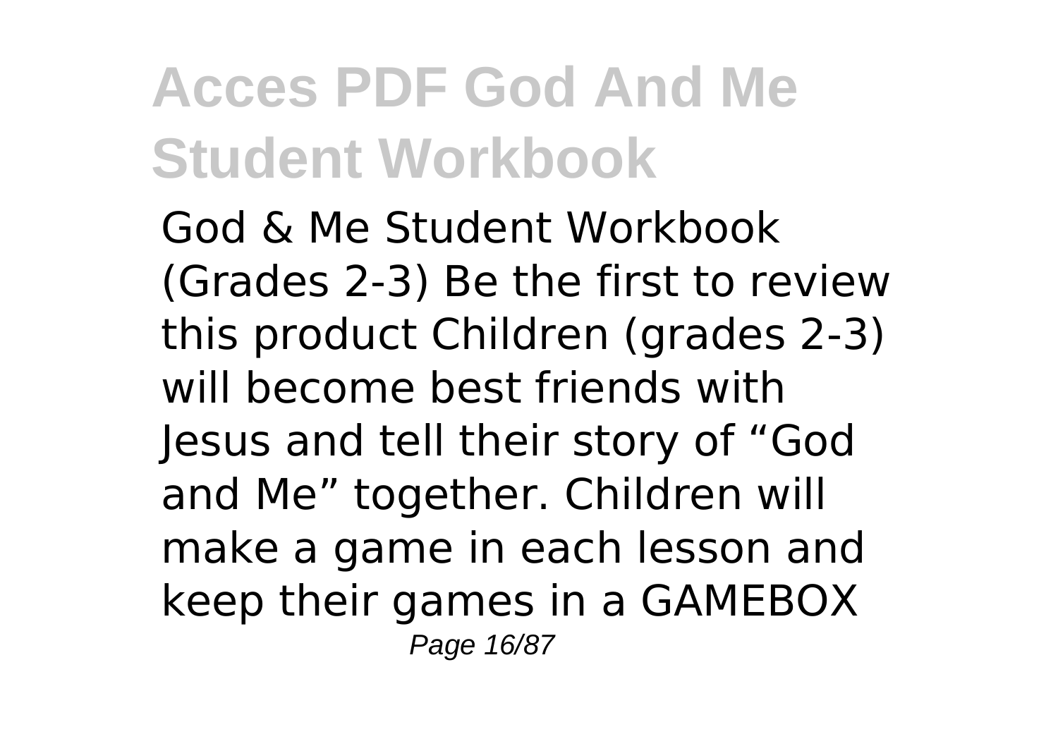God & Me Student Workbook (Grades 2-3) Be the first to review this product Children (grades 2-3) will become best friends with Jesus and tell their story of “God and Me” together. Children will make a game in each lesson and keep their games in a GAMEBOX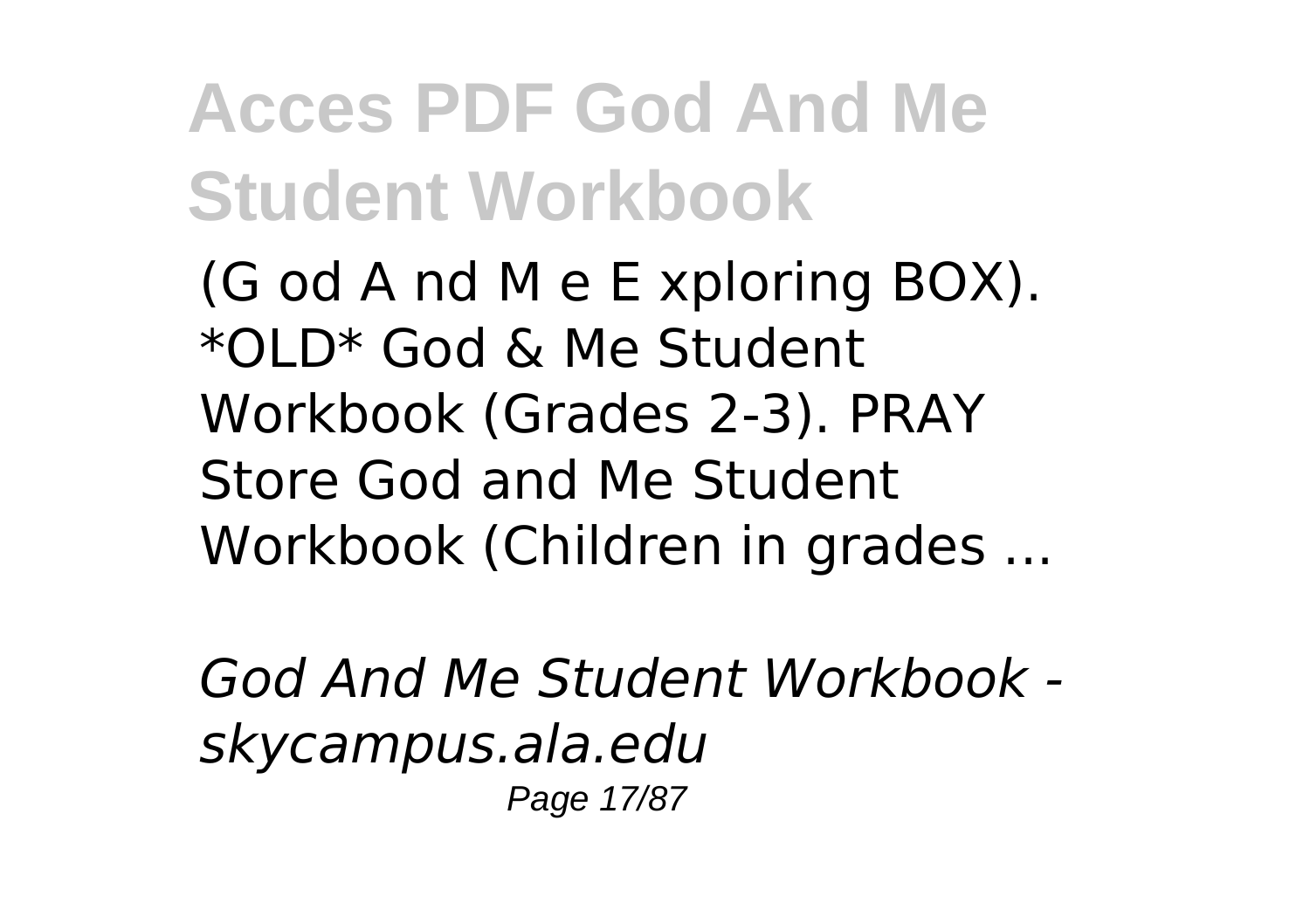(G od A nd M e E xploring BOX). *OLD* God & Me Student Workbook (Grades 2-3). PRAY Store God and Me Student Workbook (Children in grades ...

*God And Me Student Workbook - skycampus.ala.edu*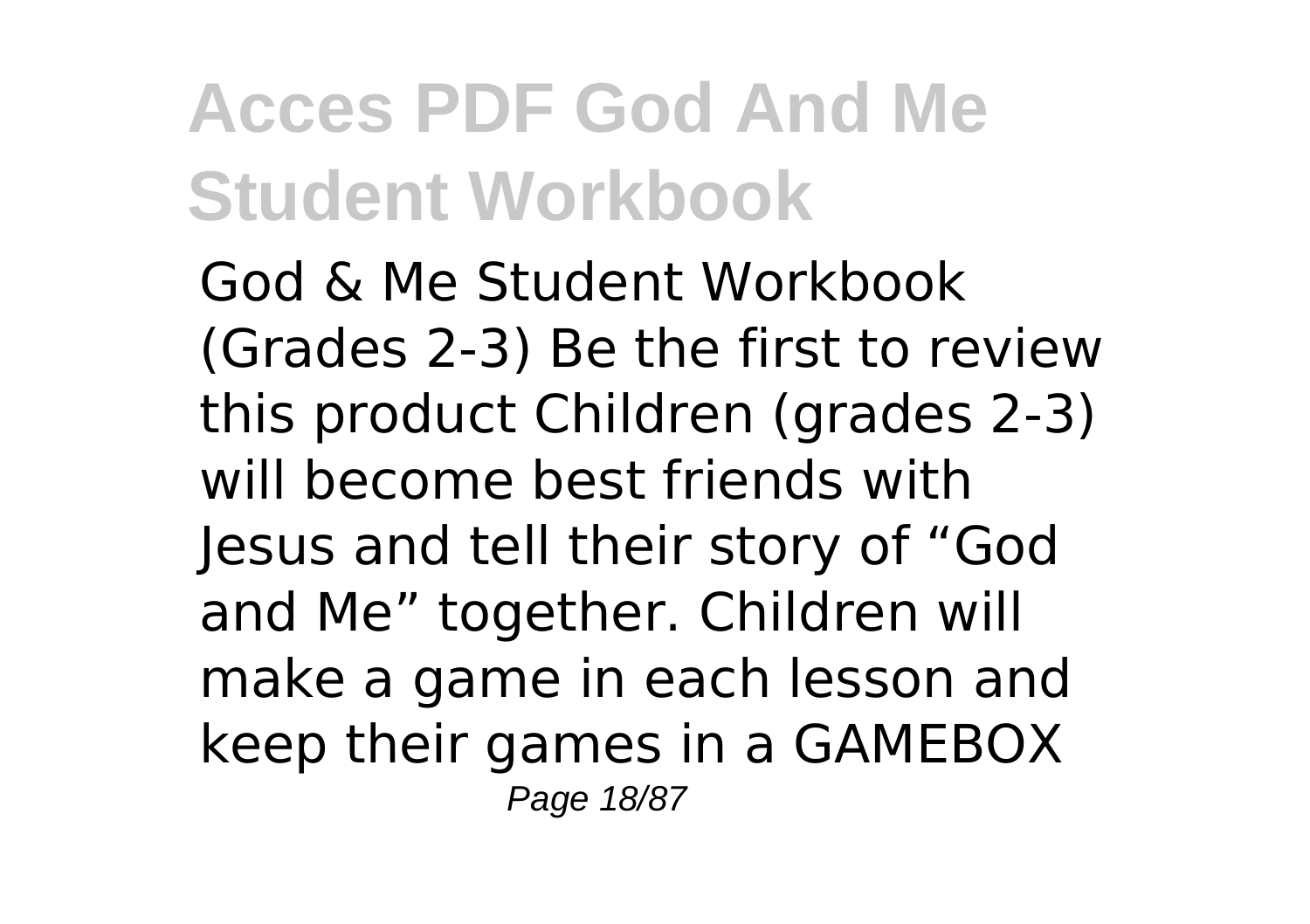God & Me Student Workbook (Grades 2-3) Be the first to review this product Children (grades 2-3) will become best friends with Jesus and tell their story of “God and Me” together. Children will make a game in each lesson and keep their games in a GAMEBOX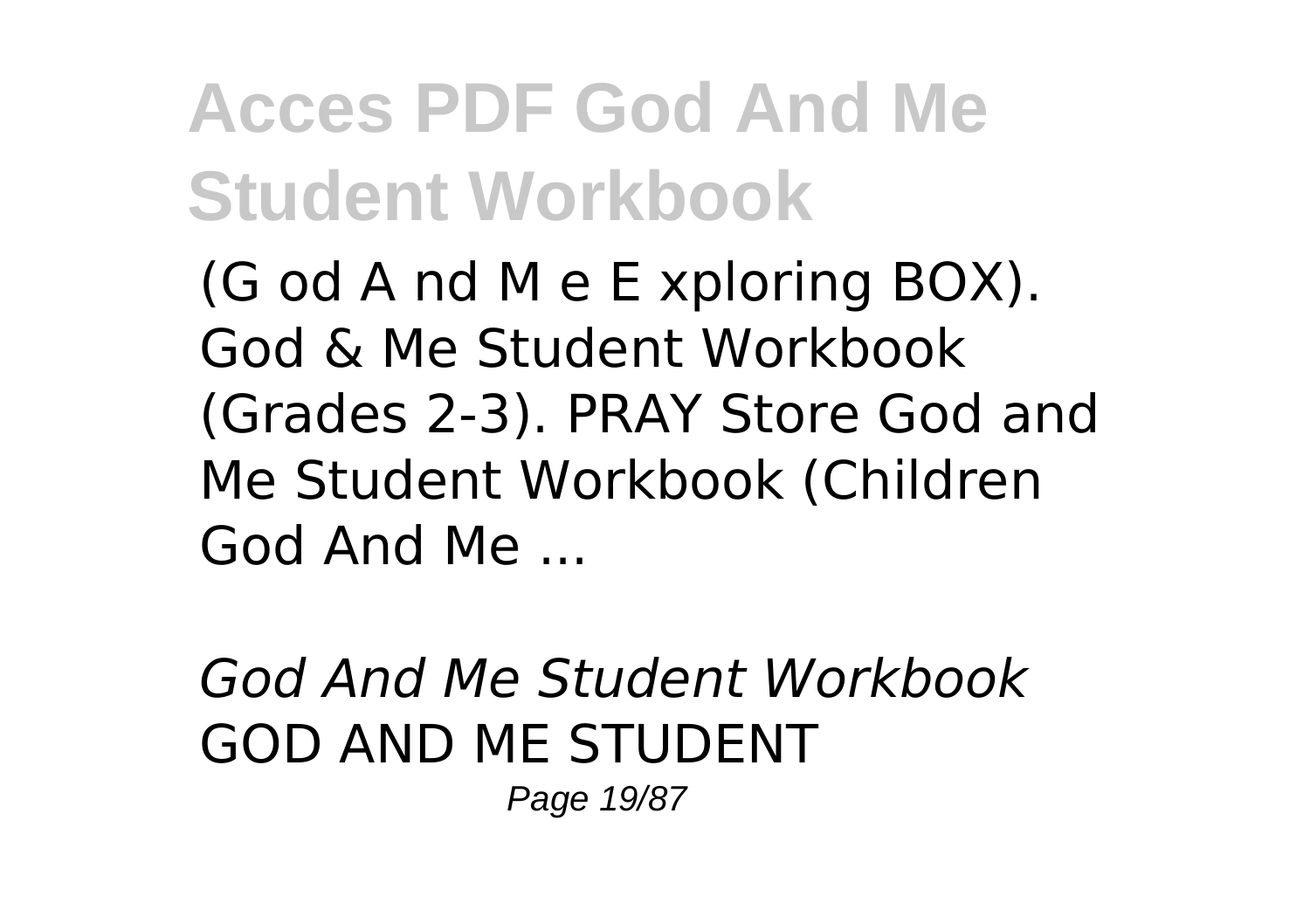(G od A nd M e E xploring BOX). God & Me Student Workbook (Grades 2-3). PRAY Store God and Me Student Workbook (Children God And Me ...

*God And Me Student Workbook*
GOD AND ME STUDENT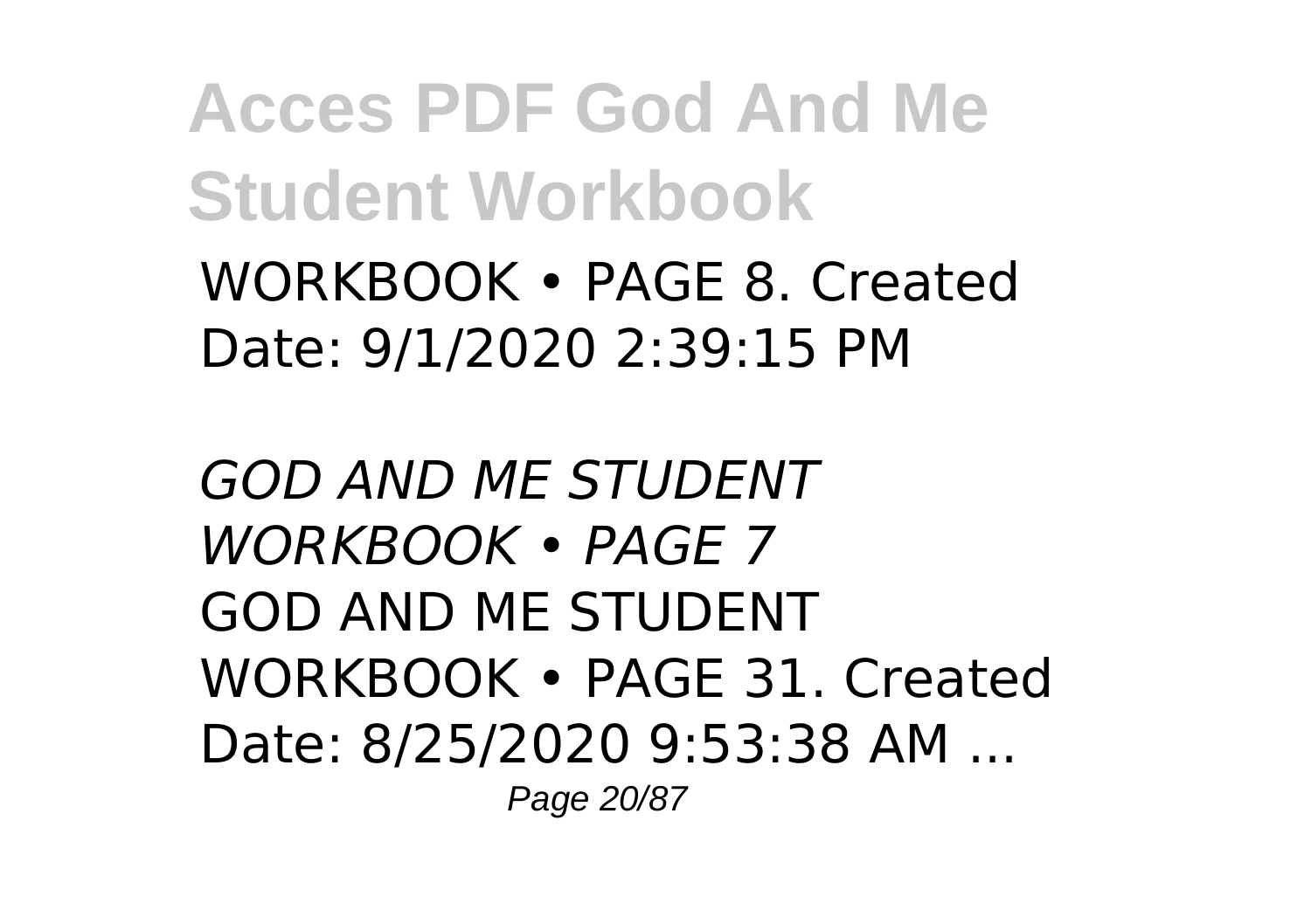WORKBOOK • PAGE 8. Created Date: 9/1/2020 2:39:15 PM

*GOD AND ME STUDENT WORKBOOK • PAGE 7*

GOD AND ME STUDENT WORKBOOK • PAGE 31. Created Date: 8/25/2020 9:53:38 AM ...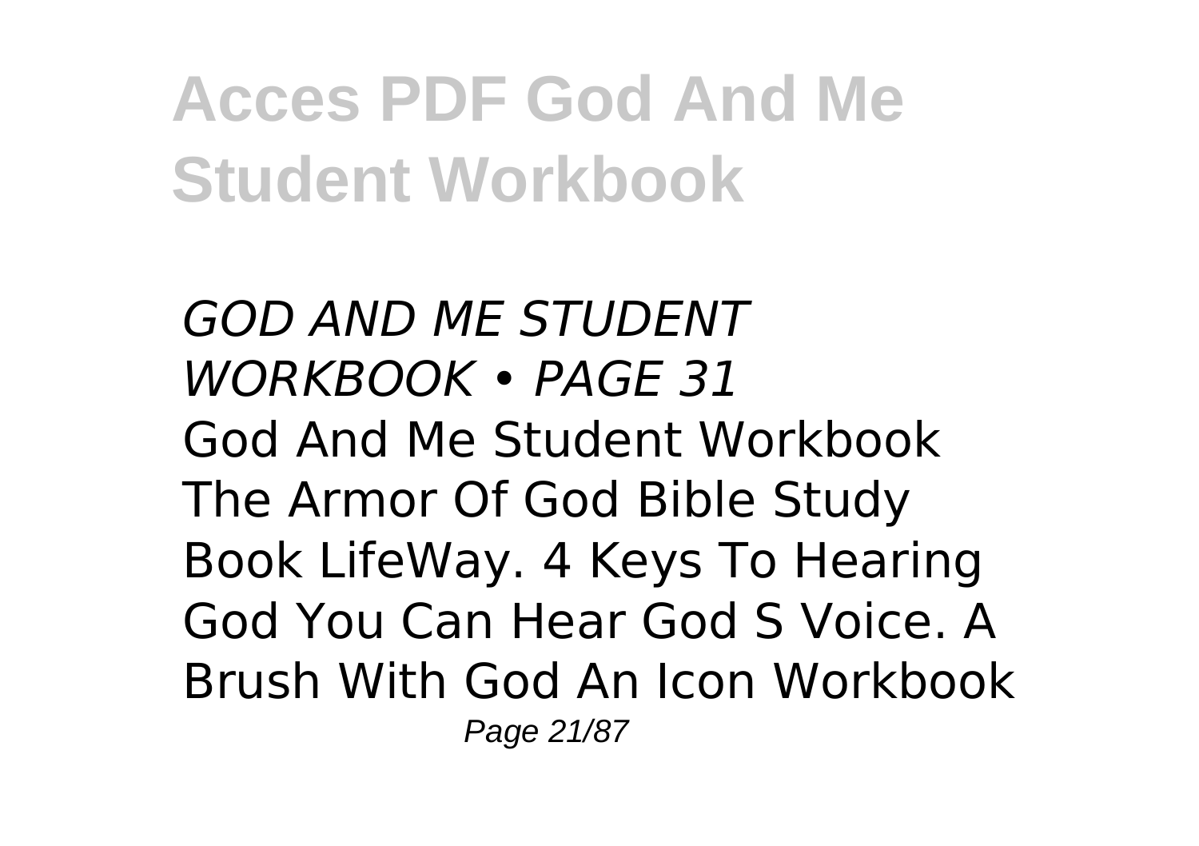*GOD AND ME STUDENT WORKBOOK • PAGE 31*

God And Me Student Workbook The Armor Of God Bible Study Book LifeWay. 4 Keys To Hearing God You Can Hear God S Voice. A Brush With God An Icon Workbook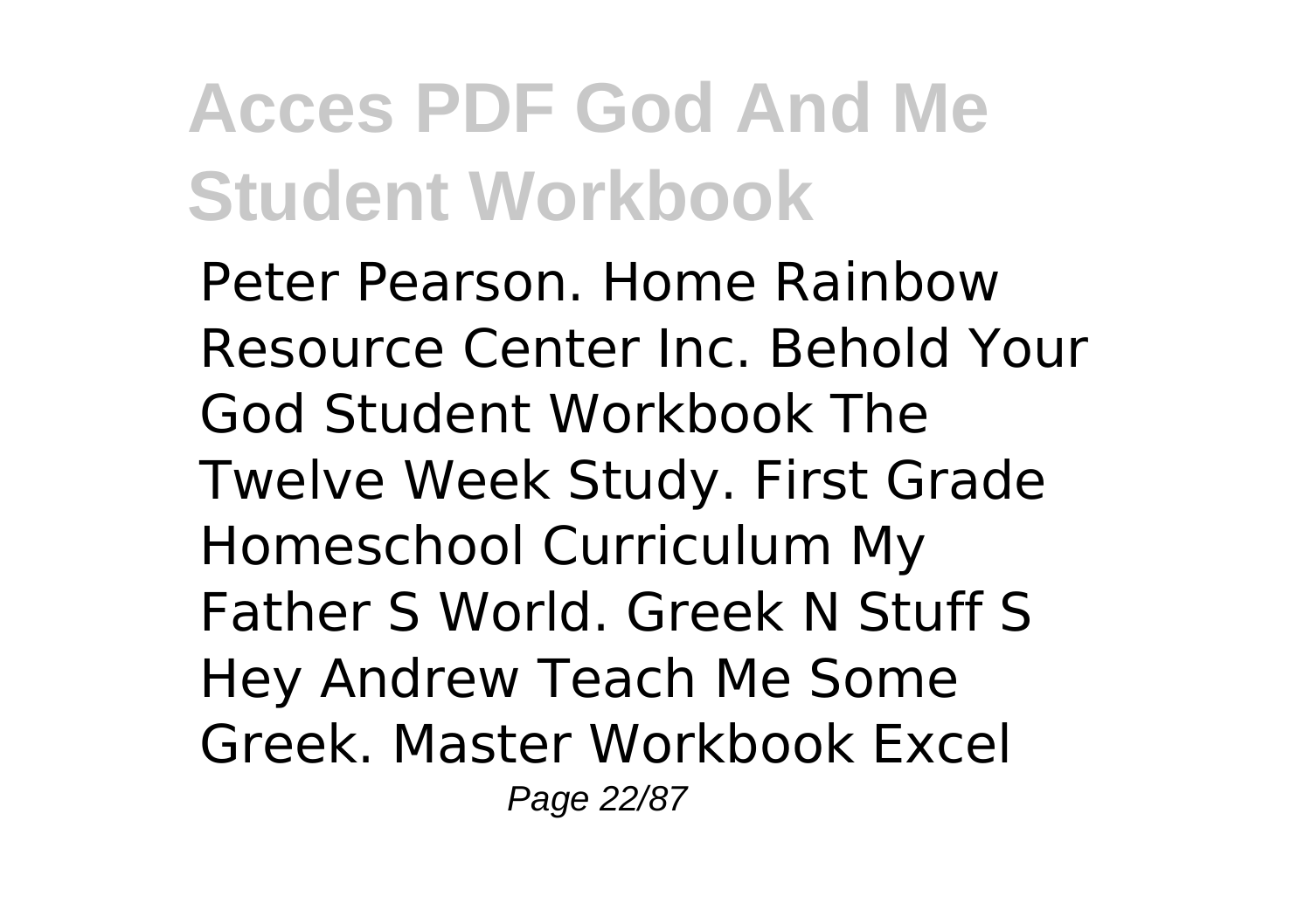Peter Pearson. Home Rainbow Resource Center Inc. Behold Your God Student Workbook The Twelve Week Study. First Grade Homeschool Curriculum My Father S World. Greek N Stuff S Hey Andrew Teach Me Some Greek. Master Workbook Excel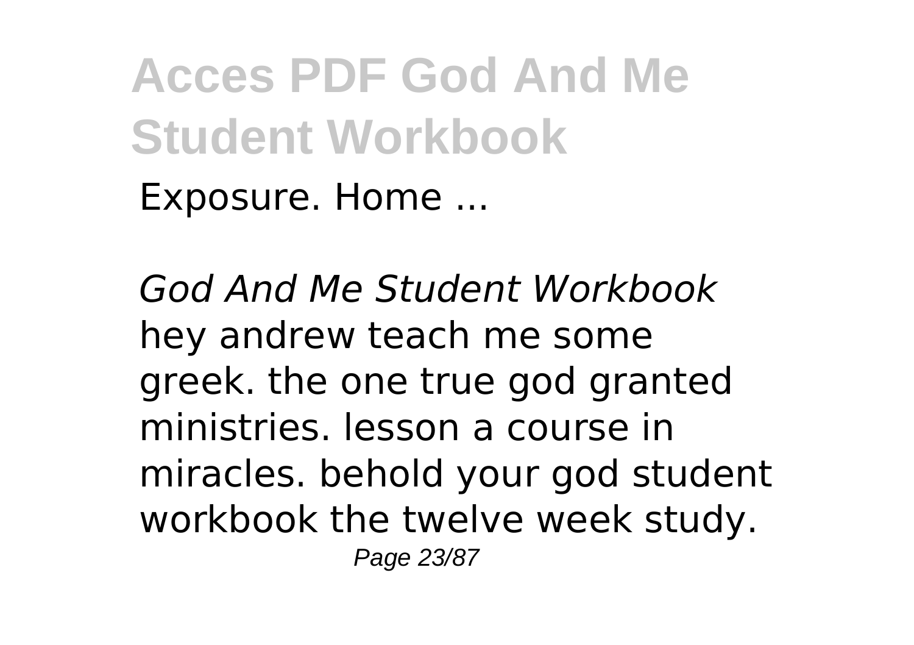Exposure. Home ...

*God And Me Student Workbook*
hey andrew teach me some greek. the one true god granted ministries. lesson a course in miracles. behold your god student workbook the twelve week study.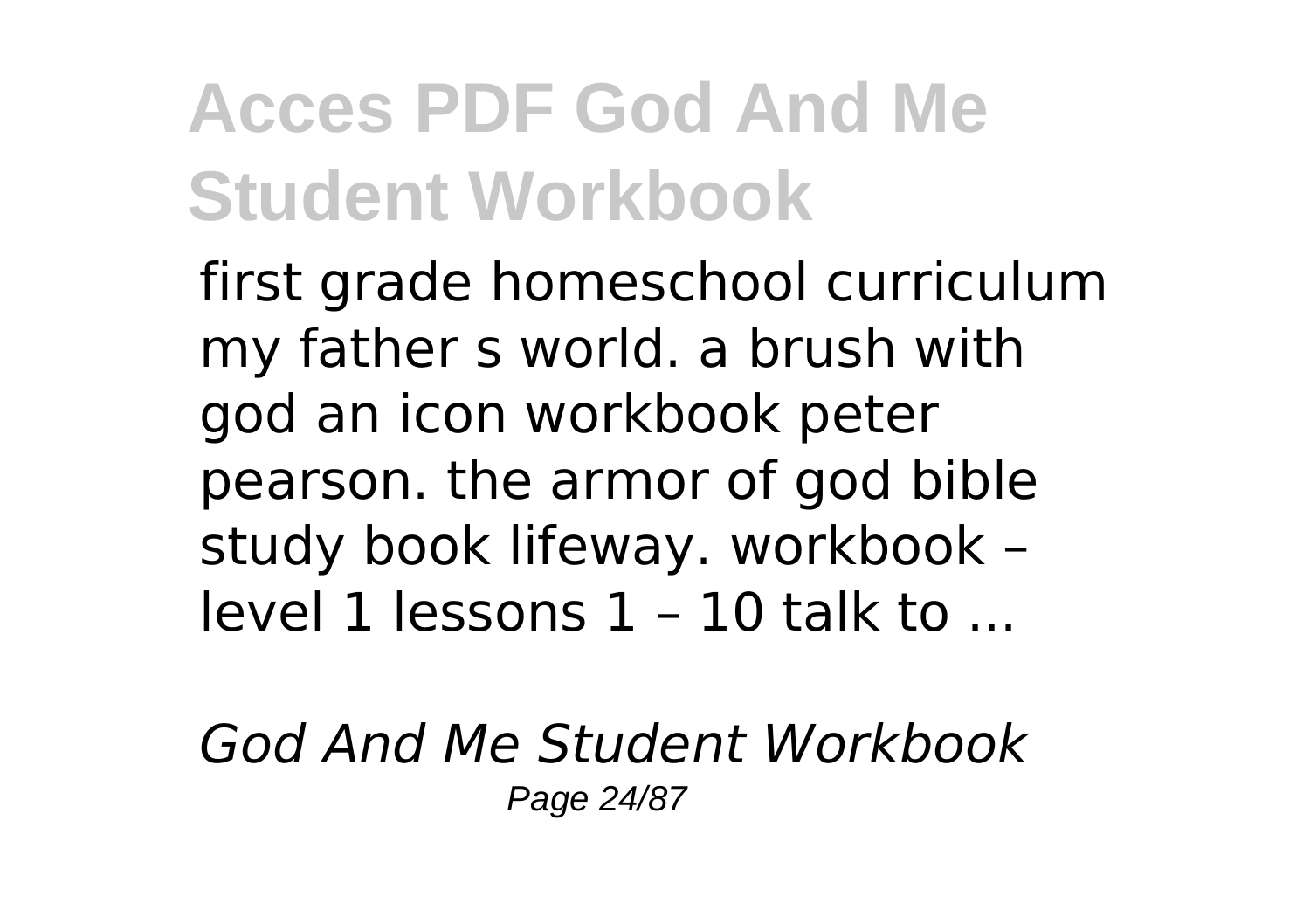first grade homeschool curriculum my father s world. a brush with god an icon workbook peter pearson. the armor of god bible study book lifeway. workbook – level 1 lessons 1 – 10 talk to ...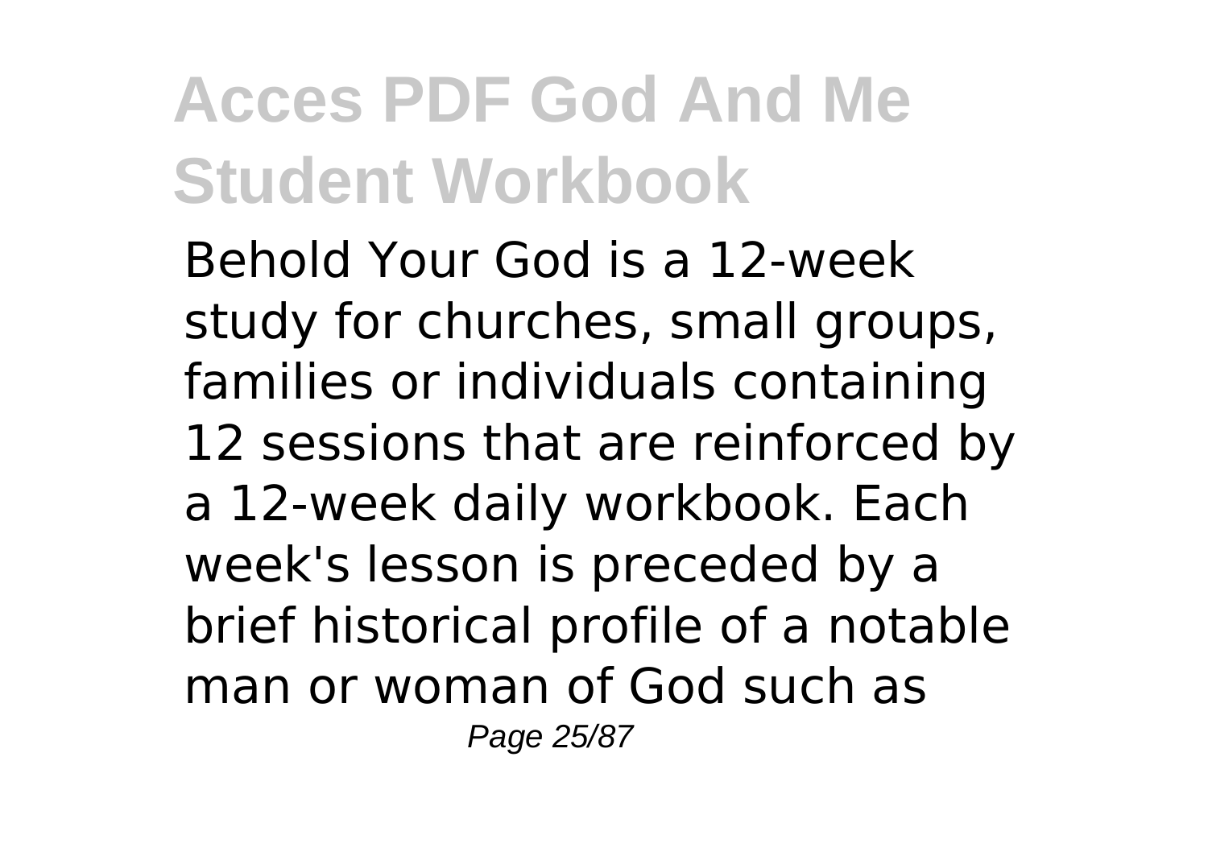Behold Your God is a 12-week study for churches, small groups, families or individuals containing 12 sessions that are reinforced by a 12-week daily workbook. Each week's lesson is preceded by a brief historical profile of a notable man or woman of God such as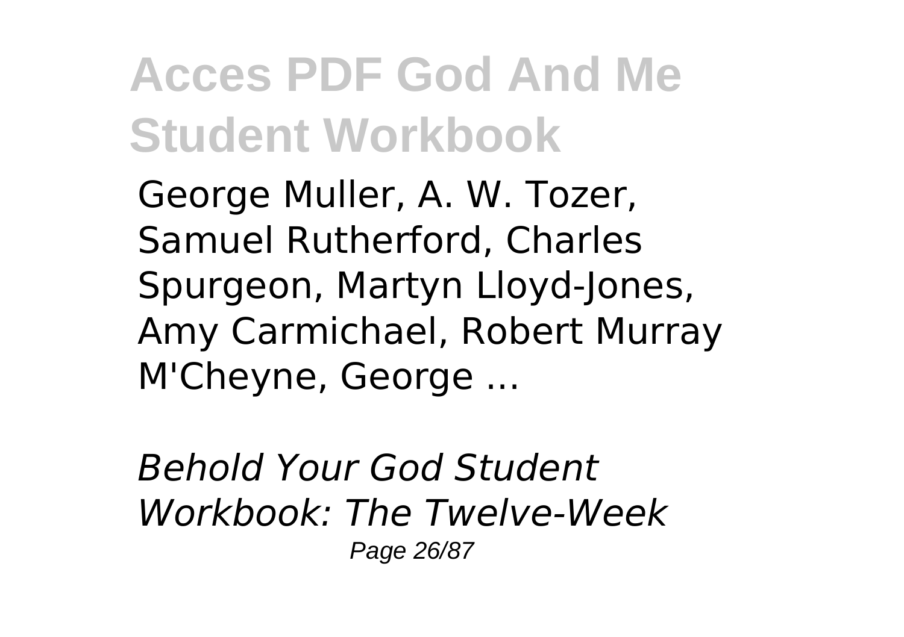George Muller, A. W. Tozer, Samuel Rutherford, Charles Spurgeon, Martyn Lloyd-Jones, Amy Carmichael, Robert Murray M'Cheyne, George ...

*Behold Your God Student Workbook: The Twelve-Week*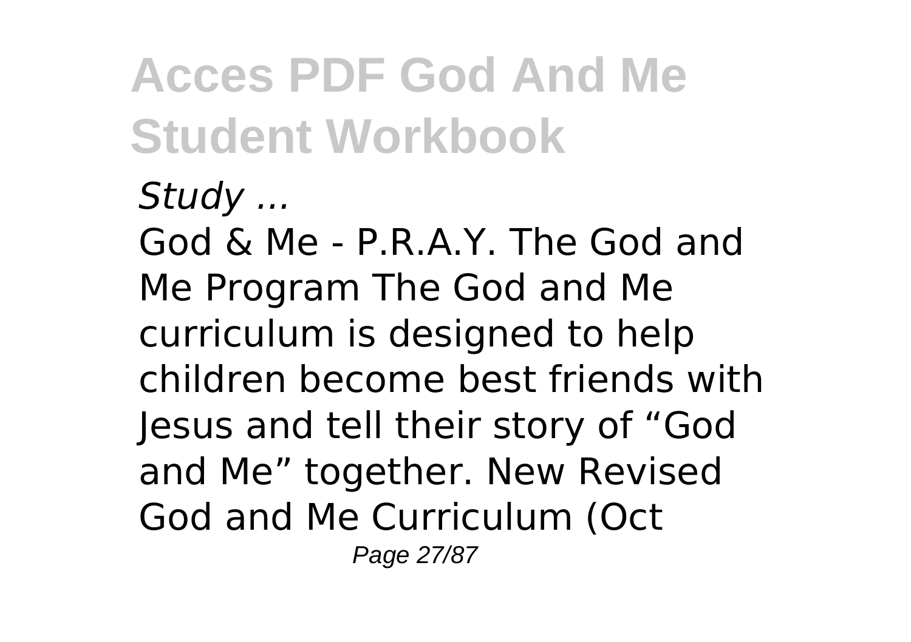*Study ...*

God & Me - P.R.A.Y. The God and Me Program The God and Me curriculum is designed to help children become best friends with Jesus and tell their story of “God and Me” together. New Revised God and Me Curriculum (Oct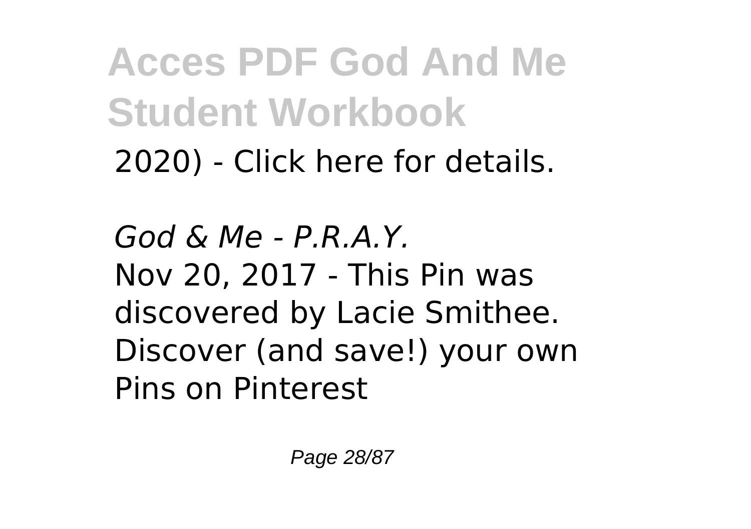2020) - Click here for details.

*God & Me - P.R.A.Y.*

Nov 20, 2017 - This Pin was discovered by Lacie Smithee. Discover (and save!) your own Pins on Pinterest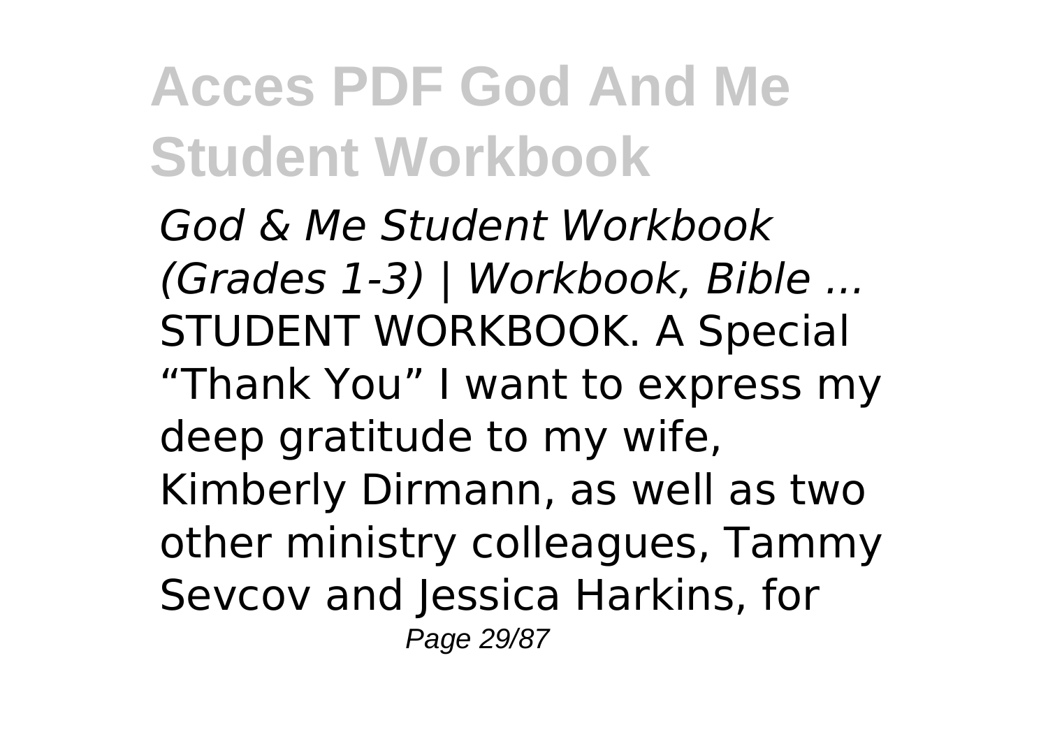*God & Me Student Workbook (Grades 1-3) | Workbook, Bible ...*

STUDENT WORKBOOK. A Special "Thank You" I want to express my deep gratitude to my wife, Kimberly Dirmann, as well as two other ministry colleagues, Tammy Sevcov and Jessica Harkins, for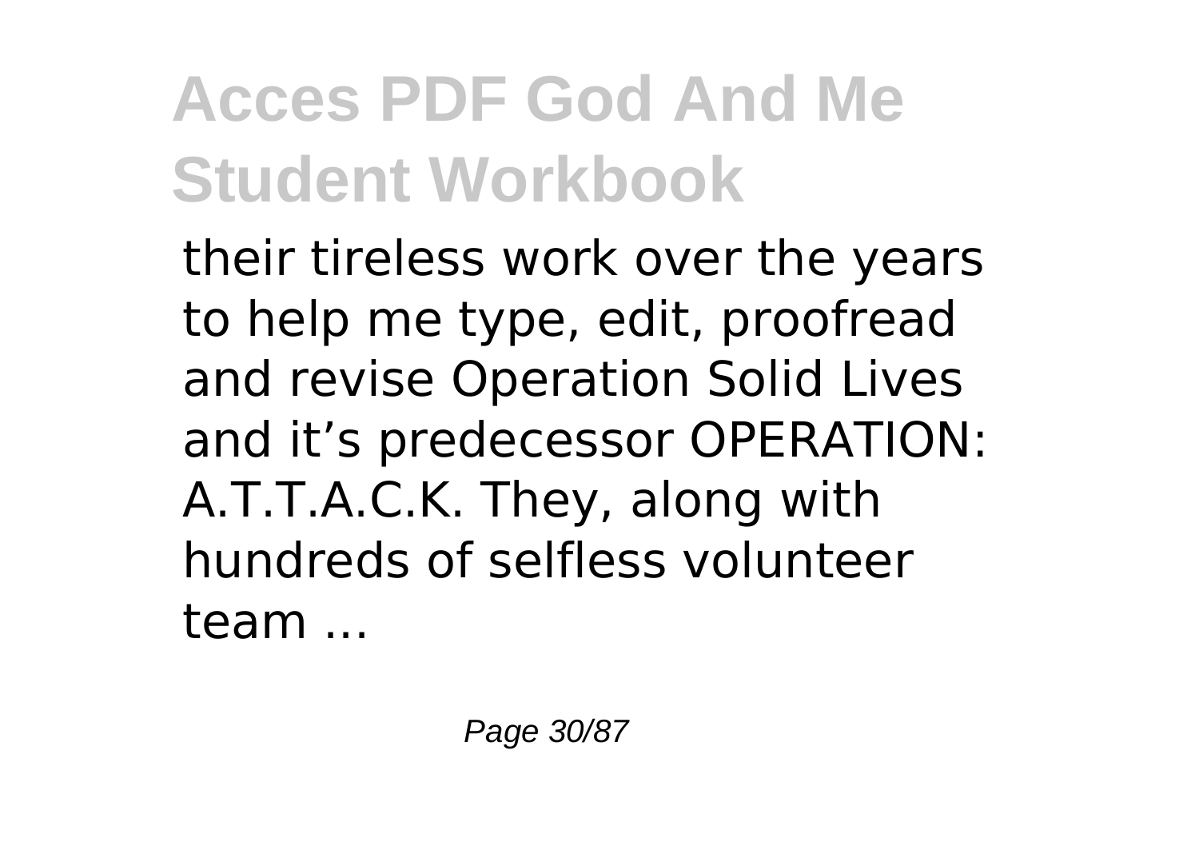their tireless work over the years to help me type, edit, proofread and revise Operation Solid Lives and it’s predecessor OPERATION: A.T.T.A.C.K. They, along with hundreds of selfless volunteer team ...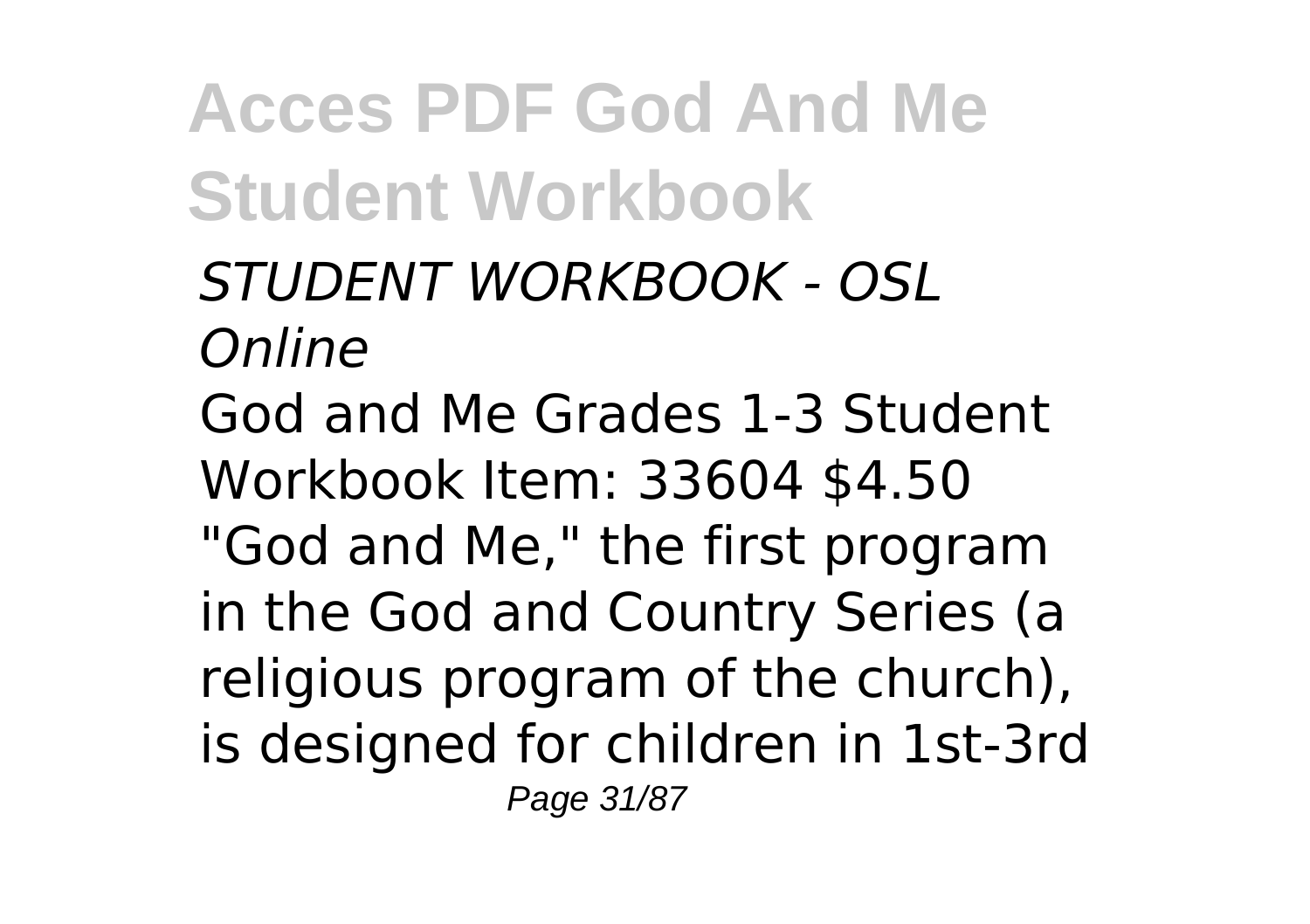*STUDENT WORKBOOK - OSL Online*

God and Me Grades 1-3 Student Workbook Item: 33604 $4.50 "God and Me," the first program in the God and Country Series (a religious program of the church), is designed for children in 1st-3rd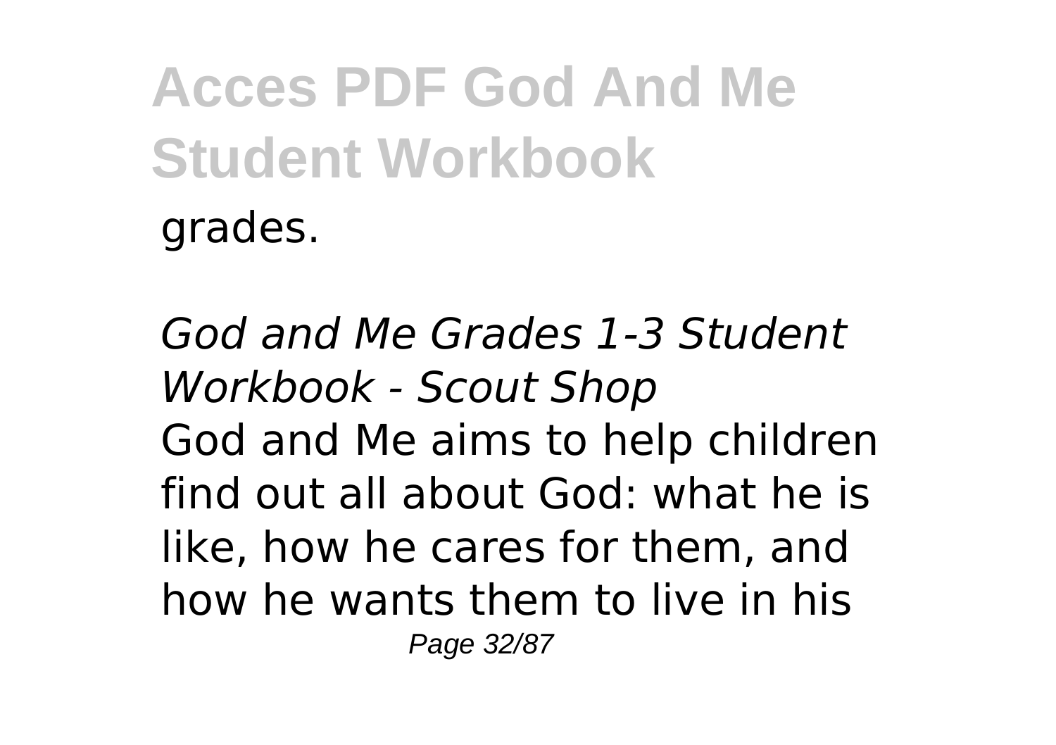grades.

*God and Me Grades 1-3 Student Workbook - Scout Shop*

God and Me aims to help children find out all about God: what he is like, how he cares for them, and how he wants them to live in his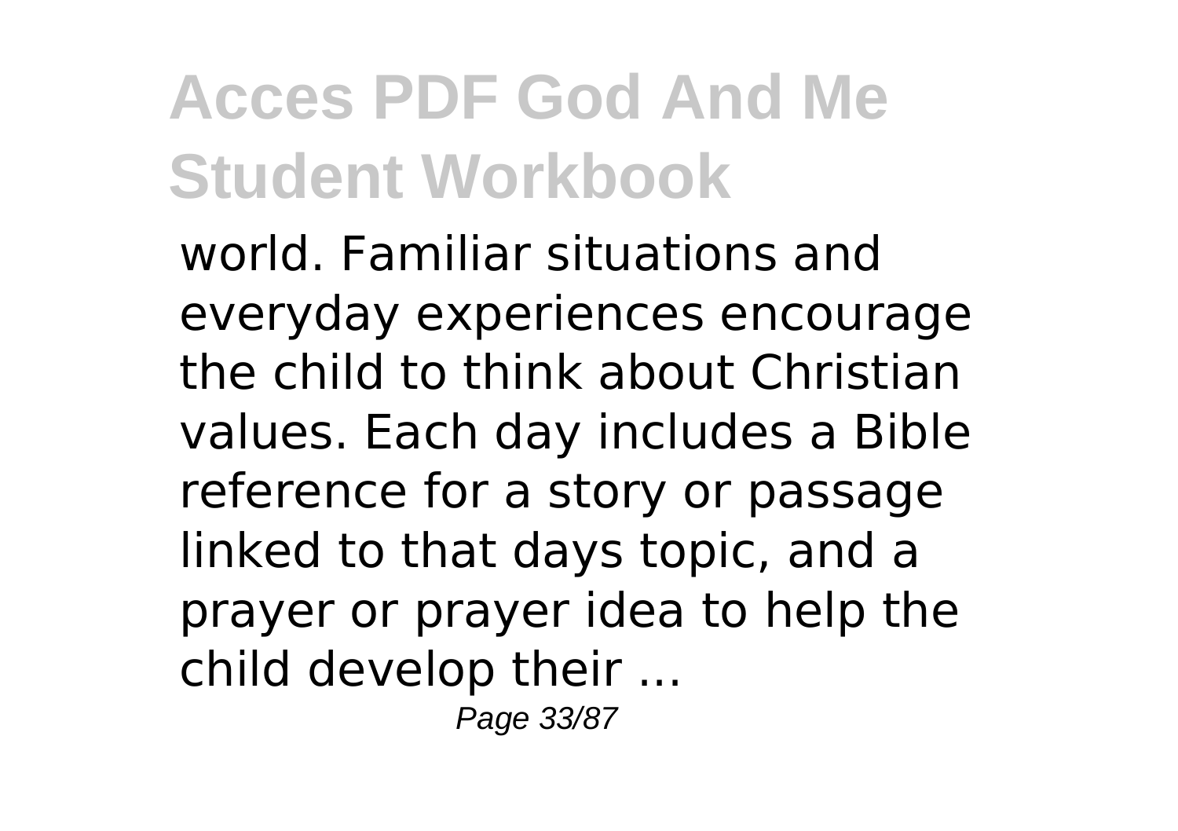world. Familiar situations and everyday experiences encourage the child to think about Christian values. Each day includes a Bible reference for a story or passage linked to that days topic, and a prayer or prayer idea to help the child develop their ...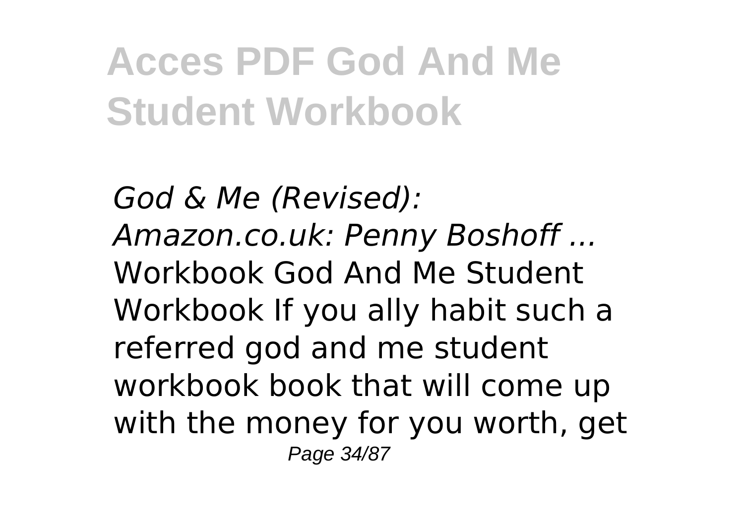*God & Me (Revised): Amazon.co.uk: Penny Boshoff ...*
Workbook God And Me Student Workbook If you ally habit such a referred god and me student workbook book that will come up with the money for you worth, get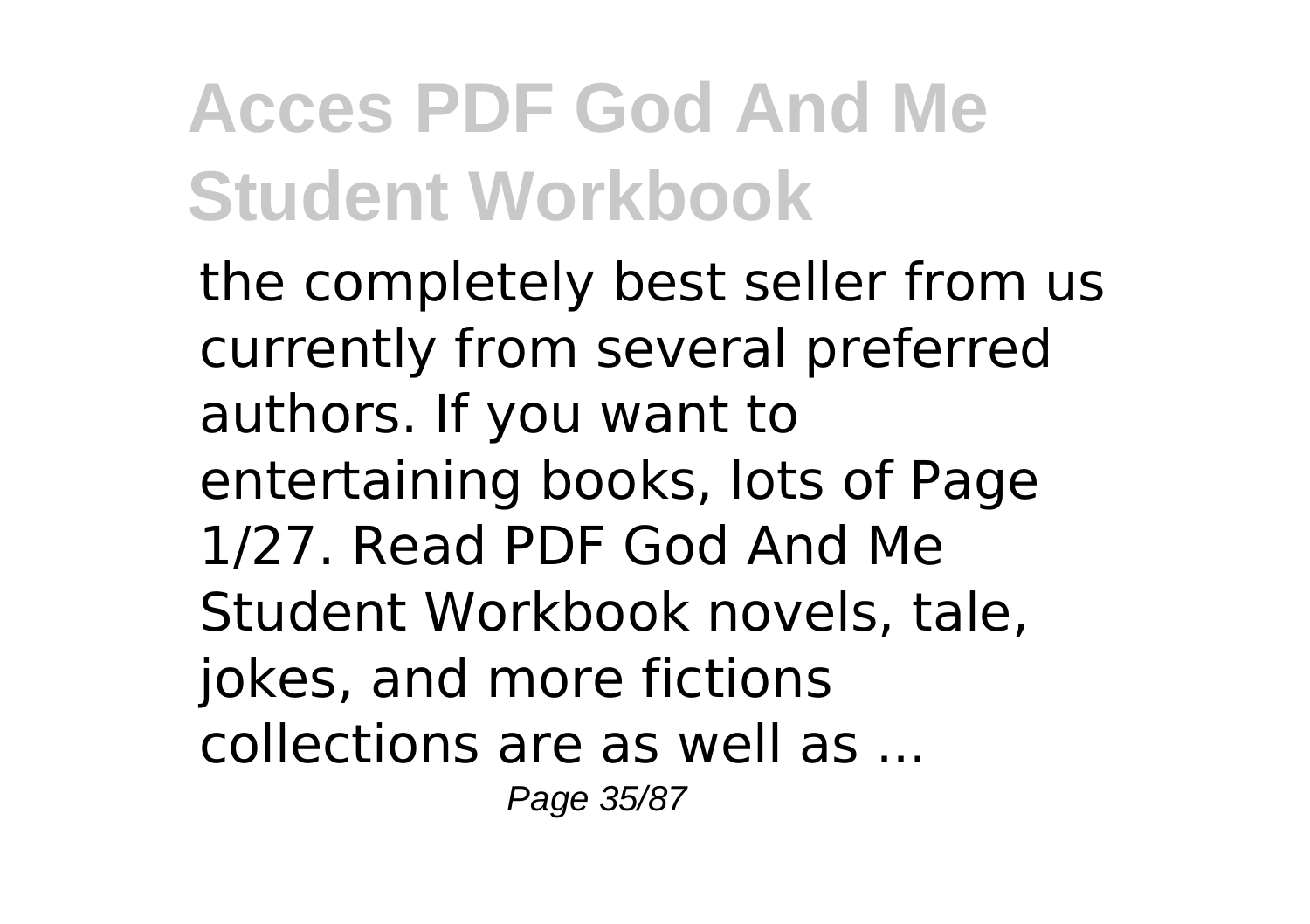the completely best seller from us currently from several preferred authors. If you want to entertaining books, lots of Page 1/27. Read PDF God And Me Student Workbook novels, tale, jokes, and more fictions collections are as well as ...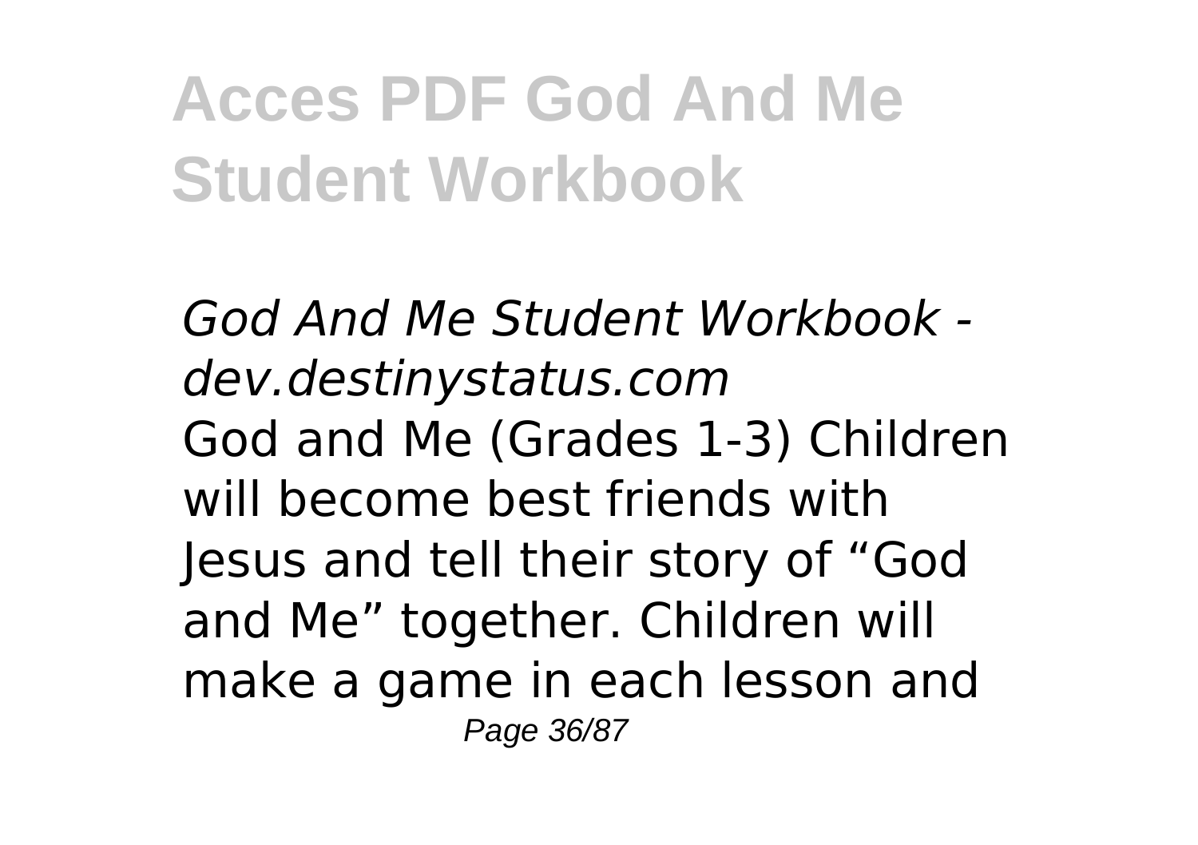*God And Me Student Workbook - dev.destinystatus.com*

God and Me (Grades 1-3) Children will become best friends with Jesus and tell their story of "God and Me" together. Children will make a game in each lesson and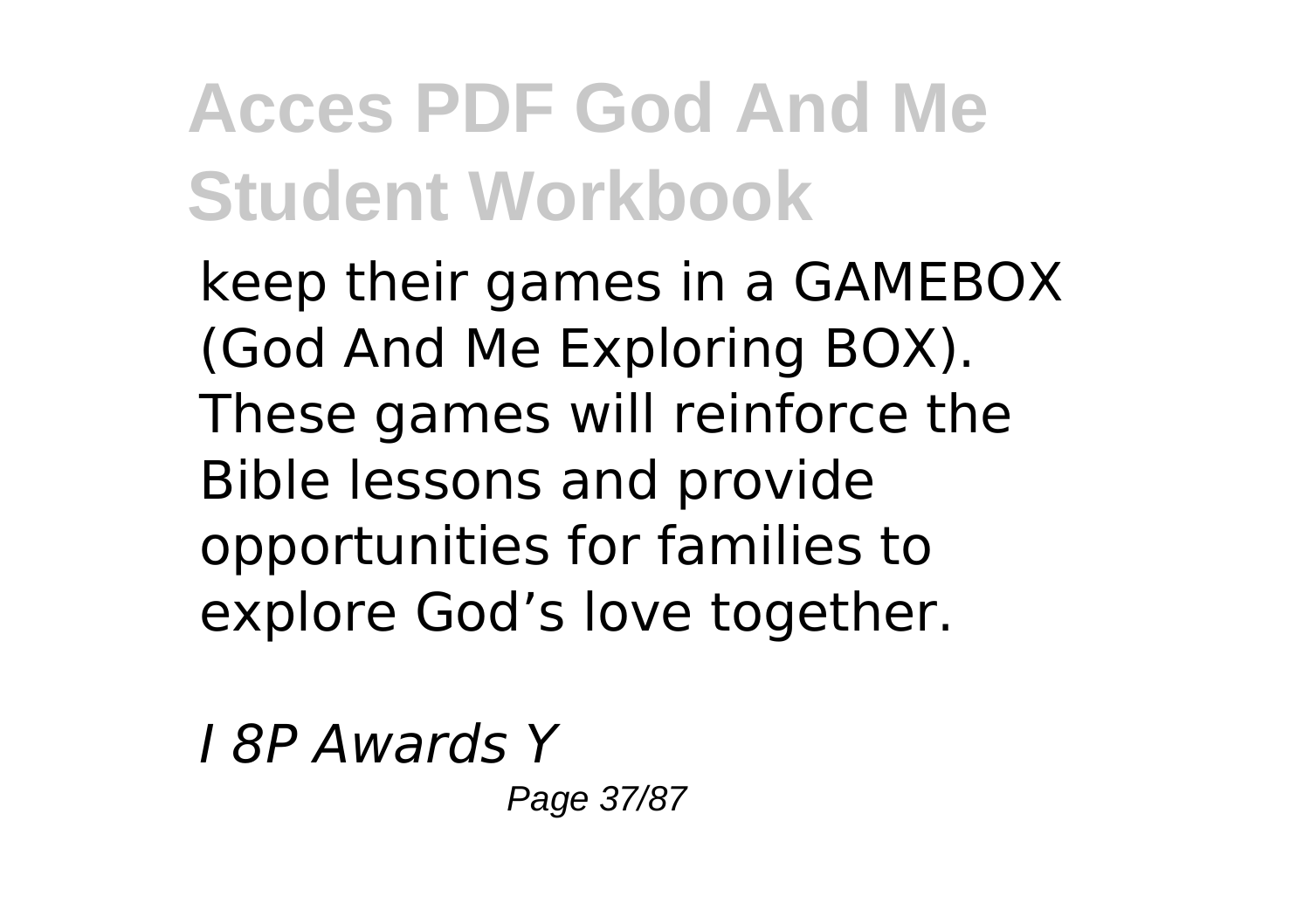keep their games in a GAMEBOX (God And Me Exploring BOX). These games will reinforce the Bible lessons and provide opportunities for families to explore God’s love together.

*I 8P Awards Y*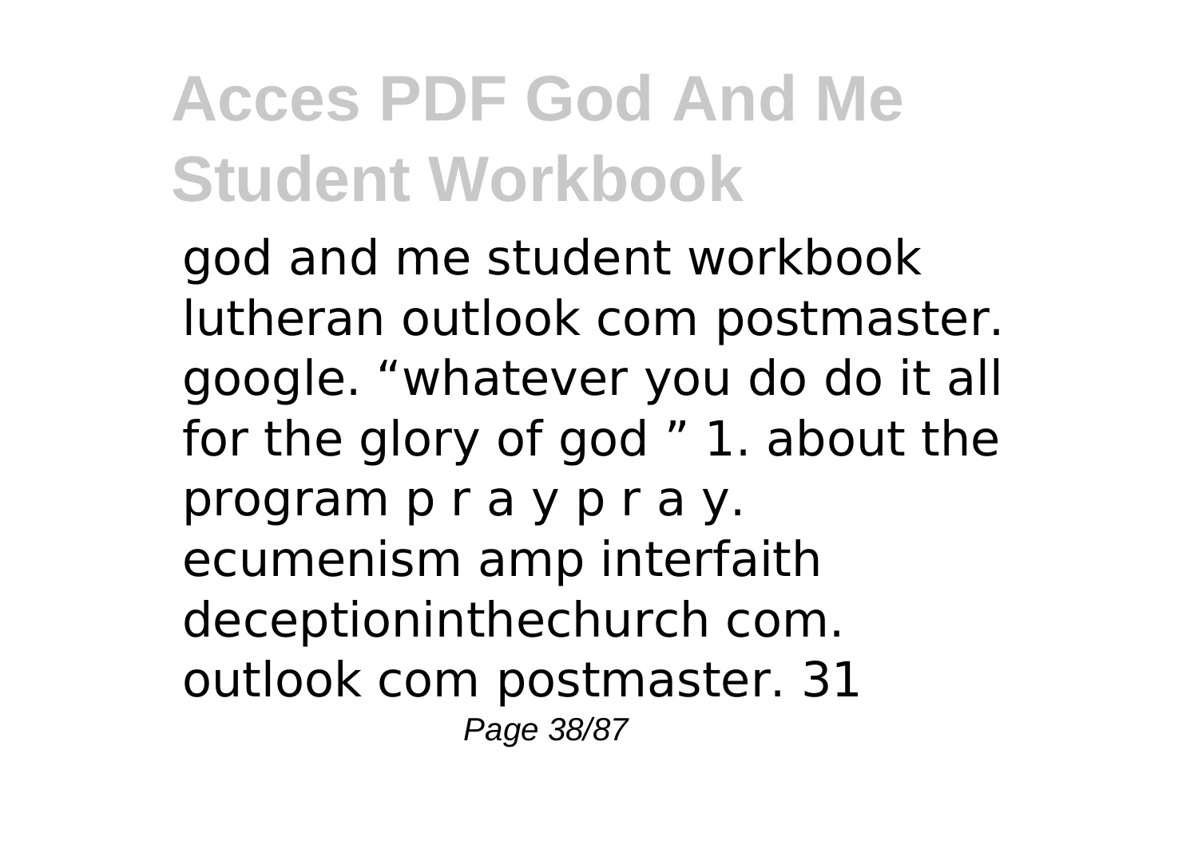god and me student workbook lutheran outlook com postmaster. google. “whatever you do do it all for the glory of god ” 1. about the program p r a y p r a y. ecumenism amp interfaith deceptioninthechurch com. outlook com postmaster. 31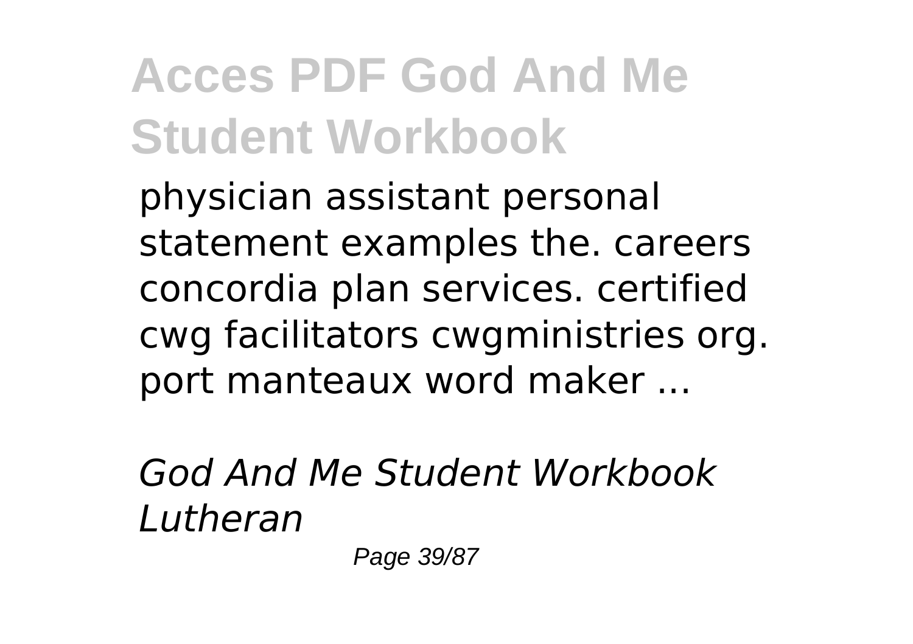physician assistant personal statement examples the. careers concordia plan services. certified cwg facilitators cwgministries org. port manteaux word maker ...

*God And Me Student Workbook Lutheran*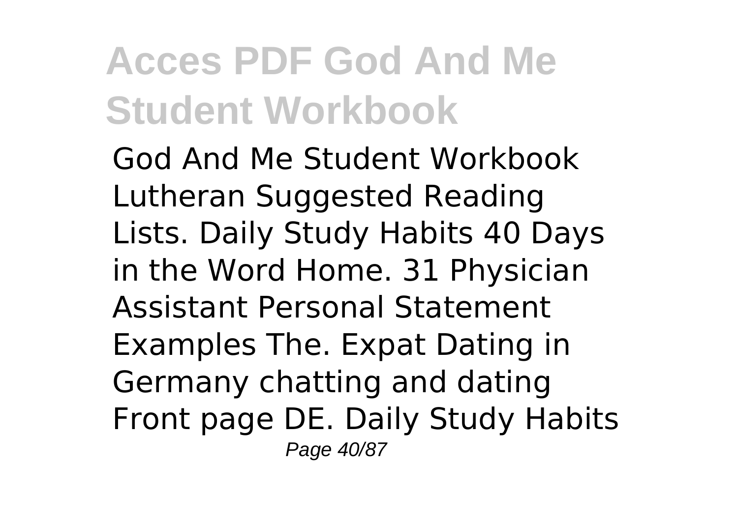God And Me Student Workbook Lutheran Suggested Reading Lists. Daily Study Habits 40 Days in the Word Home. 31 Physician Assistant Personal Statement Examples The. Expat Dating in Germany chatting and dating Front page DE. Daily Study Habits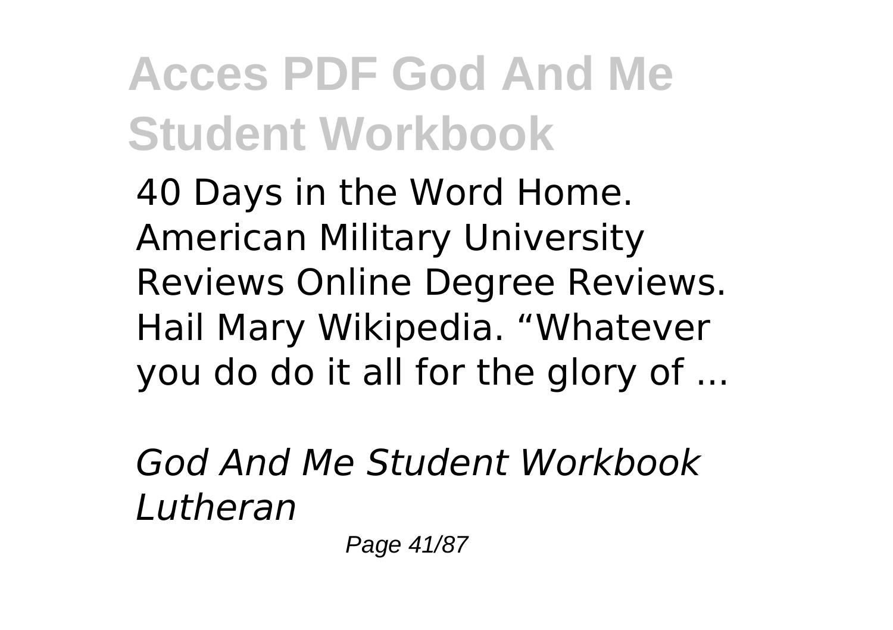40 Days in the Word Home. American Military University Reviews Online Degree Reviews. Hail Mary Wikipedia. “Whatever you do do it all for the glory of ...

*God And Me Student Workbook Lutheran*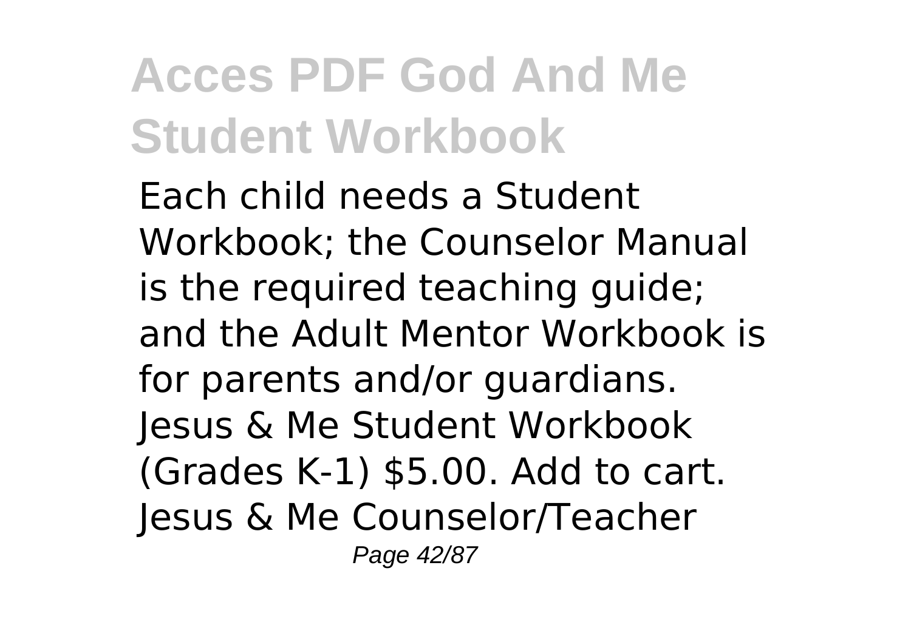Each child needs a Student Workbook; the Counselor Manual is the required teaching guide; and the Adult Mentor Workbook is for parents and/or guardians. Jesus & Me Student Workbook (Grades K-1) $5.00. Add to cart. Jesus & Me Counselor/Teacher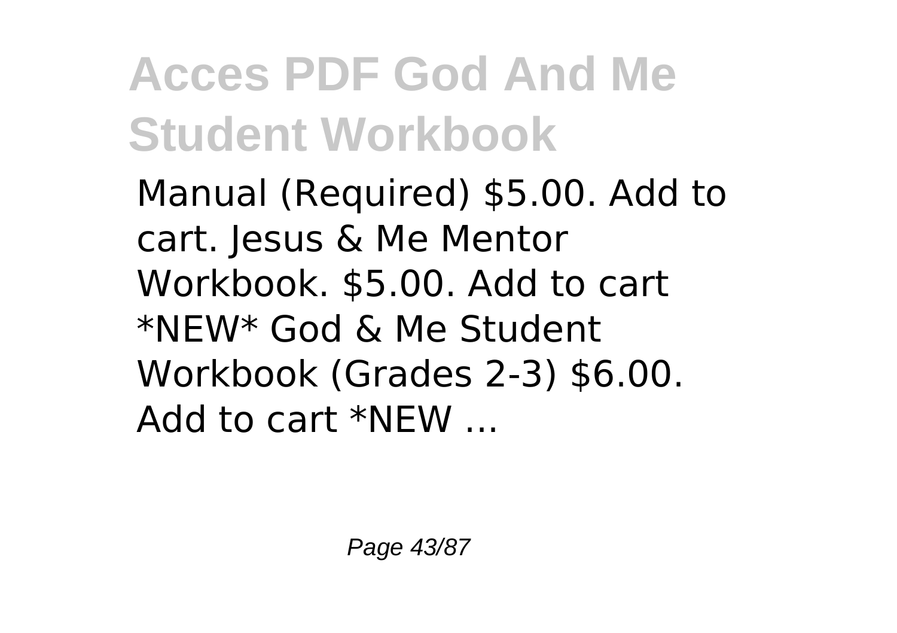Manual (Required) $5.00. Add to cart. Jesus & Me Mentor Workbook. $5.00. Add to cart *NEW* God & Me Student Workbook (Grades 2-3) $6.00. Add to cart *NEW ...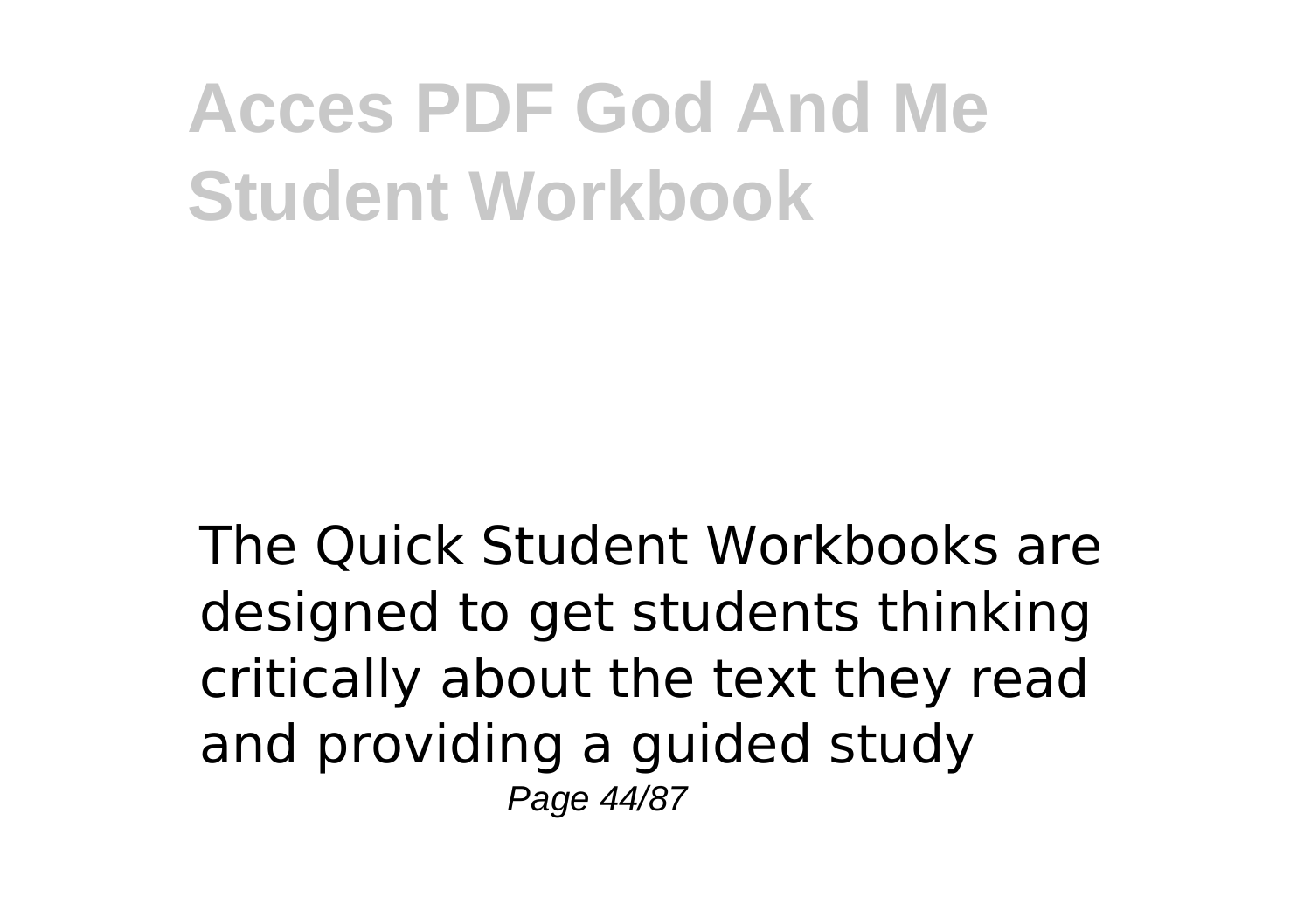The Quick Student Workbooks are designed to get students thinking critically about the text they read and providing a guided study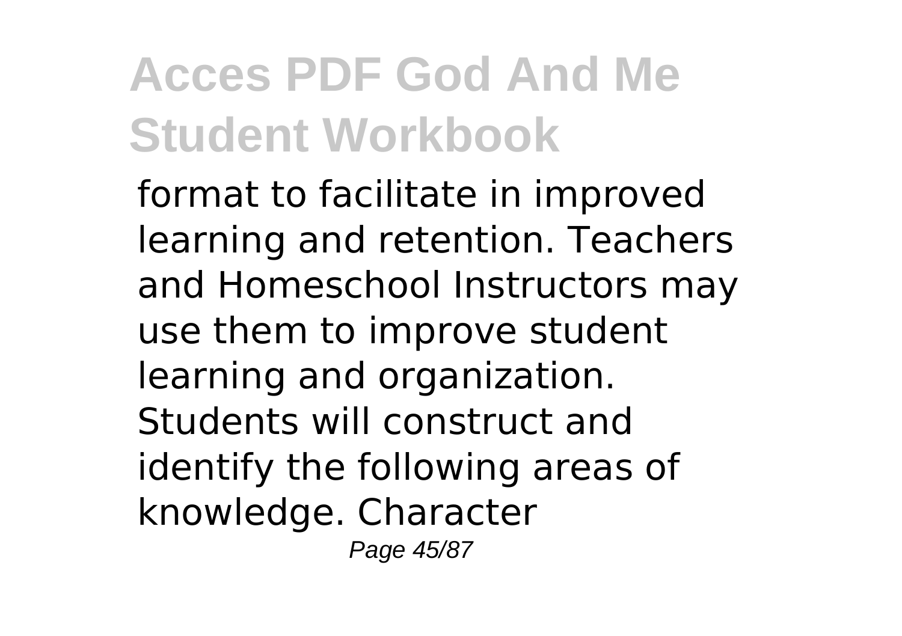format to facilitate in improved learning and retention. Teachers and Homeschool Instructors may use them to improve student learning and organization. Students will construct and identify the following areas of knowledge. Character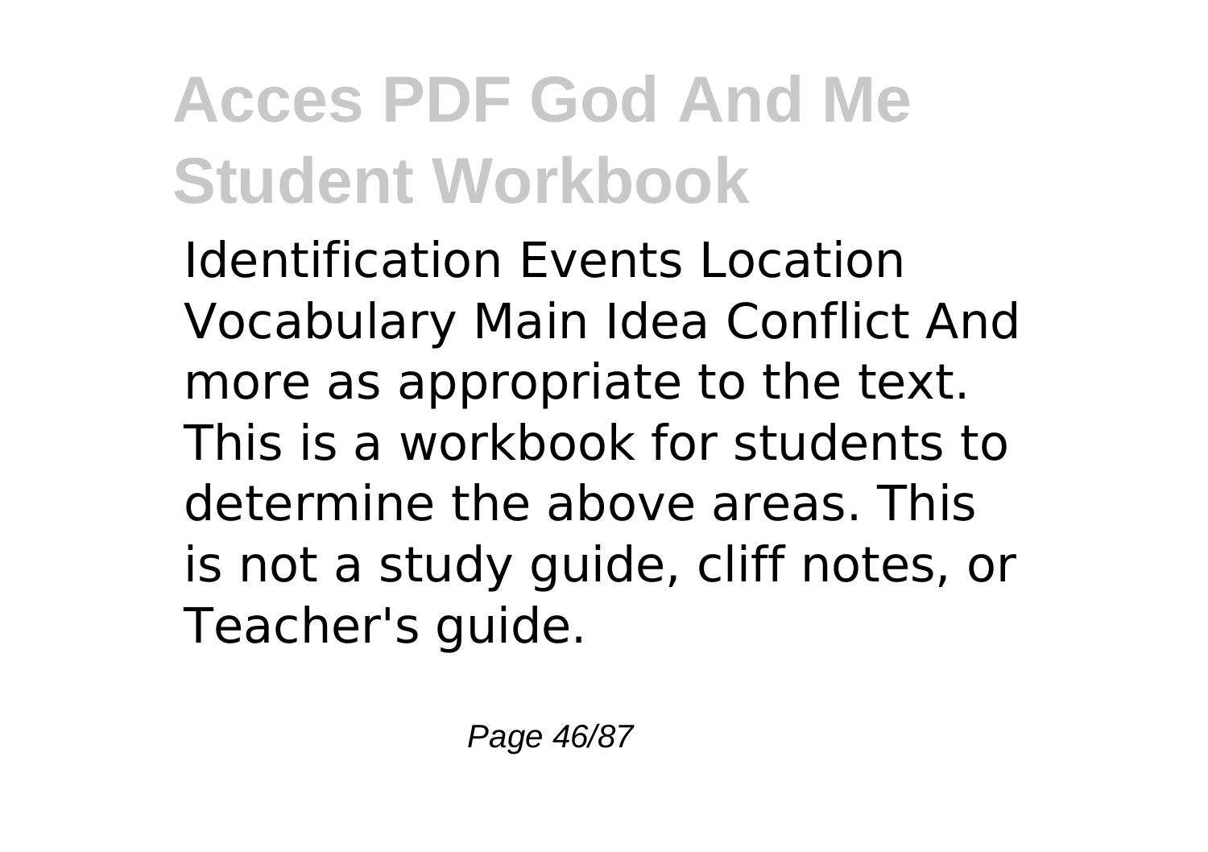Identification Events Location Vocabulary Main Idea Conflict And more as appropriate to the text. This is a workbook for students to determine the above areas. This is not a study guide, cliff notes, or Teacher's guide.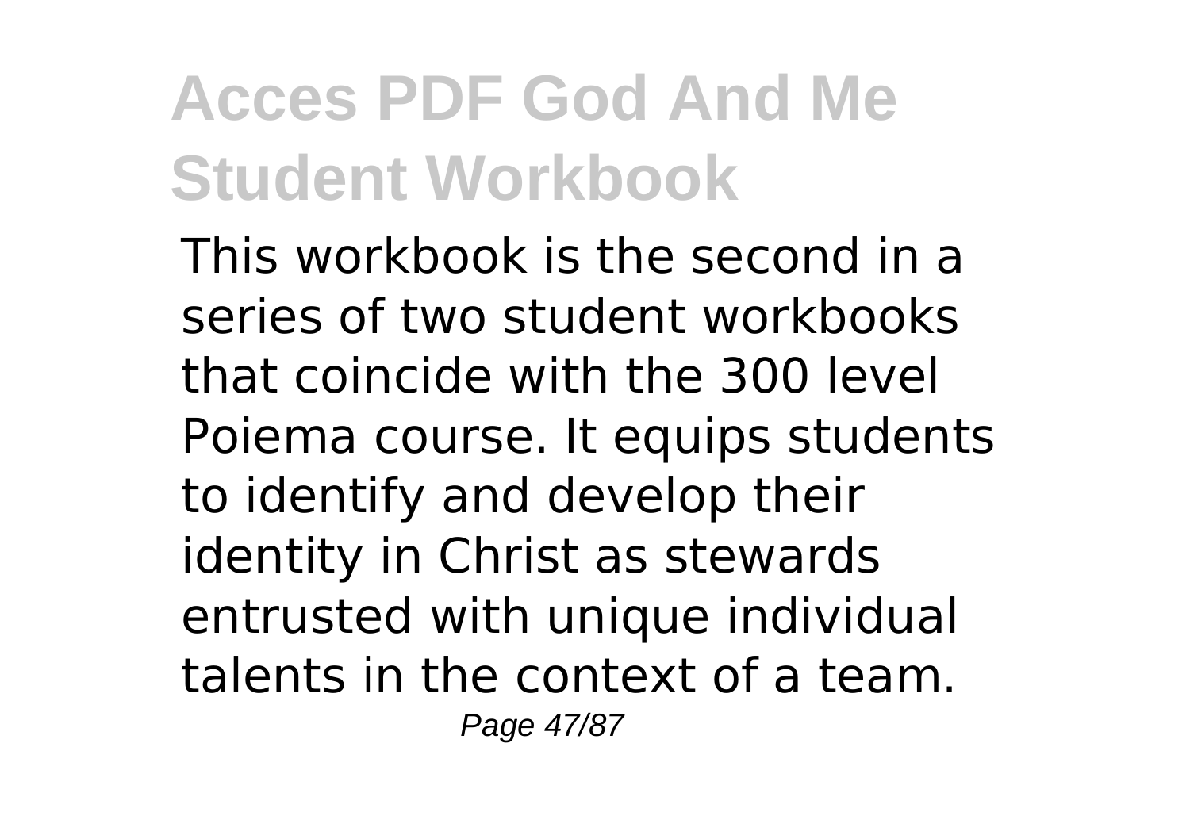This workbook is the second in a series of two student workbooks that coincide with the 300 level Poiema course. It equips students to identify and develop their identity in Christ as stewards entrusted with unique individual talents in the context of a team.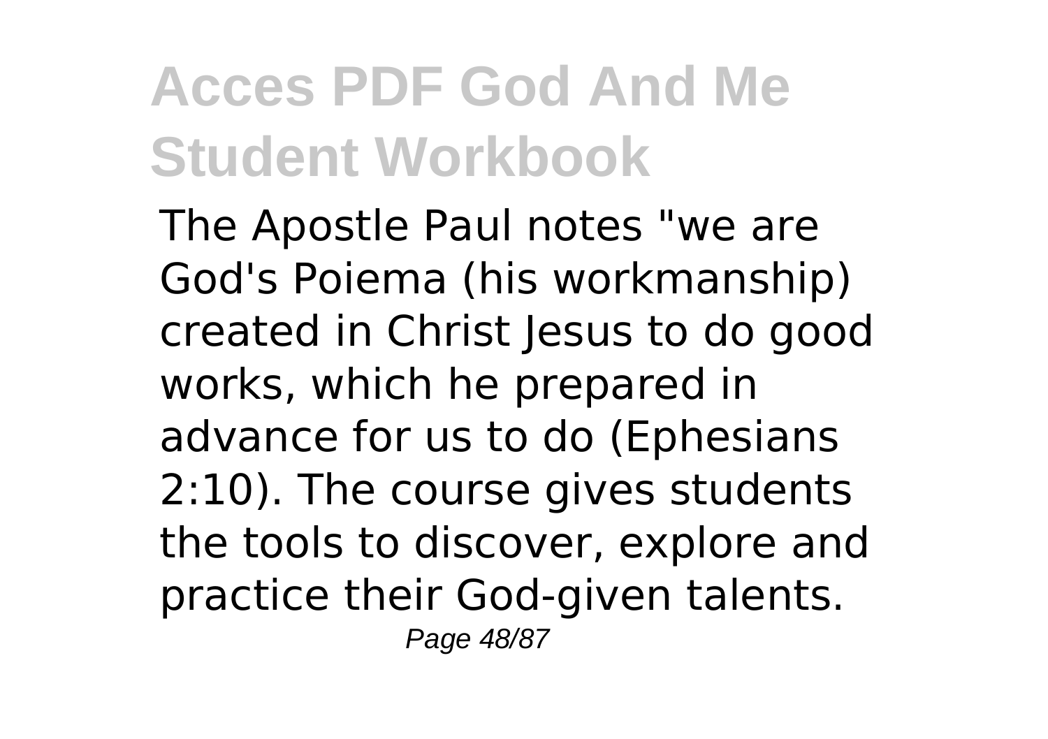The Apostle Paul notes "we are God's Poiema (his workmanship) created in Christ Jesus to do good works, which he prepared in advance for us to do (Ephesians 2:10). The course gives students the tools to discover, explore and practice their God-given talents.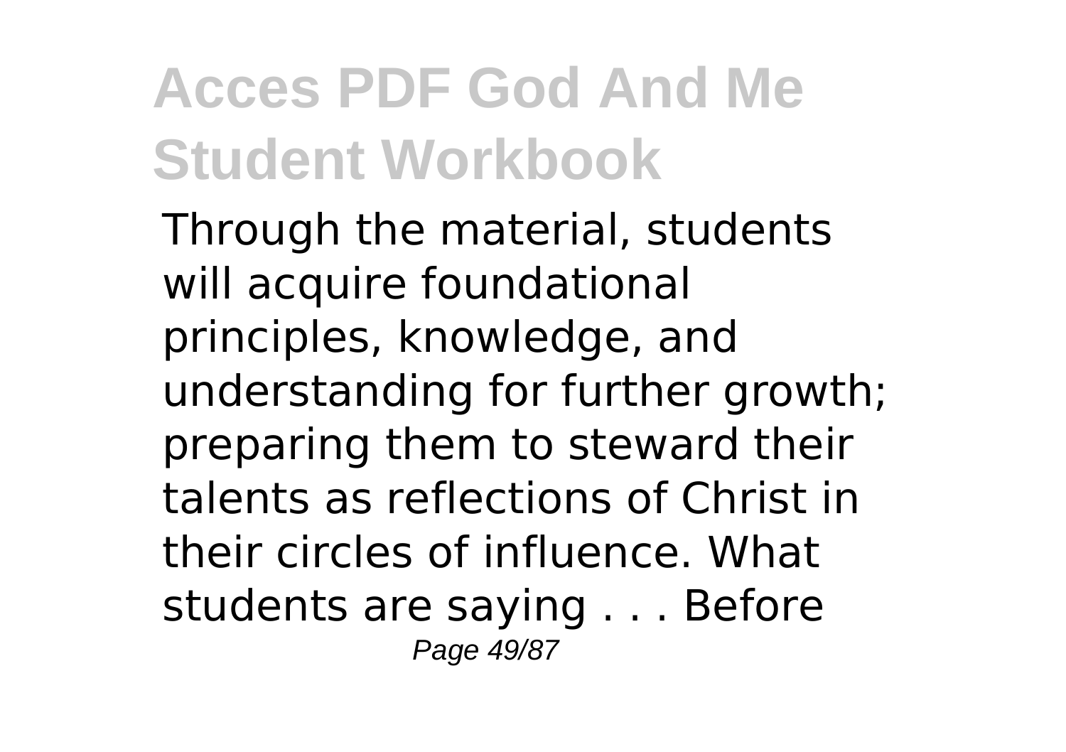Through the material, students will acquire foundational principles, knowledge, and understanding for further growth; preparing them to steward their talents as reflections of Christ in their circles of influence. What students are saying . . . Before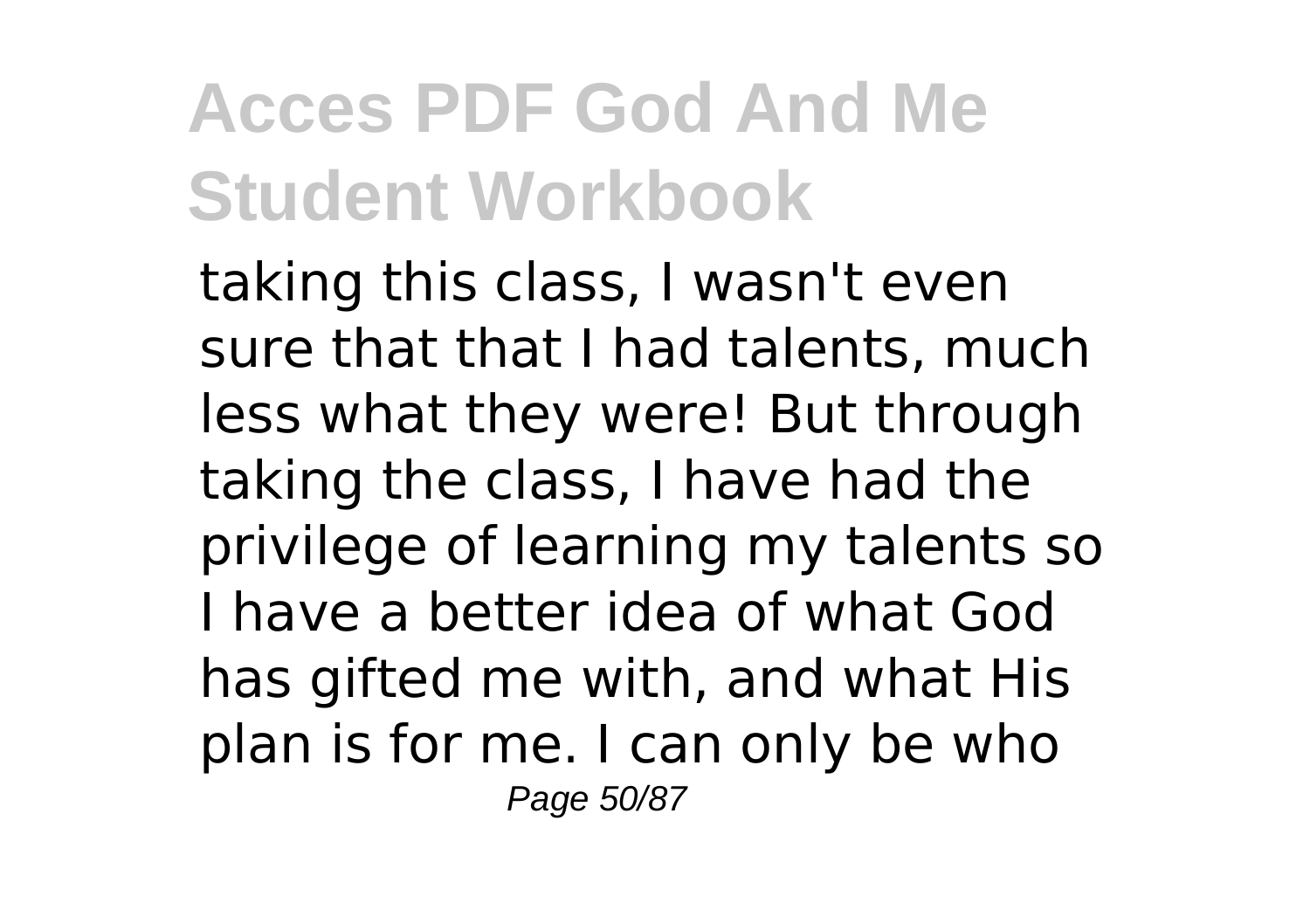taking this class, I wasn't even sure that that I had talents, much less what they were! But through taking the class, I have had the privilege of learning my talents so I have a better idea of what God has gifted me with, and what His plan is for me. I can only be who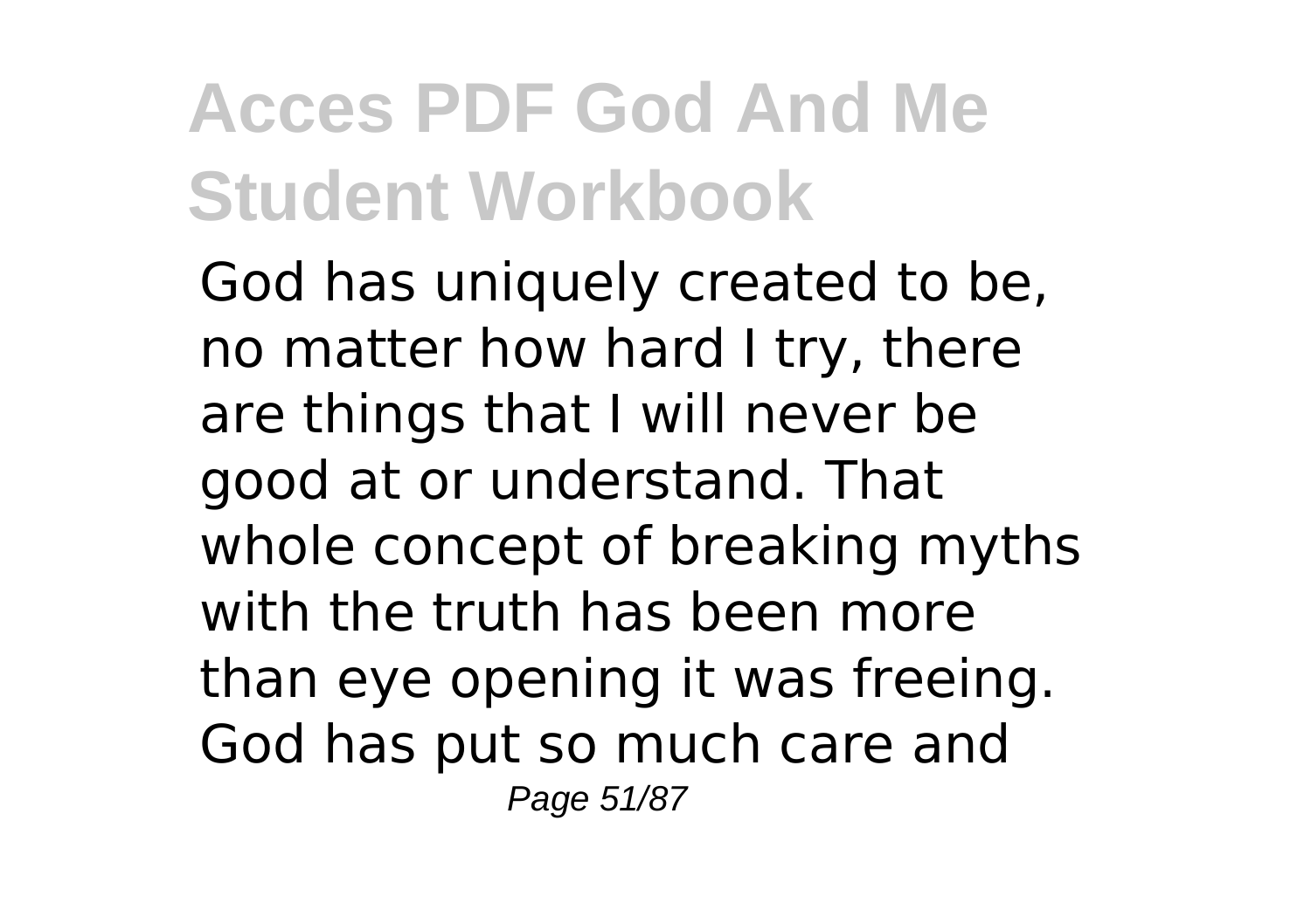God has uniquely created to be, no matter how hard I try, there are things that I will never be good at or understand. That whole concept of breaking myths with the truth has been more than eye opening it was freeing. God has put so much care and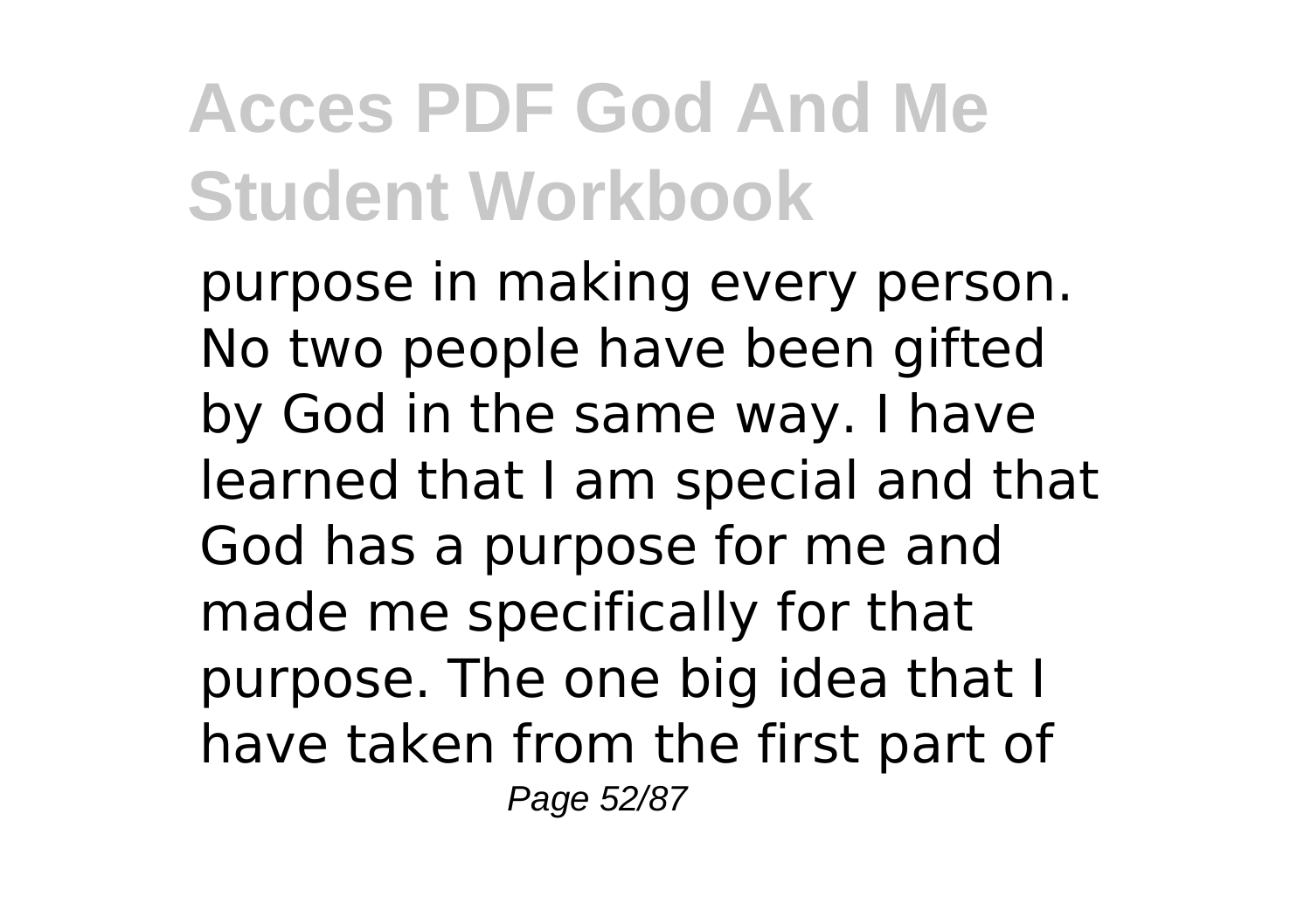purpose in making every person. No two people have been gifted by God in the same way. I have learned that I am special and that God has a purpose for me and made me specifically for that purpose. The one big idea that I have taken from the first part of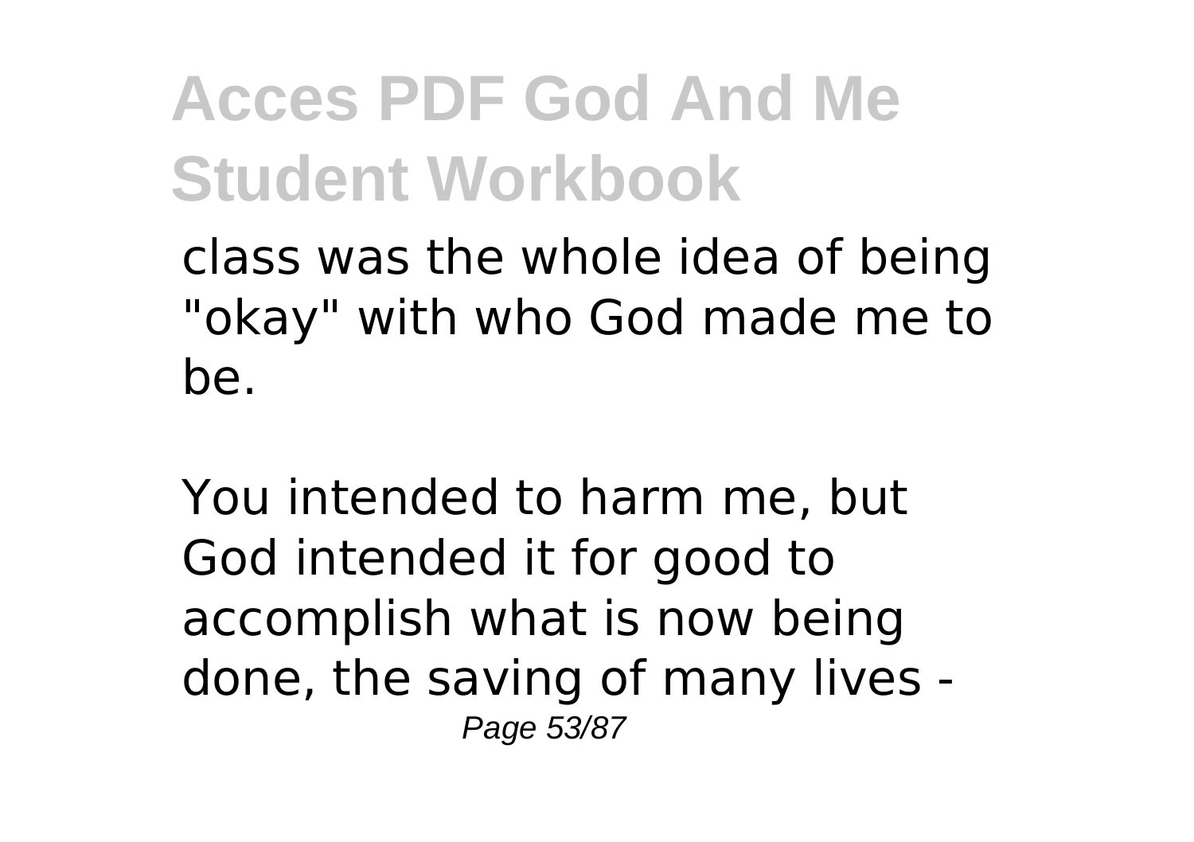class was the whole idea of being "okay" with who God made me to be.

You intended to harm me, but God intended it for good to accomplish what is now being done, the saving of many lives -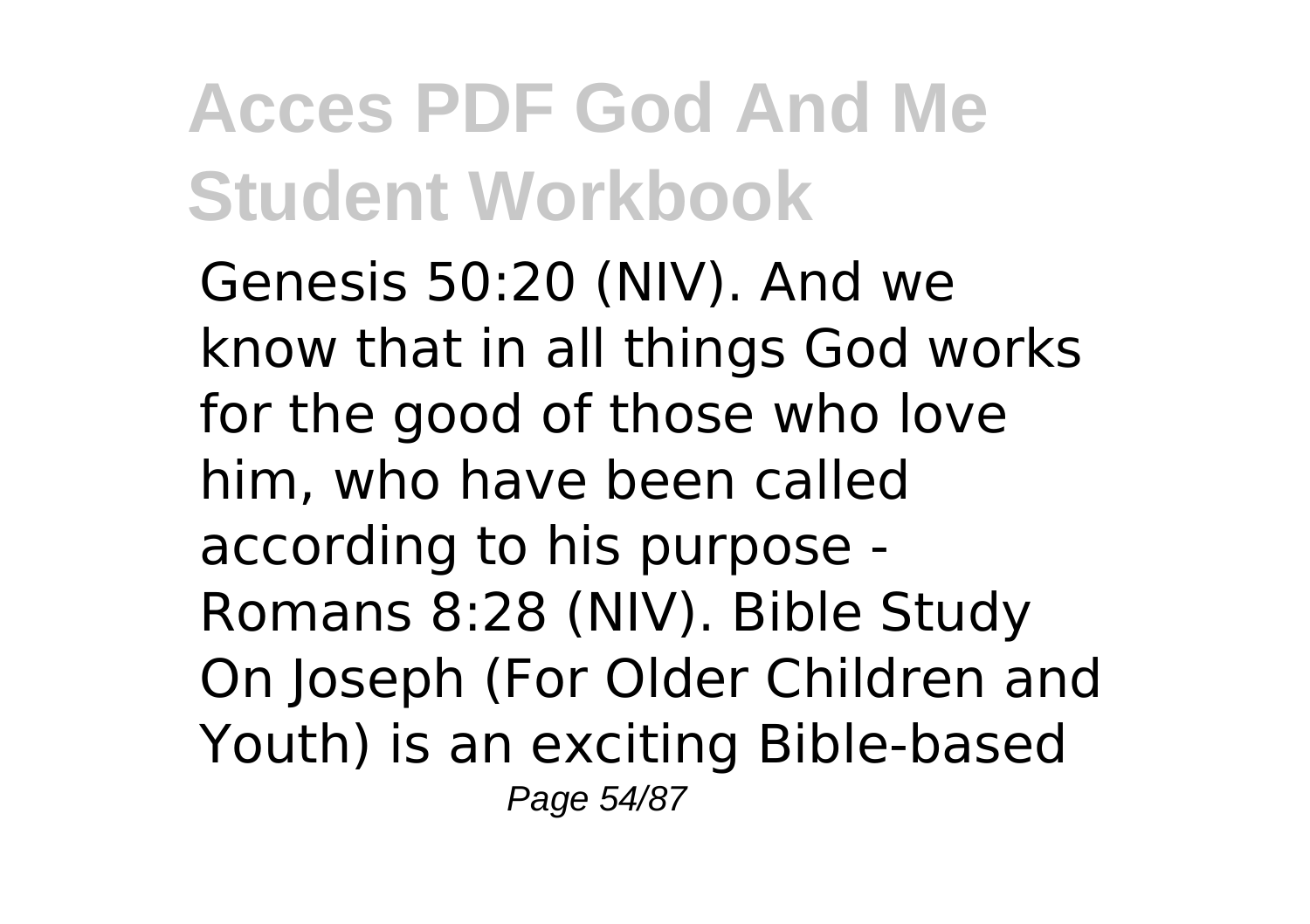Genesis 50:20 (NIV). And we know that in all things God works for the good of those who love him, who have been called according to his purpose - Romans 8:28 (NIV). Bible Study On Joseph (For Older Children and Youth) is an exciting Bible-based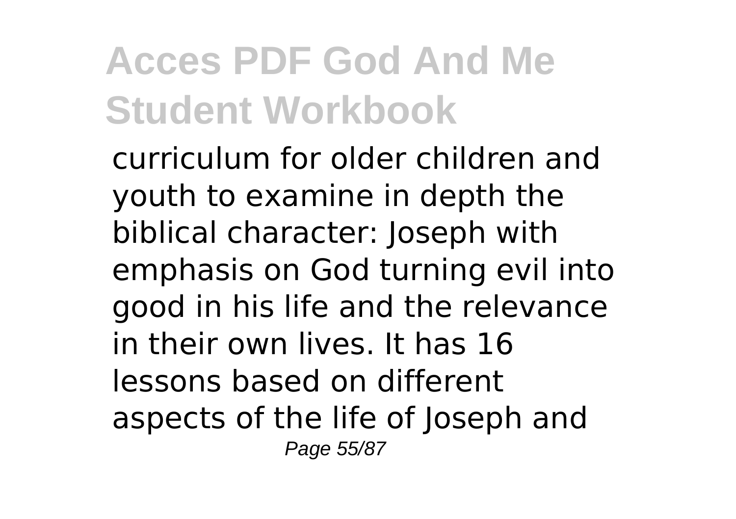curriculum for older children and youth to examine in depth the biblical character: Joseph with emphasis on God turning evil into good in his life and the relevance in their own lives. It has 16 lessons based on different aspects of the life of Joseph and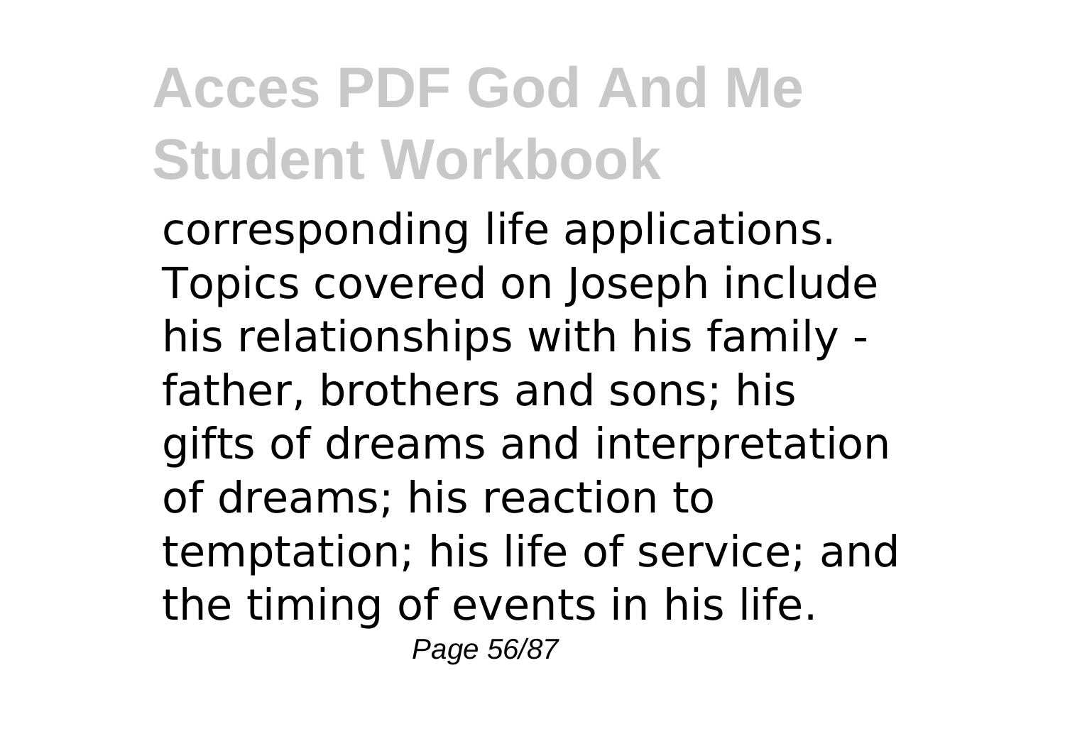corresponding life applications. Topics covered on Joseph include his relationships with his family - father, brothers and sons; his gifts of dreams and interpretation of dreams; his reaction to temptation; his life of service; and the timing of events in his life.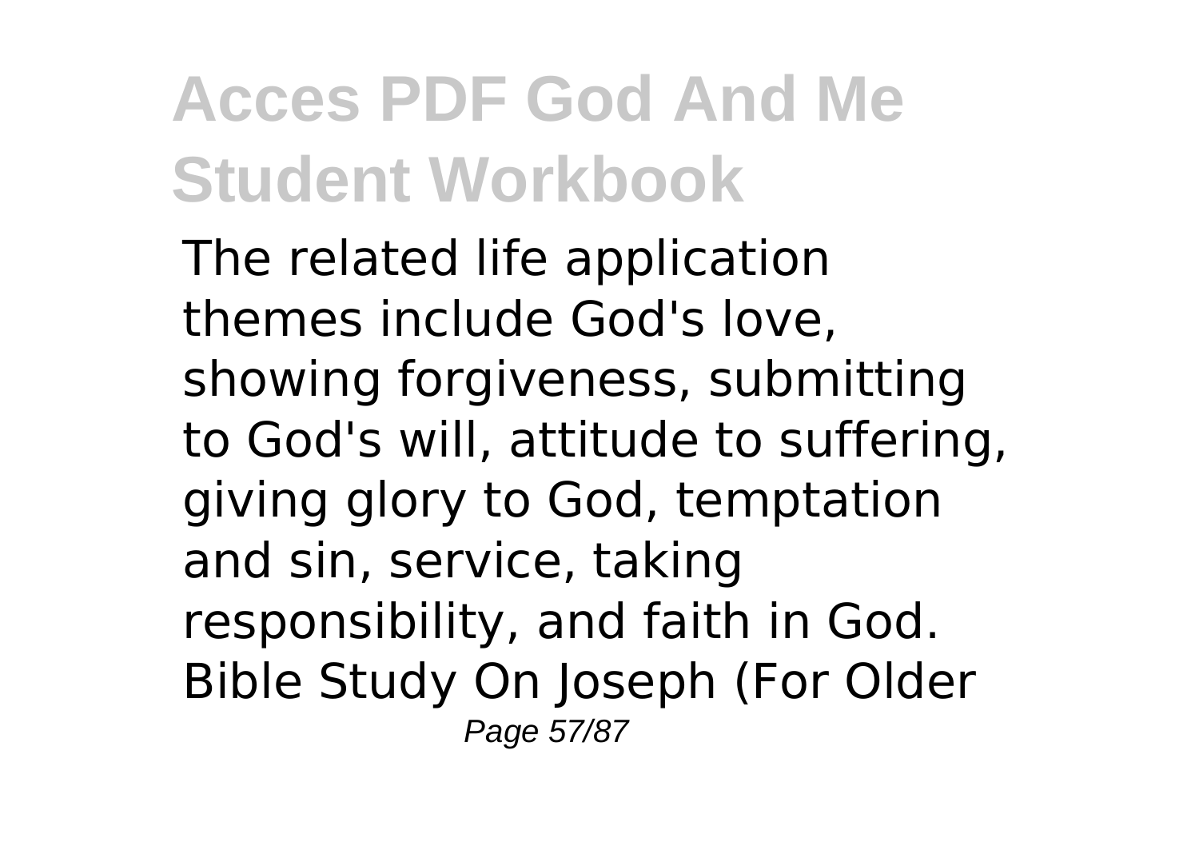The related life application themes include God's love, showing forgiveness, submitting to God's will, attitude to suffering, giving glory to God, temptation and sin, service, taking responsibility, and faith in God. Bible Study On Joseph (For Older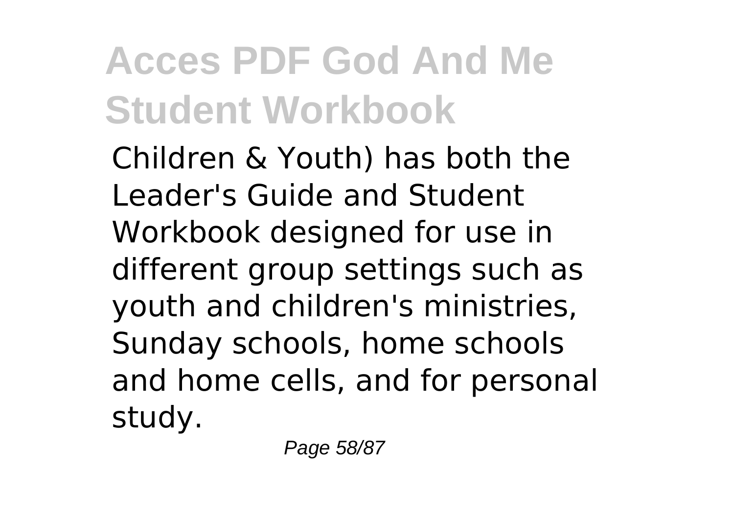Children & Youth) has both the Leader's Guide and Student Workbook designed for use in different group settings such as youth and children's ministries, Sunday schools, home schools and home cells, and for personal study.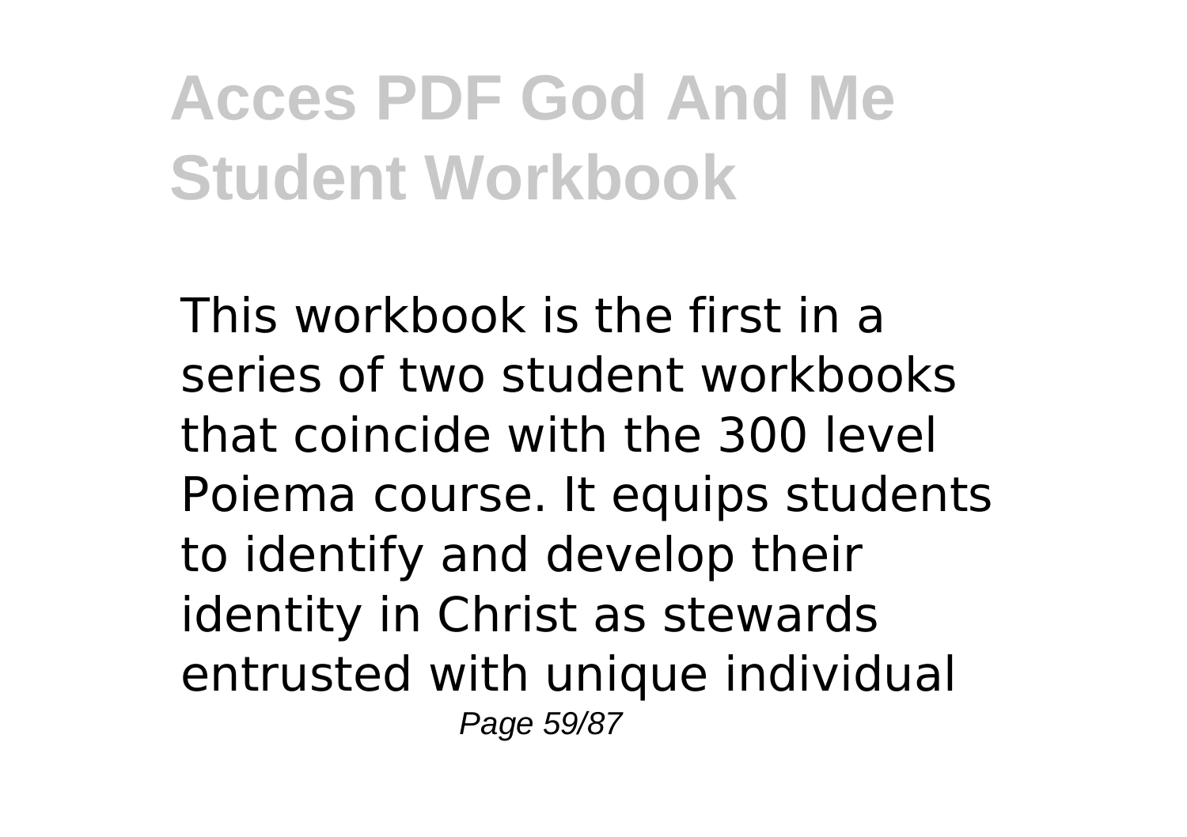This workbook is the first in a series of two student workbooks that coincide with the 300 level Poiema course. It equips students to identify and develop their identity in Christ as stewards entrusted with unique individual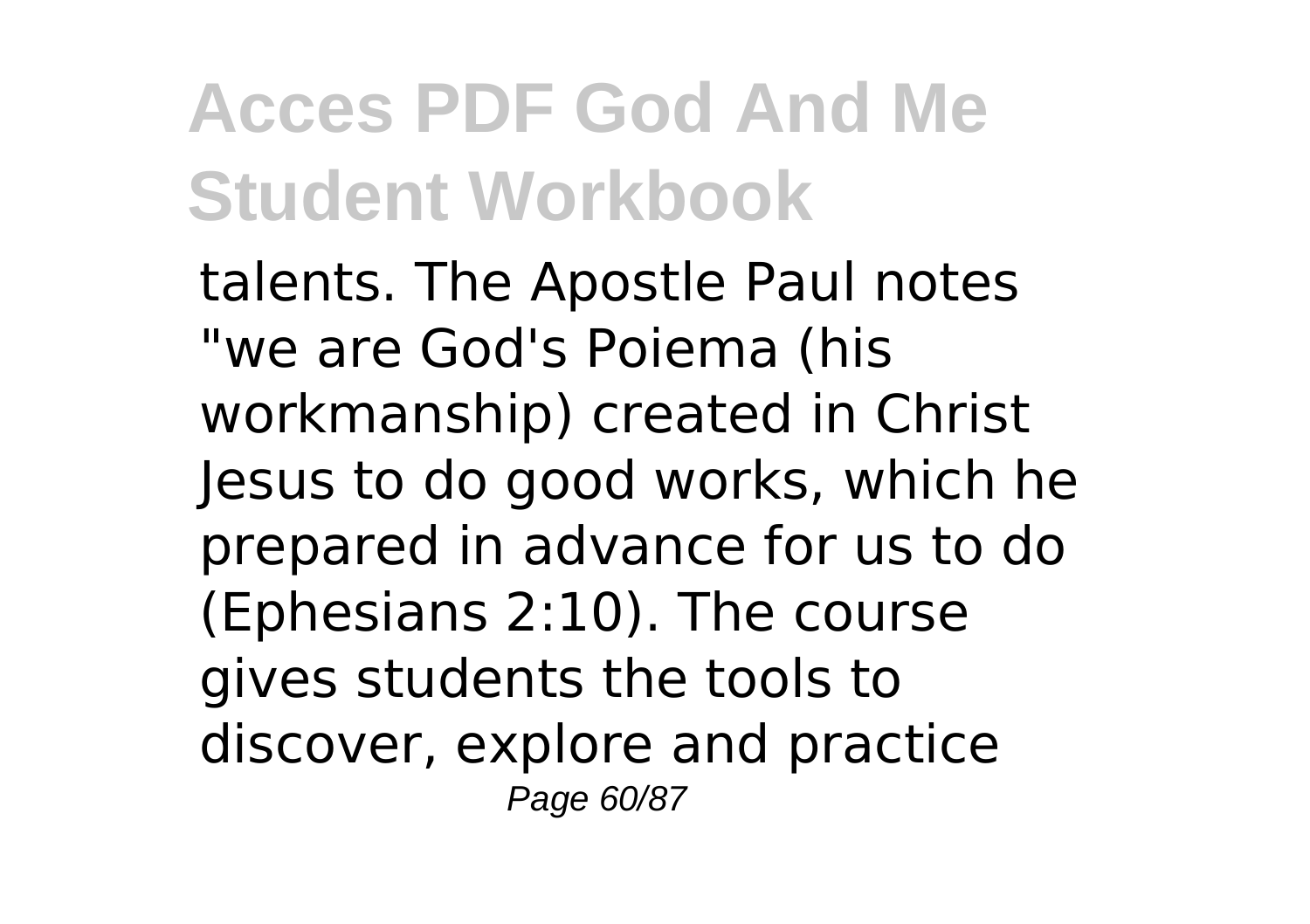talents. The Apostle Paul notes "we are God's Poiema (his workmanship) created in Christ Jesus to do good works, which he prepared in advance for us to do (Ephesians 2:10). The course gives students the tools to discover, explore and practice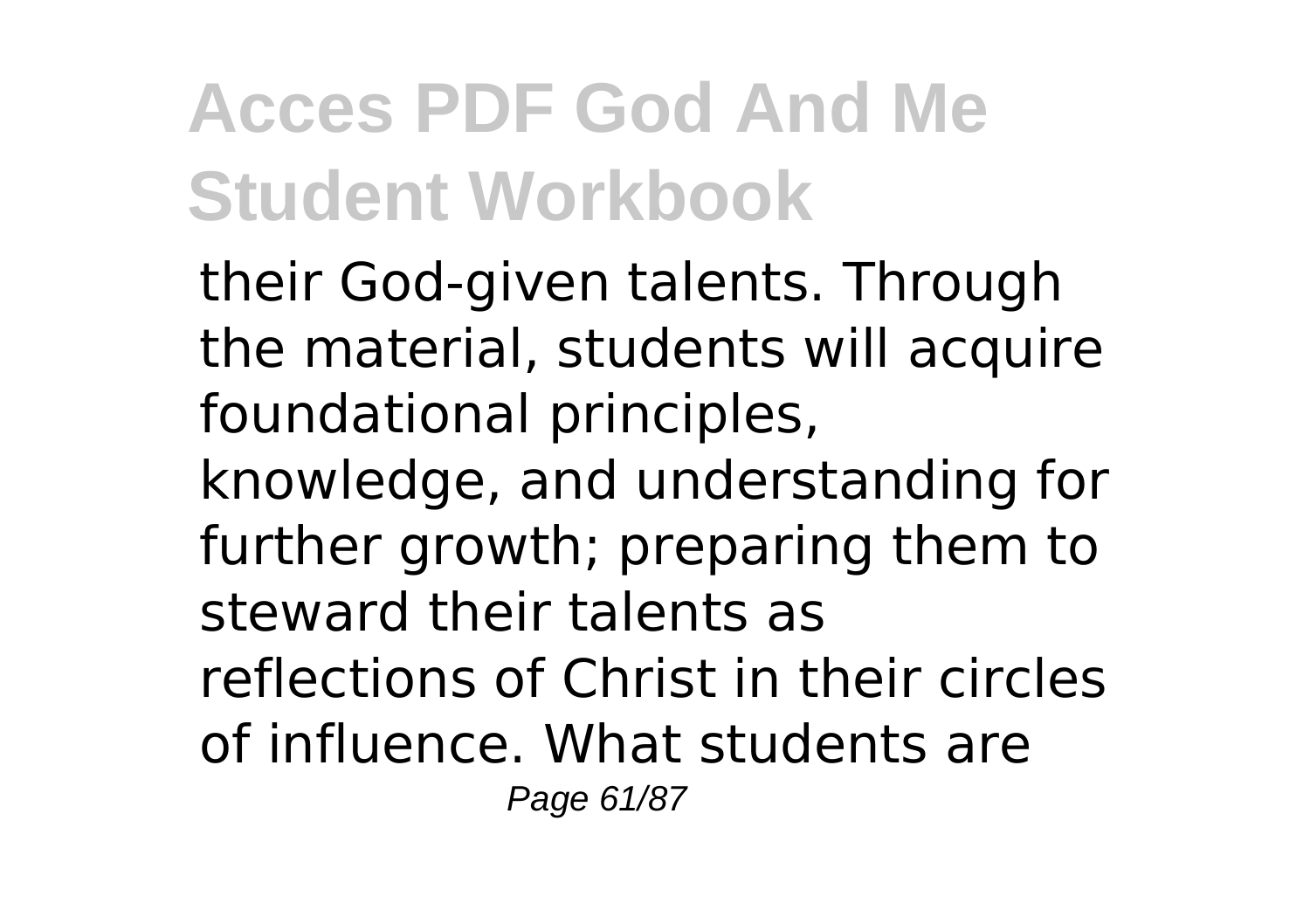their God-given talents. Through the material, students will acquire foundational principles, knowledge, and understanding for further growth; preparing them to steward their talents as reflections of Christ in their circles of influence. What students are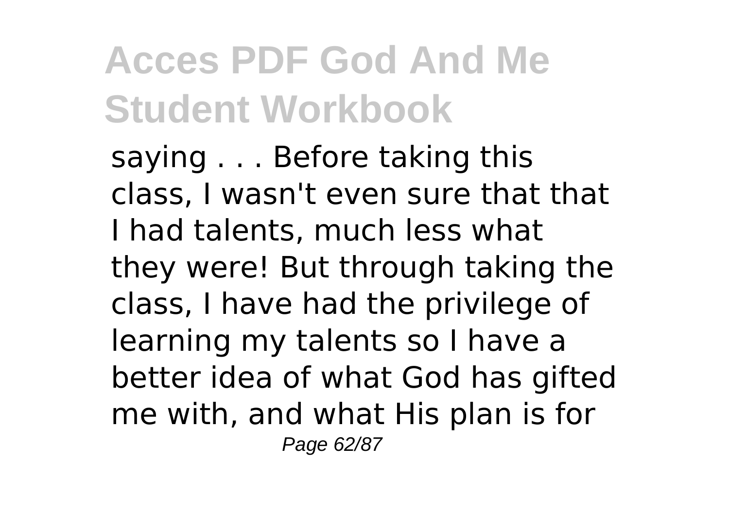saying . . . Before taking this class, I wasn't even sure that that I had talents, much less what they were! But through taking the class, I have had the privilege of learning my talents so I have a better idea of what God has gifted me with, and what His plan is for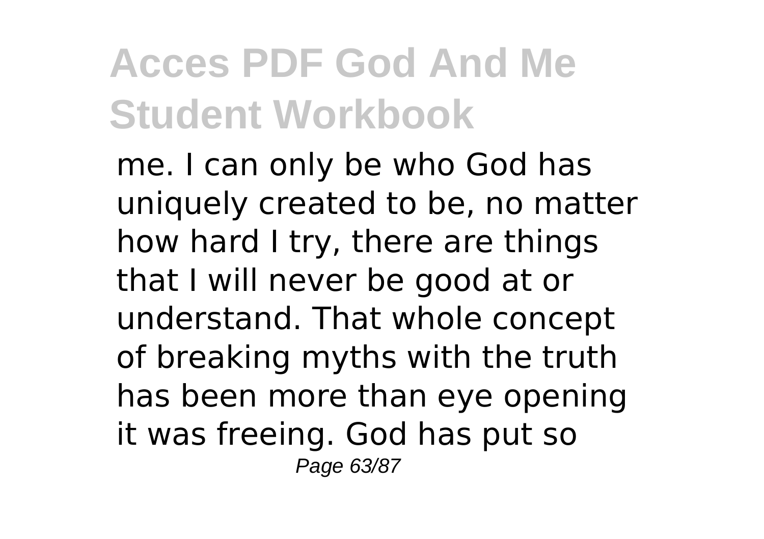me. I can only be who God has uniquely created to be, no matter how hard I try, there are things that I will never be good at or understand. That whole concept of breaking myths with the truth has been more than eye opening it was freeing. God has put so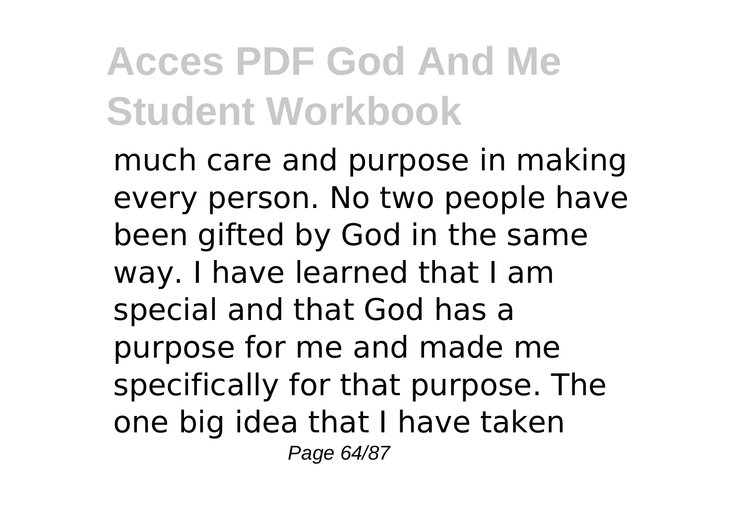much care and purpose in making every person. No two people have been gifted by God in the same way. I have learned that I am special and that God has a purpose for me and made me specifically for that purpose. The one big idea that I have taken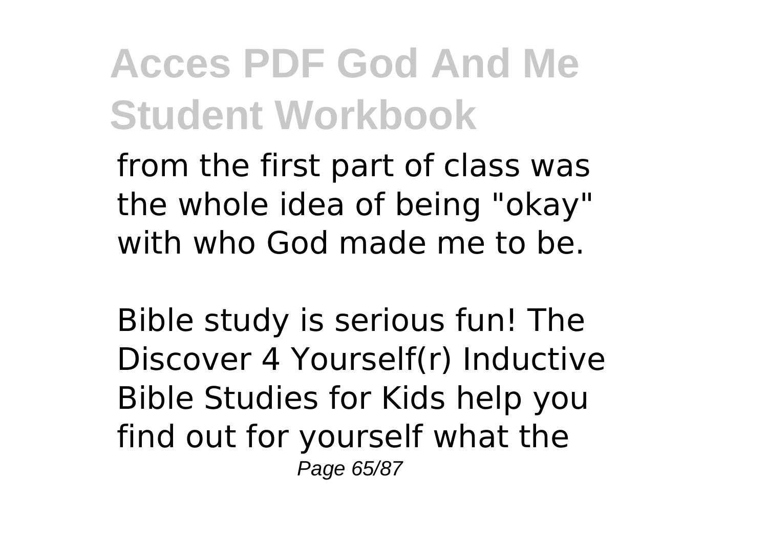from the first part of class was the whole idea of being "okay" with who God made me to be.

Bible study is serious fun! The Discover 4 Yourself(r) Inductive Bible Studies for Kids help you find out for yourself what the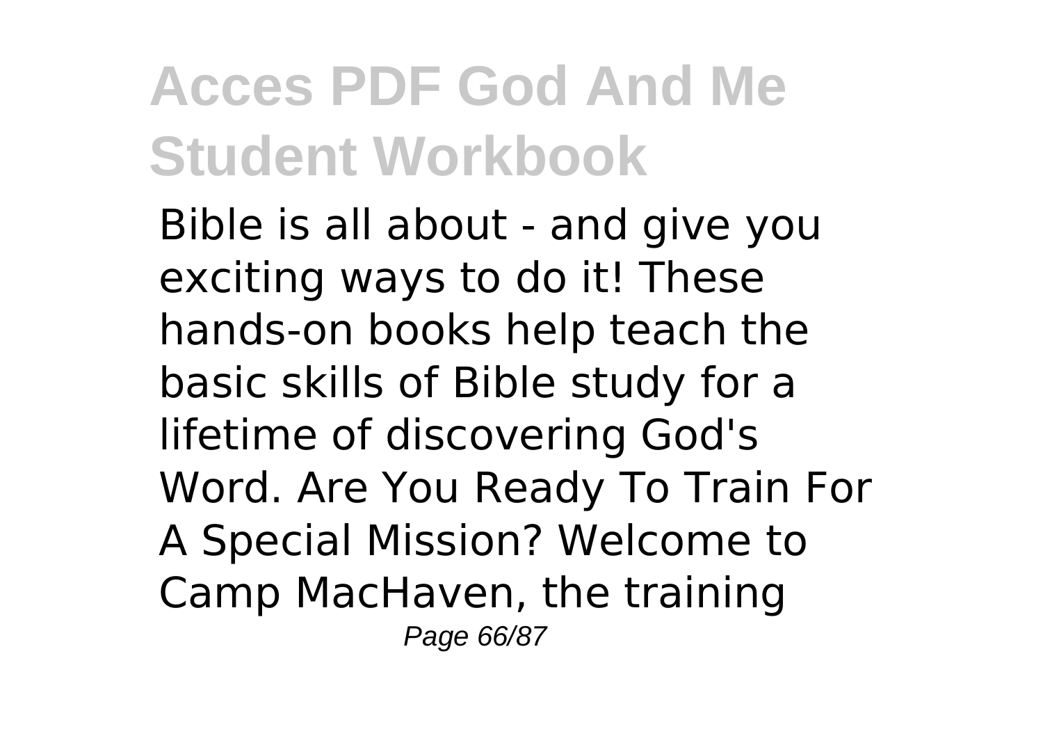Bible is all about - and give you exciting ways to do it! These hands-on books help teach the basic skills of Bible study for a lifetime of discovering God's Word. Are You Ready To Train For A Special Mission? Welcome to Camp MacHaven, the training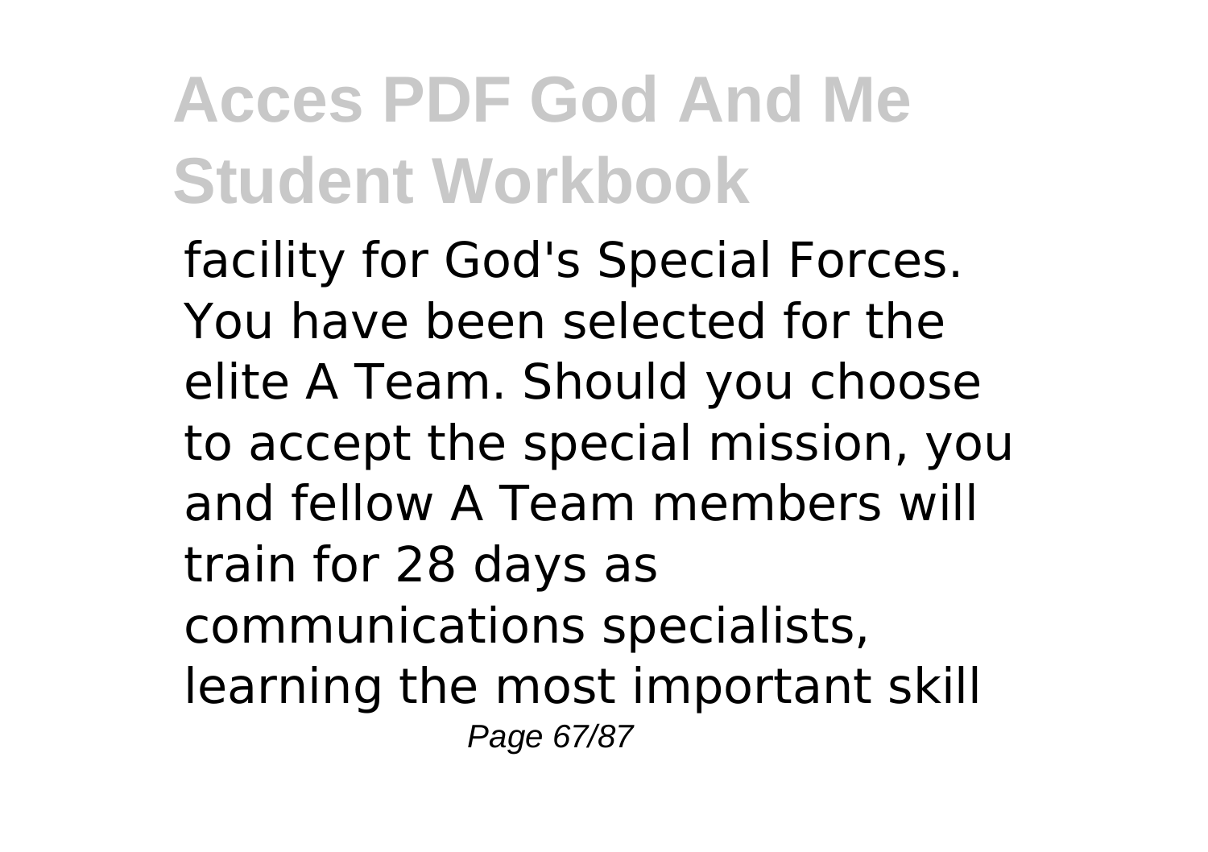facility for God's Special Forces. You have been selected for the elite A Team. Should you choose to accept the special mission, you and fellow A Team members will train for 28 days as communications specialists, learning the most important skill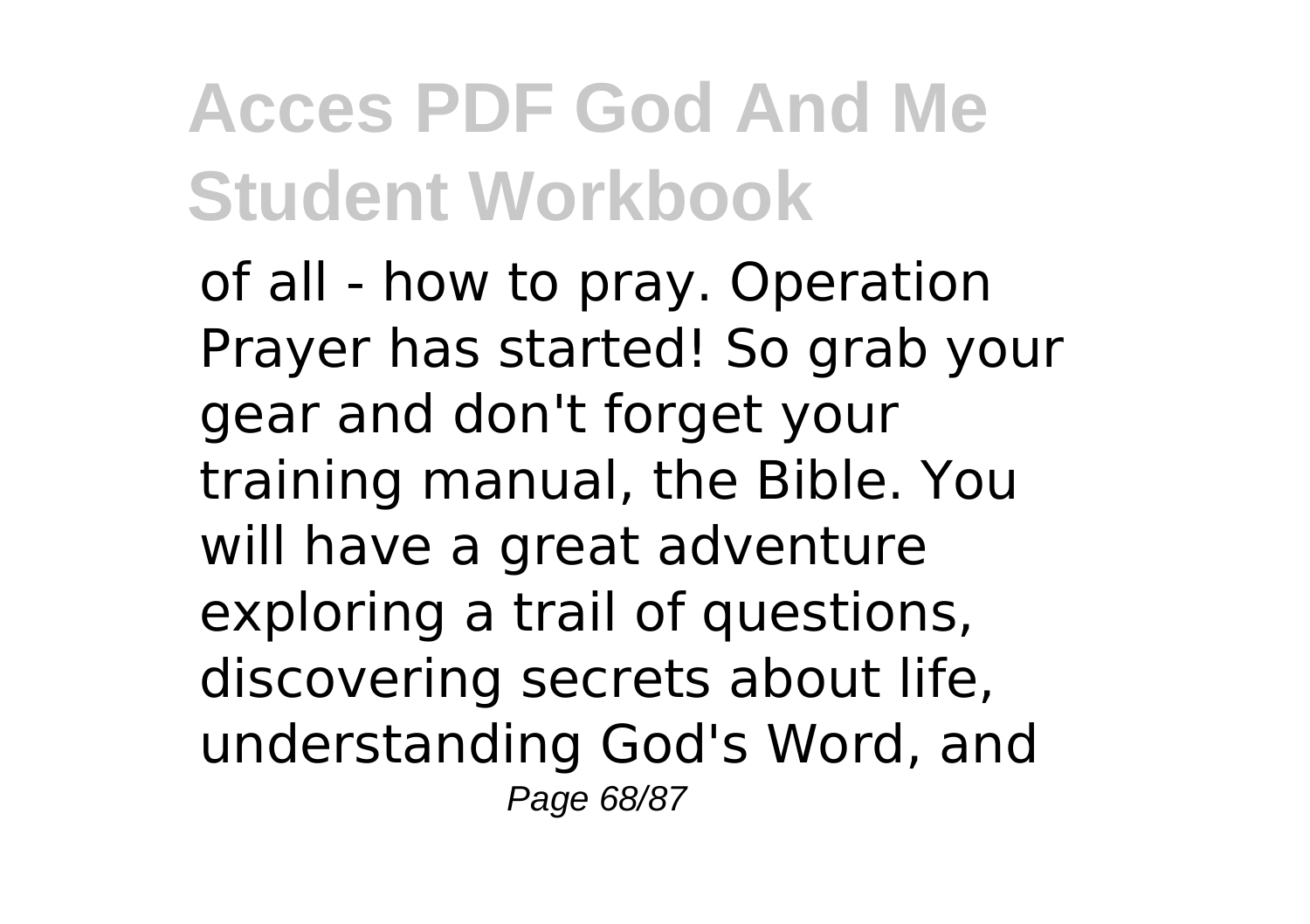of all - how to pray. Operation Prayer has started! So grab your gear and don't forget your training manual, the Bible. You will have a great adventure exploring a trail of questions, discovering secrets about life, understanding God's Word, and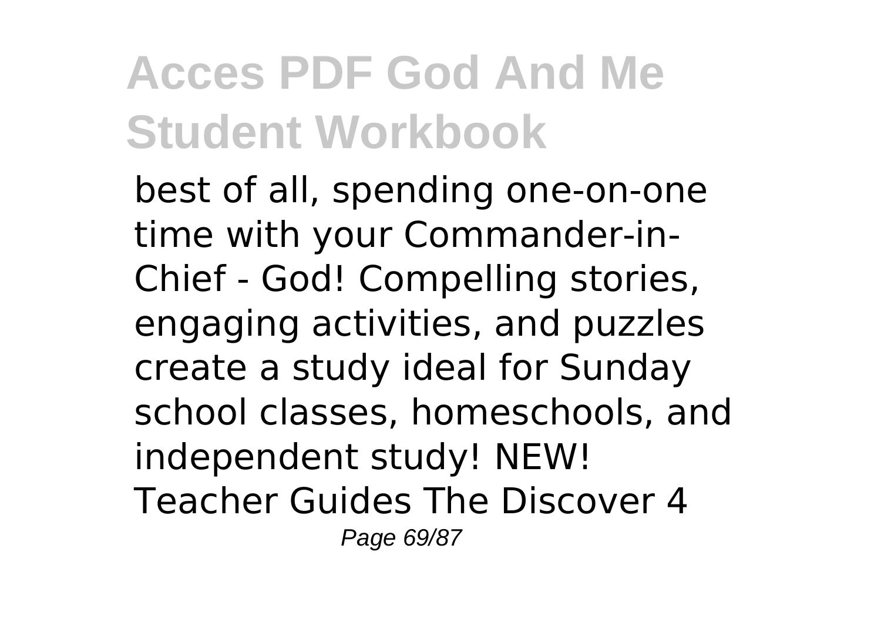best of all, spending one-on-one time with your Commander-in-Chief - God! Compelling stories, engaging activities, and puzzles create a study ideal for Sunday school classes, homeschools, and independent study! NEW! Teacher Guides The Discover 4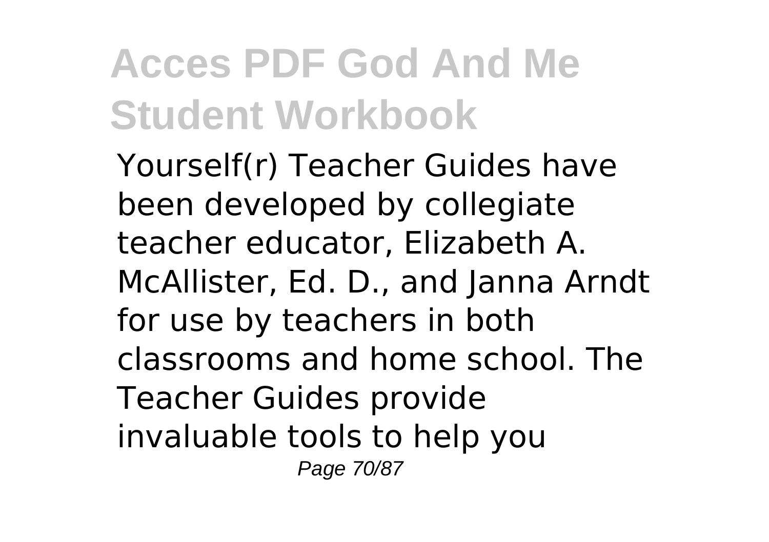Yourself(r) Teacher Guides have been developed by collegiate teacher educator, Elizabeth A. McAllister, Ed. D., and Janna Arndt for use by teachers in both classrooms and home school. The Teacher Guides provide invaluable tools to help you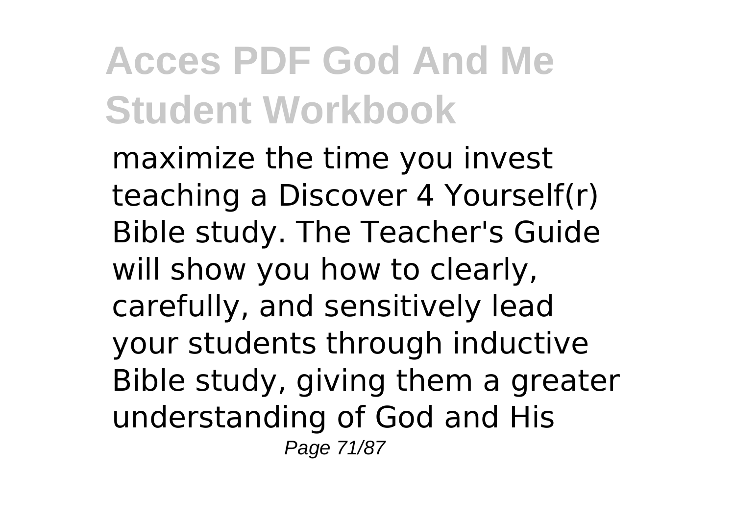maximize the time you invest teaching a Discover 4 Yourself(r) Bible study. The Teacher's Guide will show you how to clearly, carefully, and sensitively lead your students through inductive Bible study, giving them a greater understanding of God and His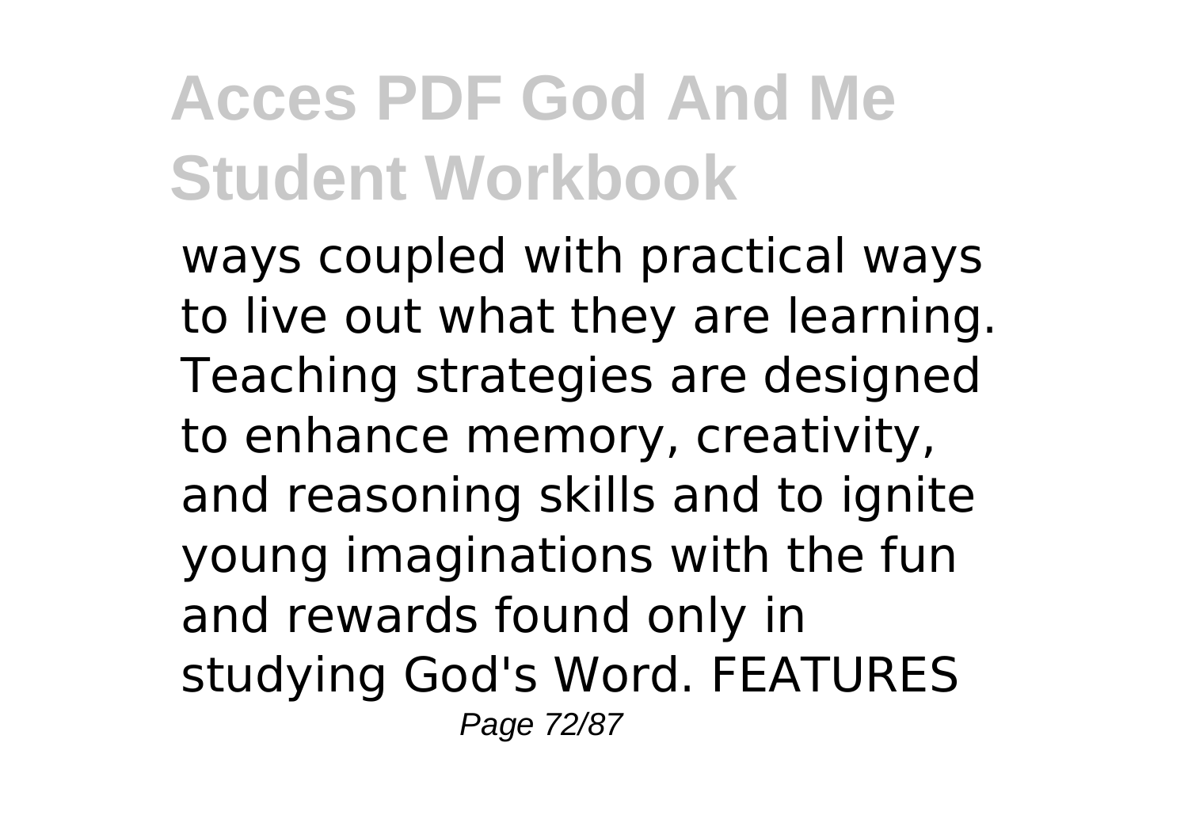ways coupled with practical ways to live out what they are learning. Teaching strategies are designed to enhance memory, creativity, and reasoning skills and to ignite young imaginations with the fun and rewards found only in studying God's Word. FEATURES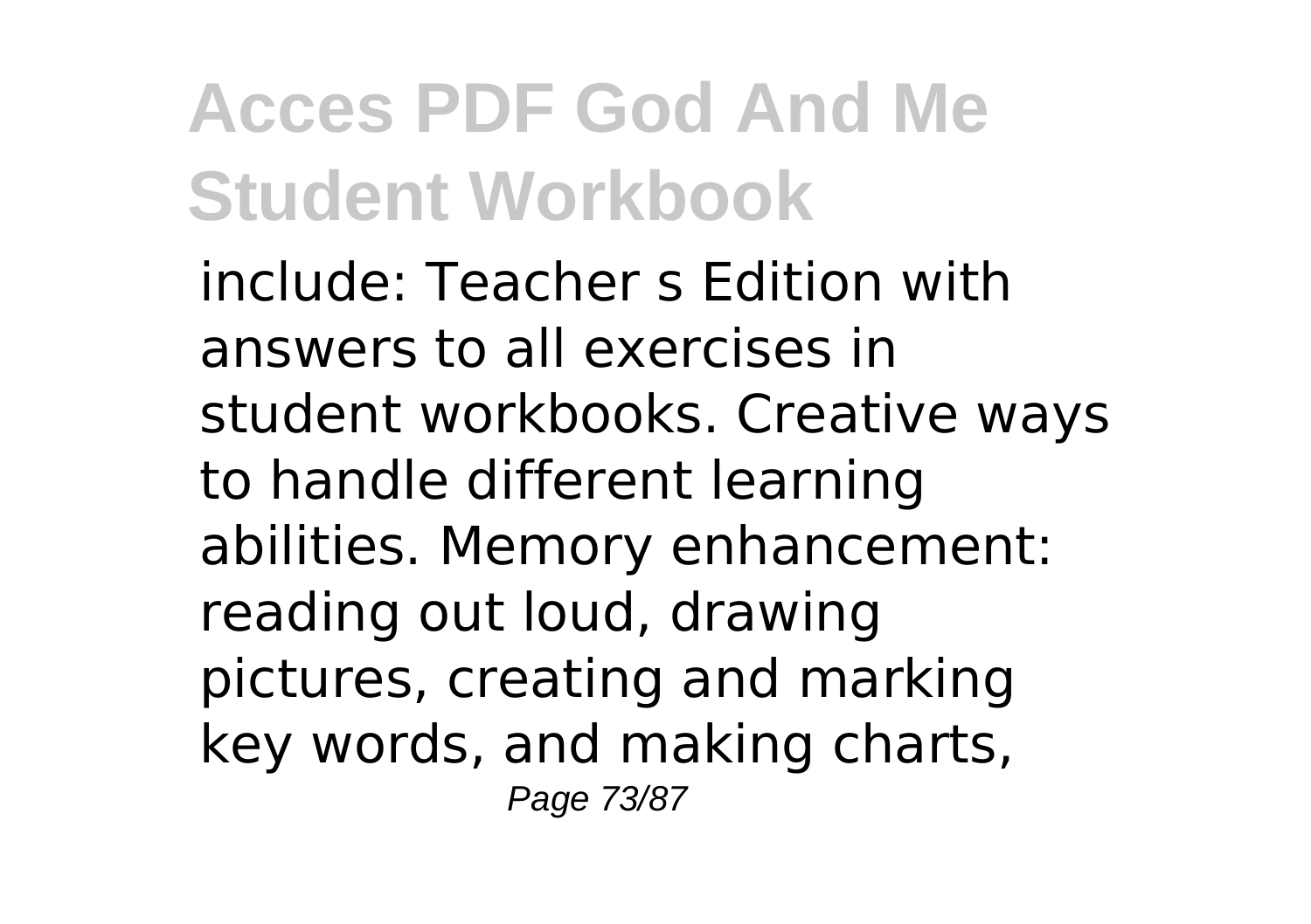include: Teacher s Edition with answers to all exercises in student workbooks. Creative ways to handle different learning abilities. Memory enhancement: reading out loud, drawing pictures, creating and marking key words, and making charts,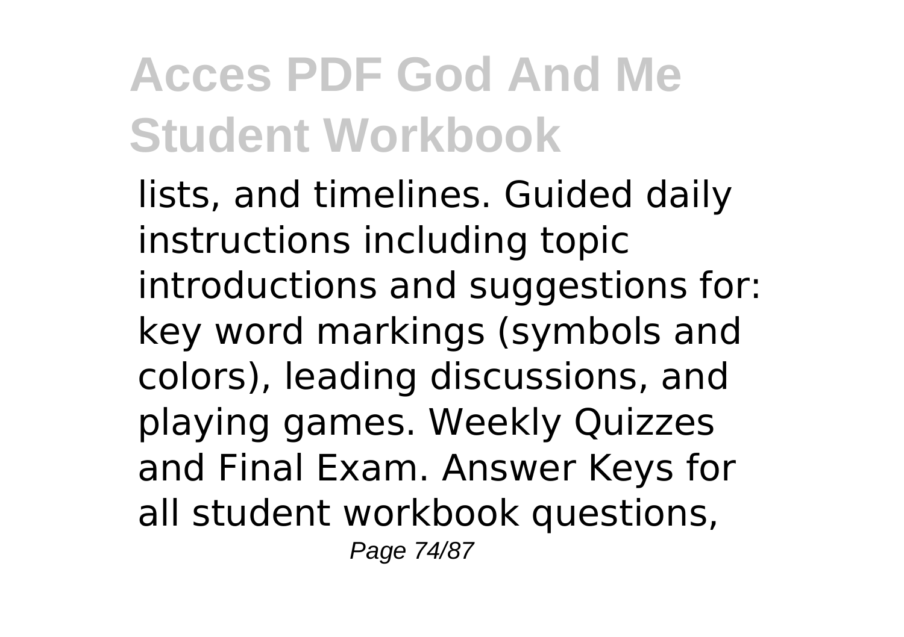lists, and timelines. Guided daily instructions including topic introductions and suggestions for: key word markings (symbols and colors), leading discussions, and playing games. Weekly Quizzes and Final Exam. Answer Keys for all student workbook questions,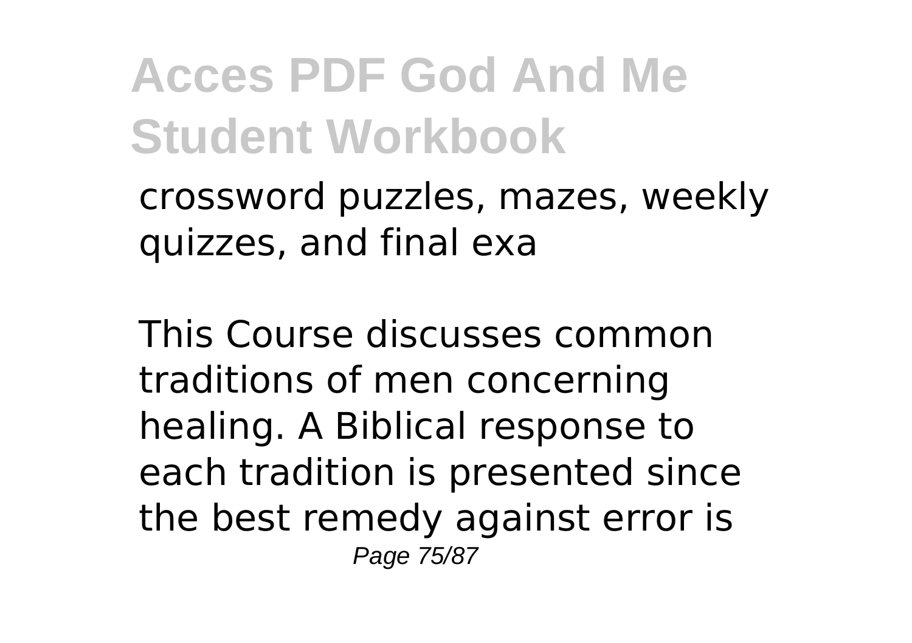crossword puzzles, mazes, weekly quizzes, and final exa

This Course discusses common traditions of men concerning healing. A Biblical response to each tradition is presented since the best remedy against error is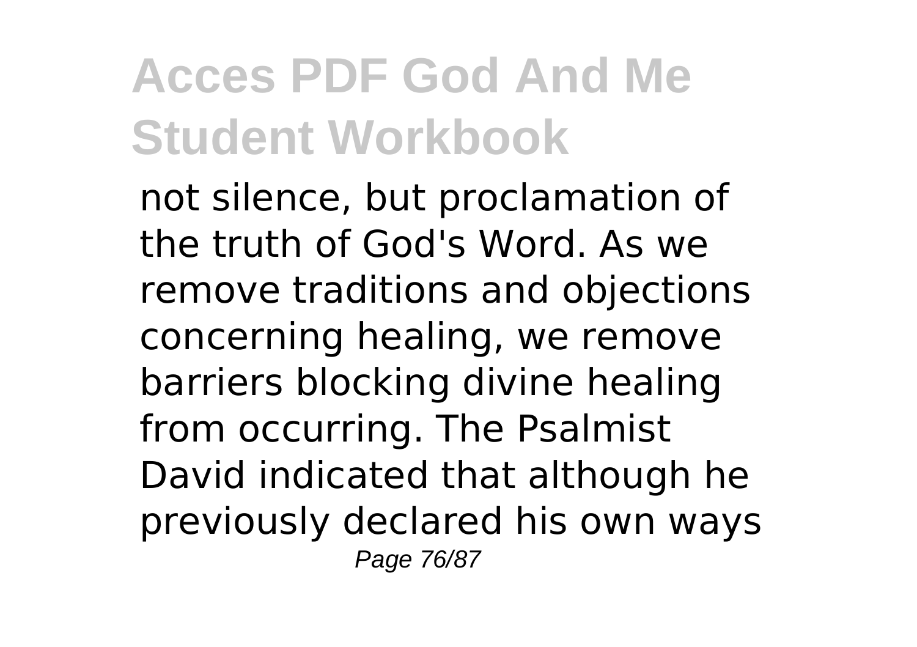not silence, but proclamation of the truth of God's Word. As we remove traditions and objections concerning healing, we remove barriers blocking divine healing from occurring. The Psalmist David indicated that although he previously declared his own ways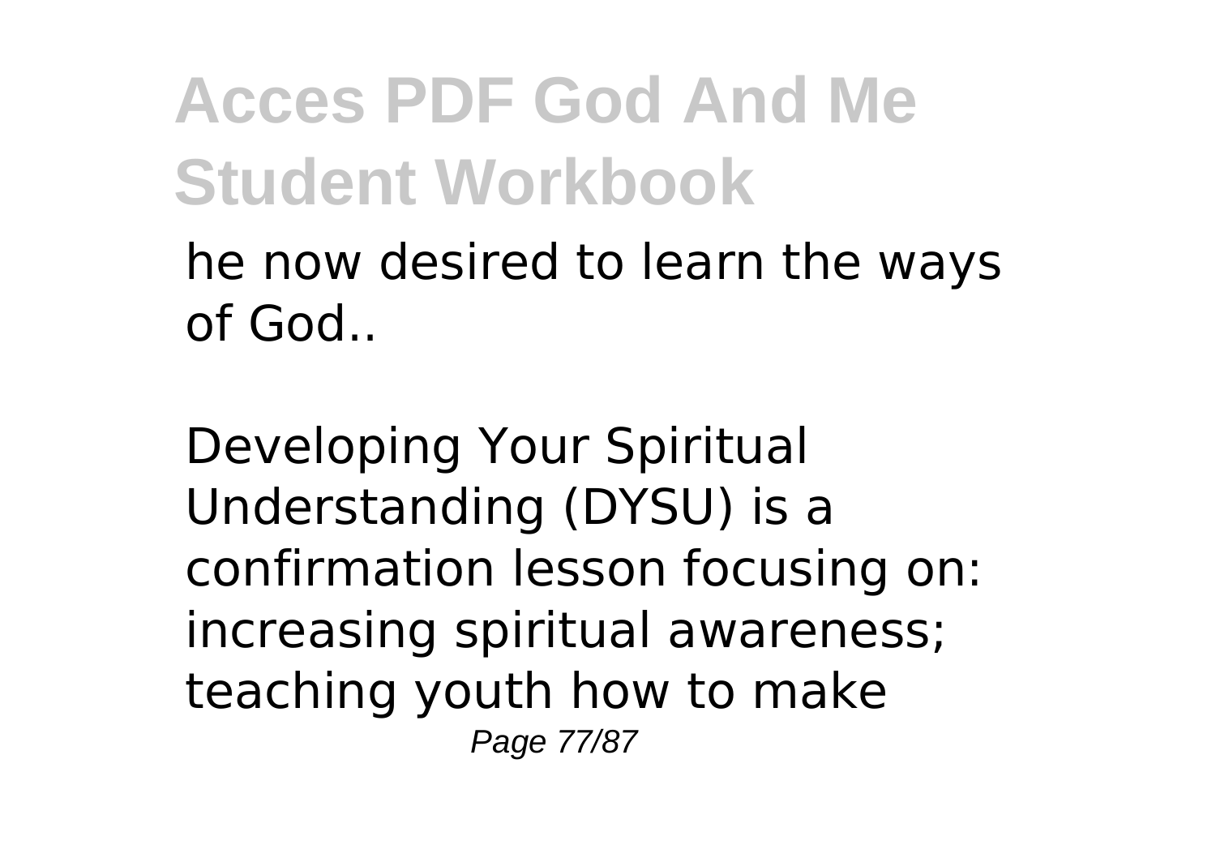he now desired to learn the ways of God..

Developing Your Spiritual Understanding (DYSU) is a confirmation lesson focusing on: increasing spiritual awareness; teaching youth how to make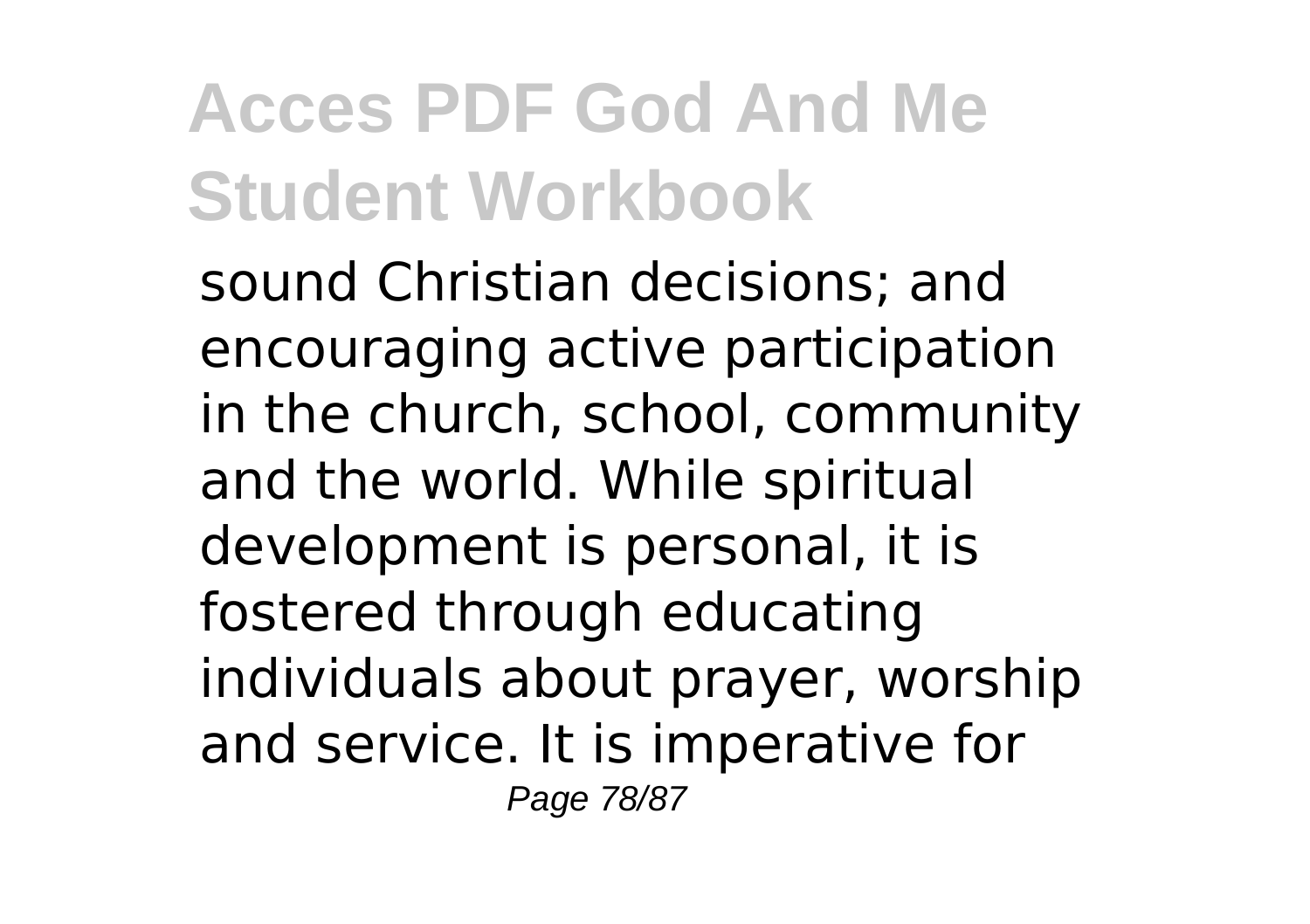sound Christian decisions; and encouraging active participation in the church, school, community and the world. While spiritual development is personal, it is fostered through educating individuals about prayer, worship and service. It is imperative for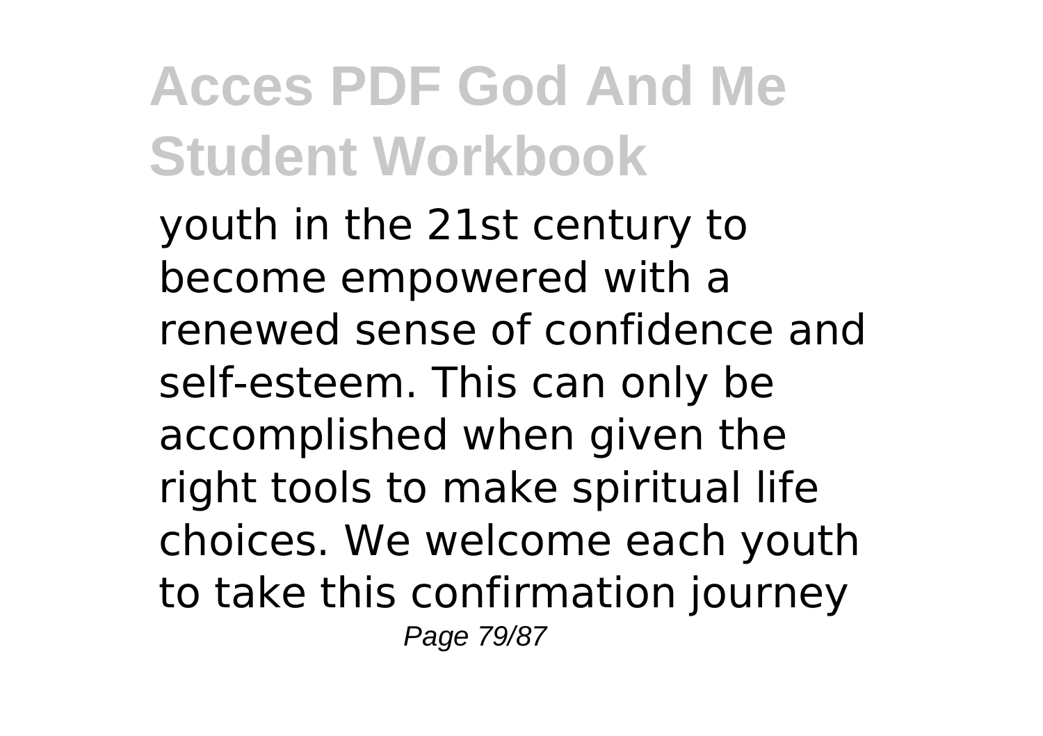youth in the 21st century to become empowered with a renewed sense of confidence and self-esteem. This can only be accomplished when given the right tools to make spiritual life choices. We welcome each youth to take this confirmation journey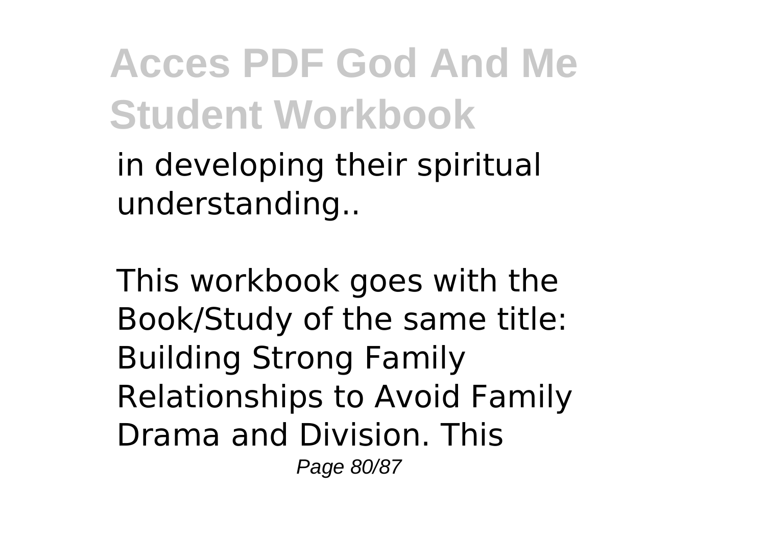in developing their spiritual understanding..

This workbook goes with the Book/Study of the same title: Building Strong Family Relationships to Avoid Family Drama and Division. This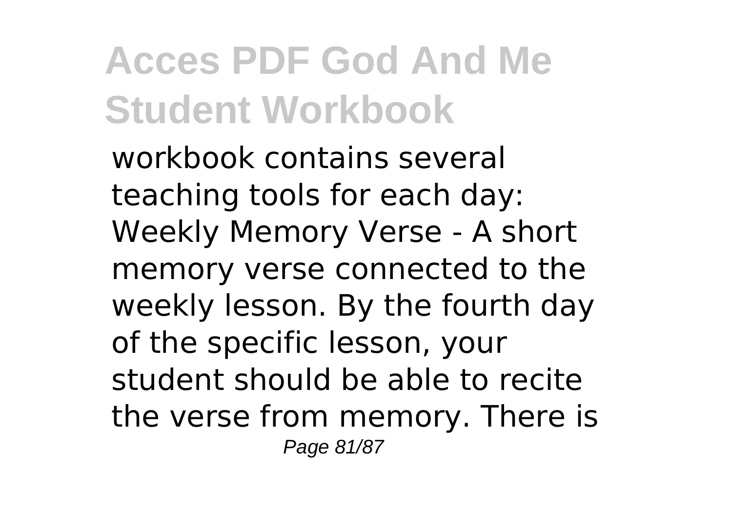workbook contains several teaching tools for each day: Weekly Memory Verse - A short memory verse connected to the weekly lesson. By the fourth day of the specific lesson, your student should be able to recite the verse from memory. There is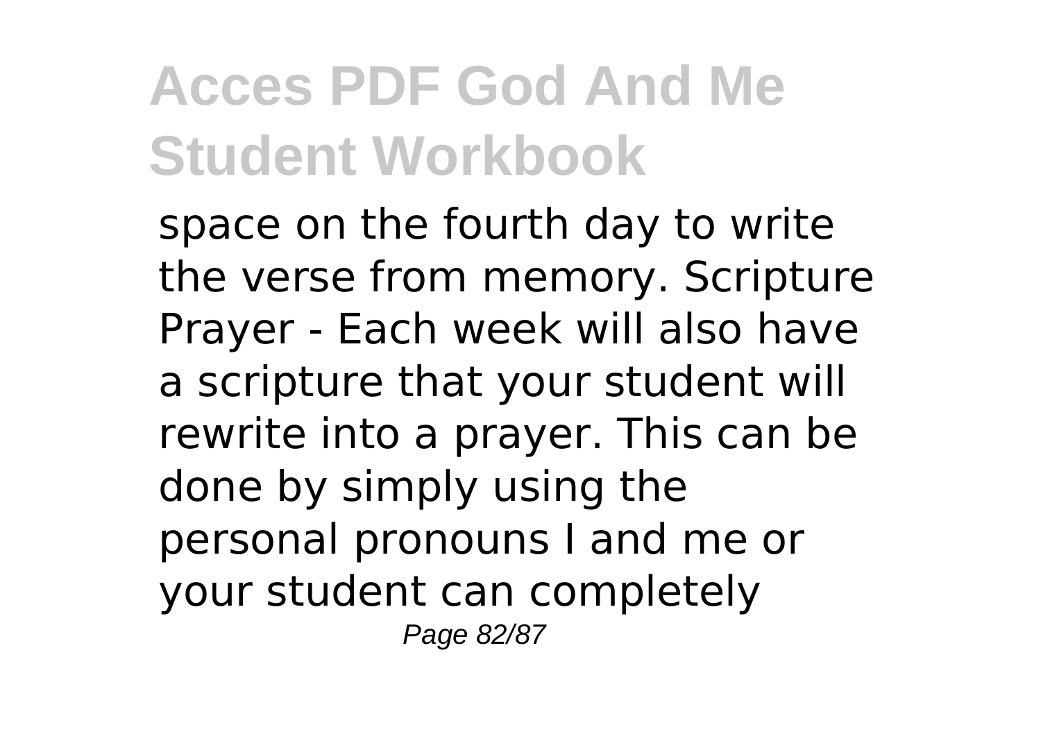space on the fourth day to write the verse from memory. Scripture Prayer - Each week will also have a scripture that your student will rewrite into a prayer. This can be done by simply using the personal pronouns I and me or your student can completely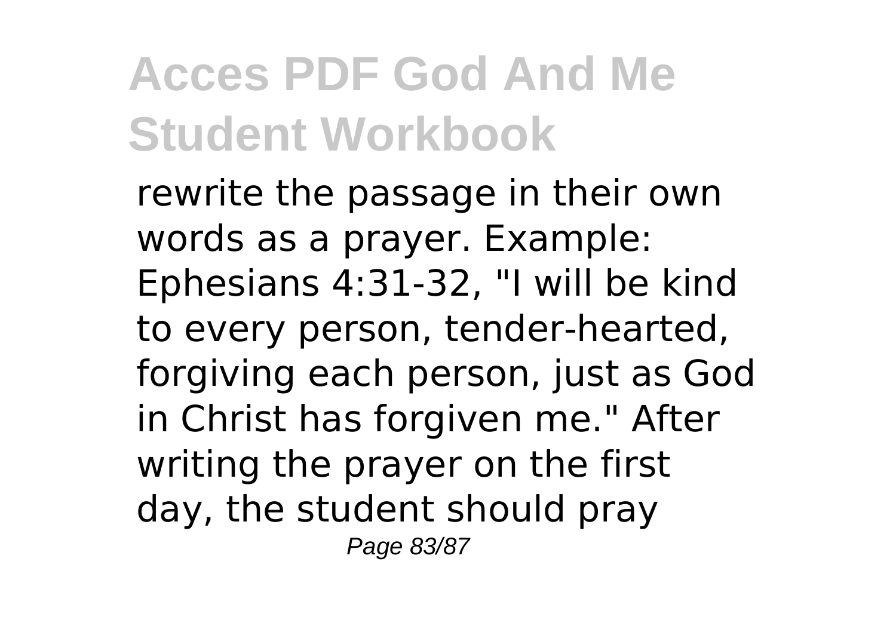rewrite the passage in their own words as a prayer. Example: Ephesians 4:31-32, "I will be kind to every person, tender-hearted, forgiving each person, just as God in Christ has forgiven me." After writing the prayer on the first day, the student should pray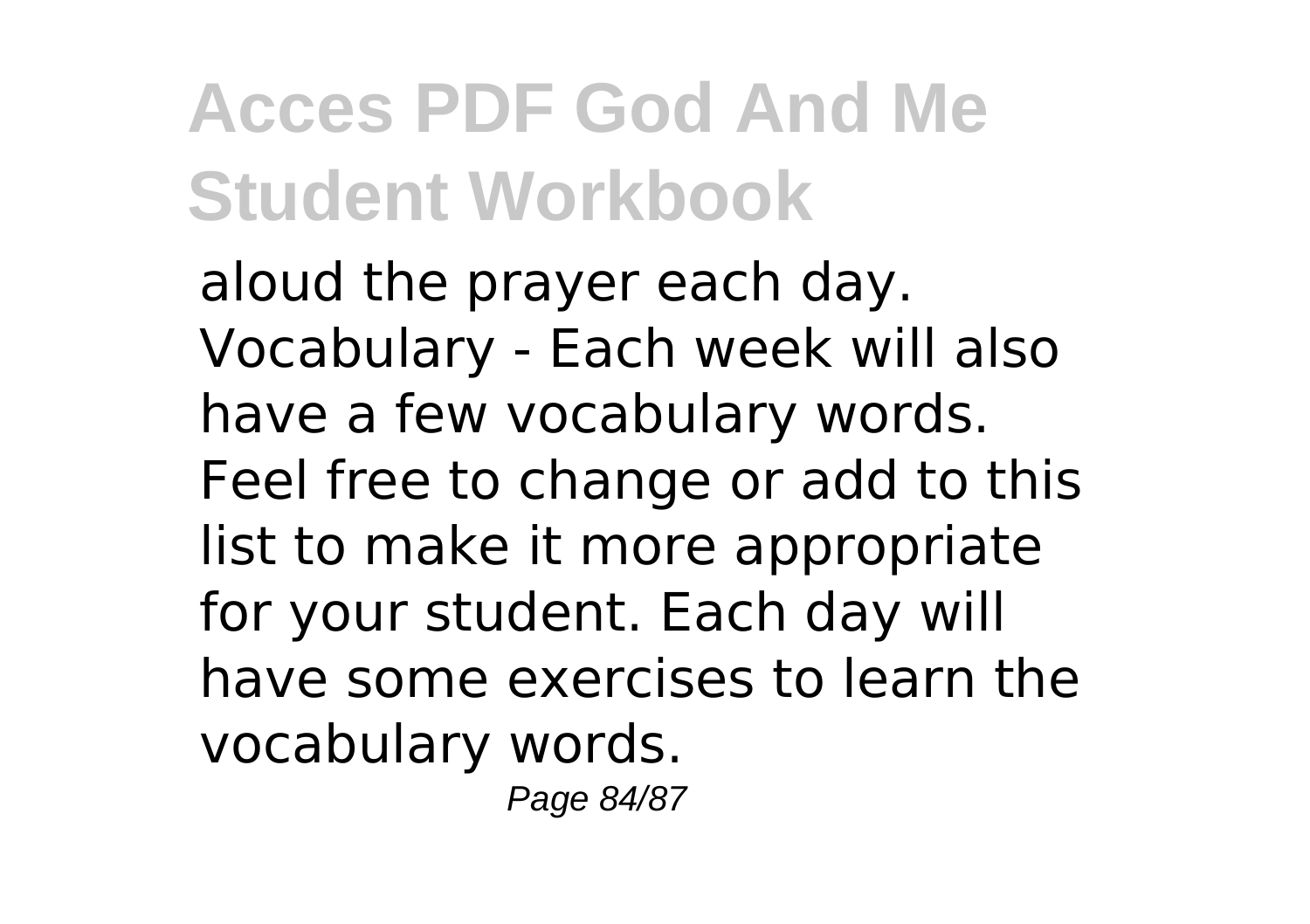aloud the prayer each day. Vocabulary - Each week will also have a few vocabulary words. Feel free to change or add to this list to make it more appropriate for your student. Each day will have some exercises to learn the vocabulary words.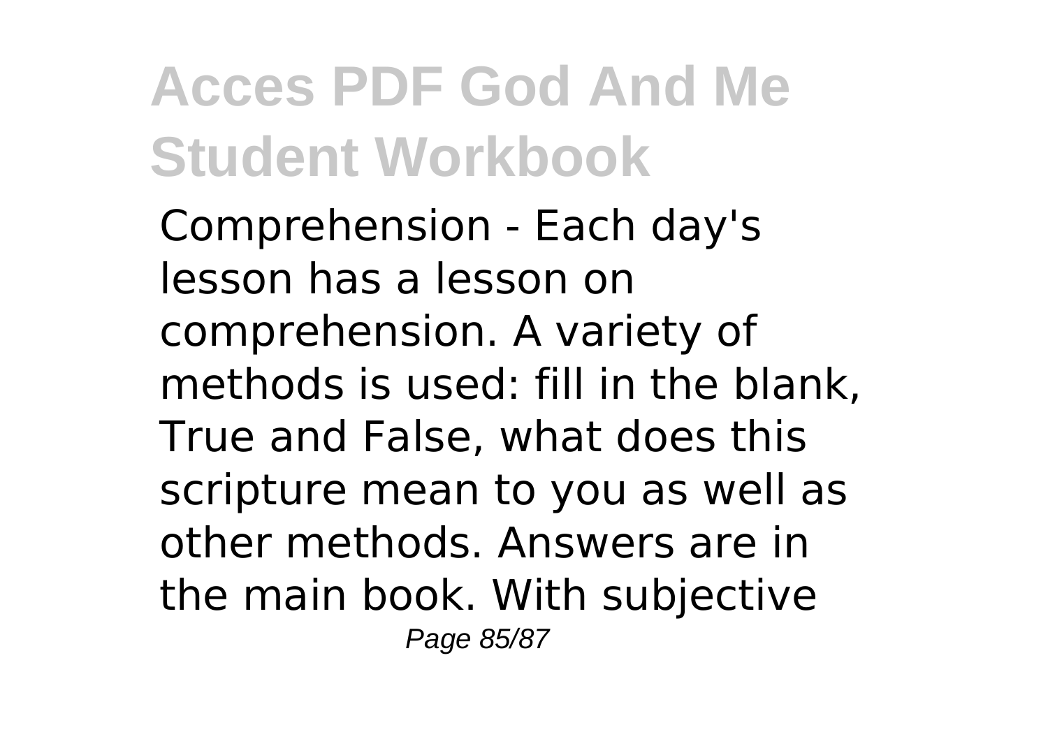Comprehension - Each day's lesson has a lesson on comprehension. A variety of methods is used: fill in the blank, True and False, what does this scripture mean to you as well as other methods. Answers are in the main book. With subjective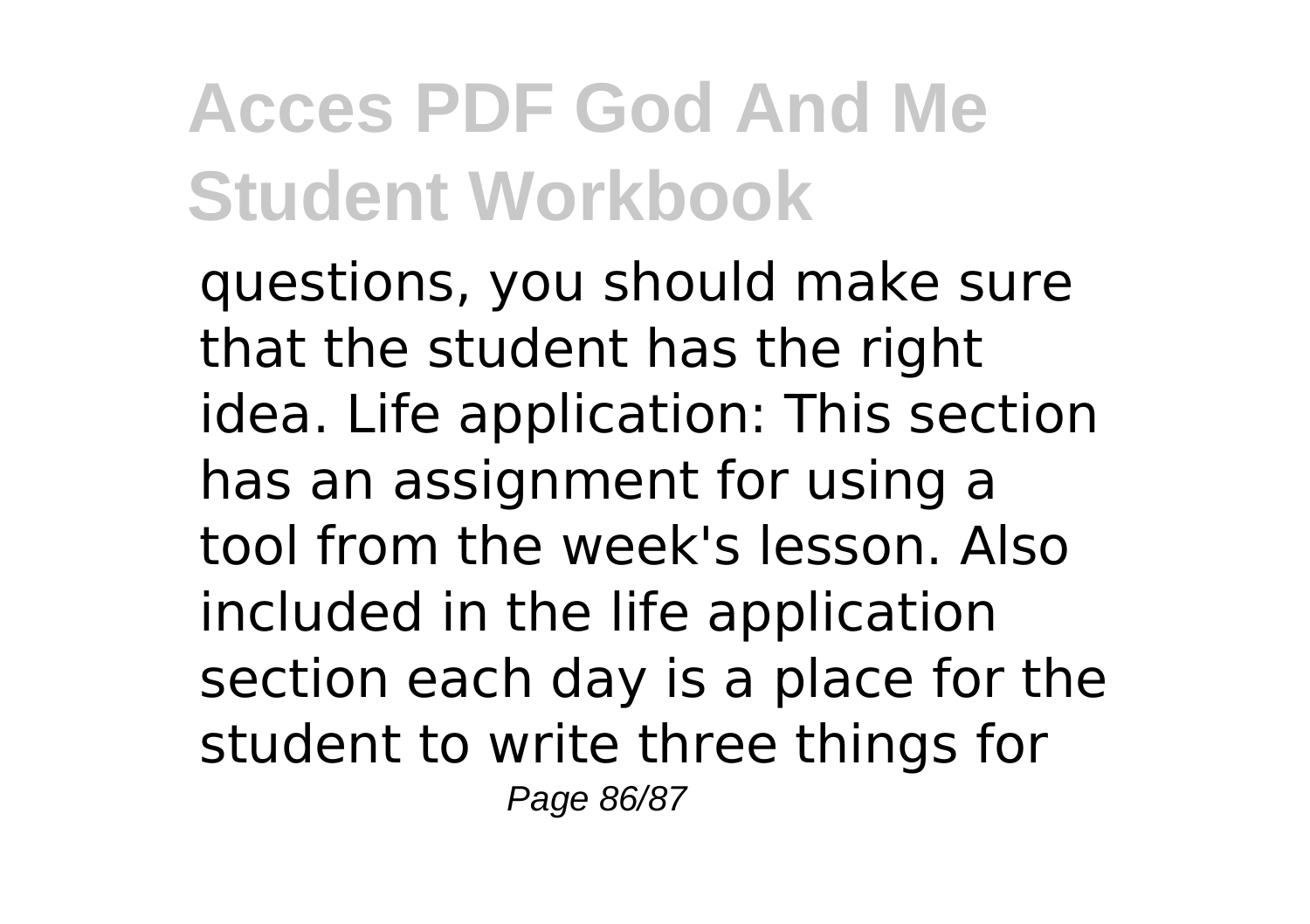questions, you should make sure that the student has the right idea. Life application: This section has an assignment for using a tool from the week's lesson. Also included in the life application section each day is a place for the student to write three things for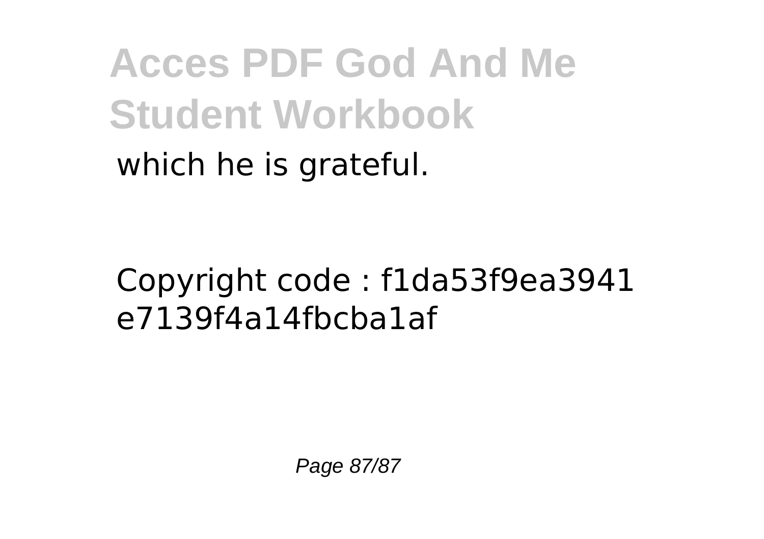which he is grateful.

Copyright code : f1da53f9ea3941e7139f4a14fbcba1af